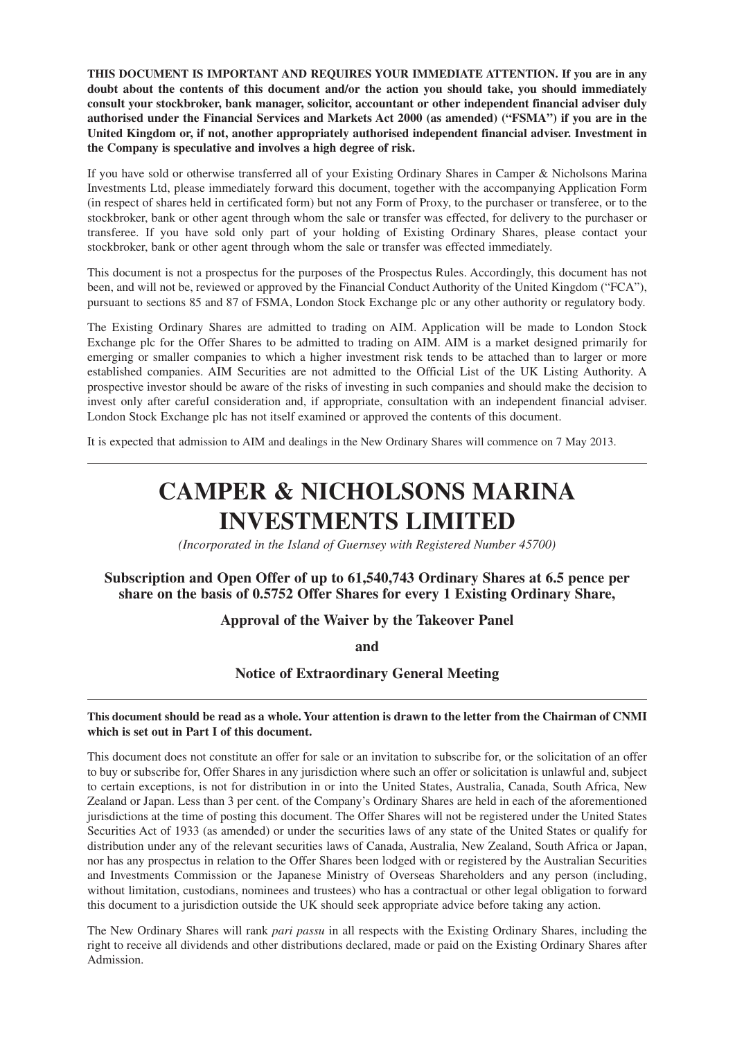**THIS DOCUMENT IS IMPORTANT AND REQUIRES YOUR IMMEDIATE ATTENTION. If you are in any doubt about the contents of this document and/or the action you should take, you should immediately consult your stockbroker, bank manager, solicitor, accountant or other independent financial adviser duly authorised under the Financial Services and Markets Act 2000 (as amended) ("FSMA") if you are in the United Kingdom or, if not, another appropriately authorised independent financial adviser. Investment in the Company is speculative and involves a high degree of risk.**

If you have sold or otherwise transferred all of your Existing Ordinary Shares in Camper & Nicholsons Marina Investments Ltd, please immediately forward this document, together with the accompanying Application Form (in respect of shares held in certificated form) but not any Form of Proxy, to the purchaser or transferee, or to the stockbroker, bank or other agent through whom the sale or transfer was effected, for delivery to the purchaser or transferee. If you have sold only part of your holding of Existing Ordinary Shares, please contact your stockbroker, bank or other agent through whom the sale or transfer was effected immediately.

This document is not a prospectus for the purposes of the Prospectus Rules. Accordingly, this document has not been, and will not be, reviewed or approved by the Financial Conduct Authority of the United Kingdom ("FCA"), pursuant to sections 85 and 87 of FSMA, London Stock Exchange plc or any other authority or regulatory body.

The Existing Ordinary Shares are admitted to trading on AIM. Application will be made to London Stock Exchange plc for the Offer Shares to be admitted to trading on AIM. AIM is a market designed primarily for emerging or smaller companies to which a higher investment risk tends to be attached than to larger or more established companies. AIM Securities are not admitted to the Official List of the UK Listing Authority. A prospective investor should be aware of the risks of investing in such companies and should make the decision to invest only after careful consideration and, if appropriate, consultation with an independent financial adviser. London Stock Exchange plc has not itself examined or approved the contents of this document.

It is expected that admission to AIM and dealings in the New Ordinary Shares will commence on 7 May 2013.

---

# CAMPER & NICHOLSONS MARINA INVESTMENTS LIMITED

*(Incorporated in the Island of Guernsey with Registered Number 45700)*

### Subscription and Open Offer of up to 61,540,743 Ordinary Shares at 6.5 pence per share on the basis of 0.5752 Offer Shares for every 1 Existing Ordinary Share,

### Approval of the Waiver by the Takeover Panel

### and

### Notice of Extraordinary General Meeting

---

**This document should be read as a whole. Your attention is drawn to the letter from the Chairman of CNMI which is set out in Part I of this document.**

This document does not constitute an offer for sale or an invitation to subscribe for, or the solicitation of an offer to buy or subscribe for, Offer Shares in any jurisdiction where such an offer or solicitation is unlawful and, subject to certain exceptions, is not for distribution in or into the United States, Australia, Canada, South Africa, New Zealand or Japan. Less than 3 per cent. of the Company's Ordinary Shares are held in each of the aforementioned jurisdictions at the time of posting this document. The Offer Shares will not be registered under the United States Securities Act of 1933 (as amended) or under the securities laws of any state of the United States or qualify for distribution under any of the relevant securities laws of Canada, Australia, New Zealand, South Africa or Japan, nor has any prospectus in relation to the Offer Shares been lodged with or registered by the Australian Securities and Investments Commission or the Japanese Ministry of Overseas Shareholders and any person (including, without limitation, custodians, nominees and trustees) who has a contractual or other legal obligation to forward this document to a jurisdiction outside the UK should seek appropriate advice before taking any action.

The New Ordinary Shares will rank *pari passu* in all respects with the Existing Ordinary Shares, including the right to receive all dividends and other distributions declared, made or paid on the Existing Ordinary Shares after Admission.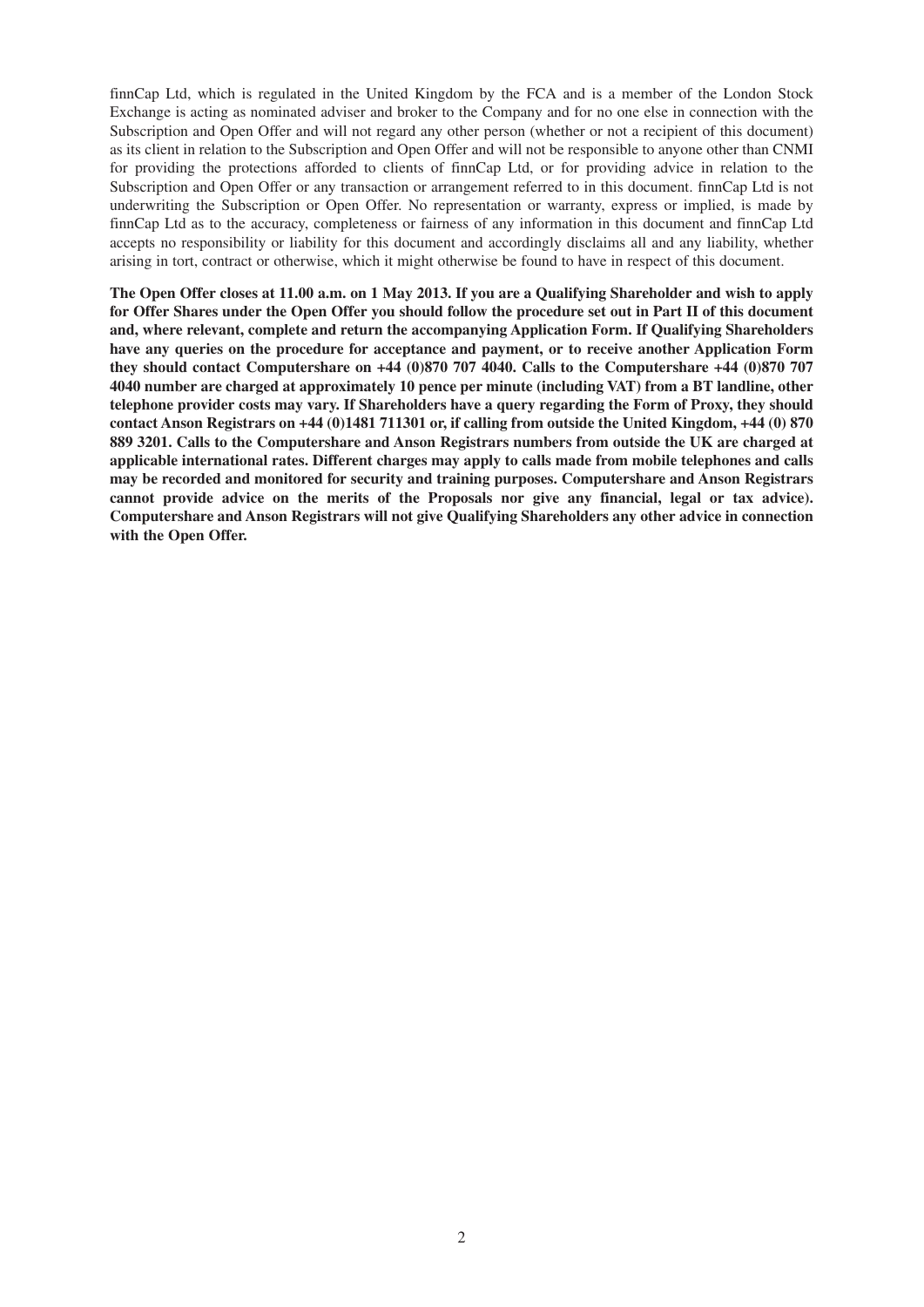finnCap Ltd, which is regulated in the United Kingdom by the FCA and is a member of the London Stock Exchange is acting as nominated adviser and broker to the Company and for no one else in connection with the Subscription and Open Offer and will not regard any other person (whether or not a recipient of this document) as its client in relation to the Subscription and Open Offer and will not be responsible to anyone other than CNMI for providing the protections afforded to clients of finnCap Ltd, or for providing advice in relation to the Subscription and Open Offer or any transaction or arrangement referred to in this document. finnCap Ltd is not underwriting the Subscription or Open Offer. No representation or warranty, express or implied, is made by finnCap Ltd as to the accuracy, completeness or fairness of any information in this document and finnCap Ltd accepts no responsibility or liability for this document and accordingly disclaims all and any liability, whether arising in tort, contract or otherwise, which it might otherwise be found to have in respect of this document.

**The Open Offer closes at 11.00 a.m. on 1 May 2013. If you are a Qualifying Shareholder and wish to apply for Offer Shares under the Open Offer you should follow the procedure set out in Part II of this document and, where relevant, complete and return the accompanying Application Form. If Qualifying Shareholders have any queries on the procedure for acceptance and payment, or to receive another Application Form they should contact Computershare on +44 (0)870 707 4040. Calls to the Computershare +44 (0)870 707 4040 number are charged at approximately 10 pence per minute (including VAT) from a BT landline, other telephone provider costs may vary. If Shareholders have a query regarding the Form of Proxy, they should contact Anson Registrars on +44 (0)1481 711301 or, if calling from outside the United Kingdom, +44 (0) 870 889 3201. Calls to the Computershare and Anson Registrars numbers from outside the UK are charged at applicable international rates. Different charges may apply to calls made from mobile telephones and calls may be recorded and monitored for security and training purposes. Computershare and Anson Registrars cannot provide advice on the merits of the Proposals nor give any financial, legal or tax advice). Computershare and Anson Registrars will not give Qualifying Shareholders any other advice in connection with the Open Offer.**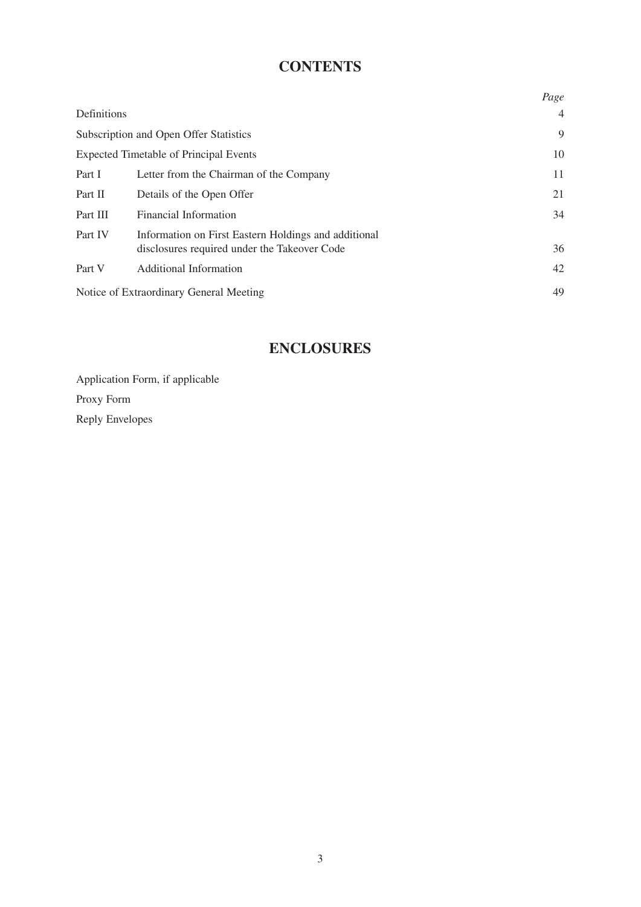# CONTENTS

| | | *Page* |
|---|---|---|
| Definitions | | 4 |
| Subscription and Open Offer Statistics | | 9 |
| Expected Timetable of Principal Events | | 10 |
| Part I | Letter from the Chairman of the Company | 11 |
| Part II | Details of the Open Offer | 21 |
| Part III | Financial Information | 34 |
| Part IV | Information on First Eastern Holdings and additional disclosures required under the Takeover Code | 36 |
| Part V | Additional Information | 42 |
| Notice of Extraordinary General Meeting | | 49 |

# ENCLOSURES

Application Form, if applicable

Proxy Form

Reply Envelopes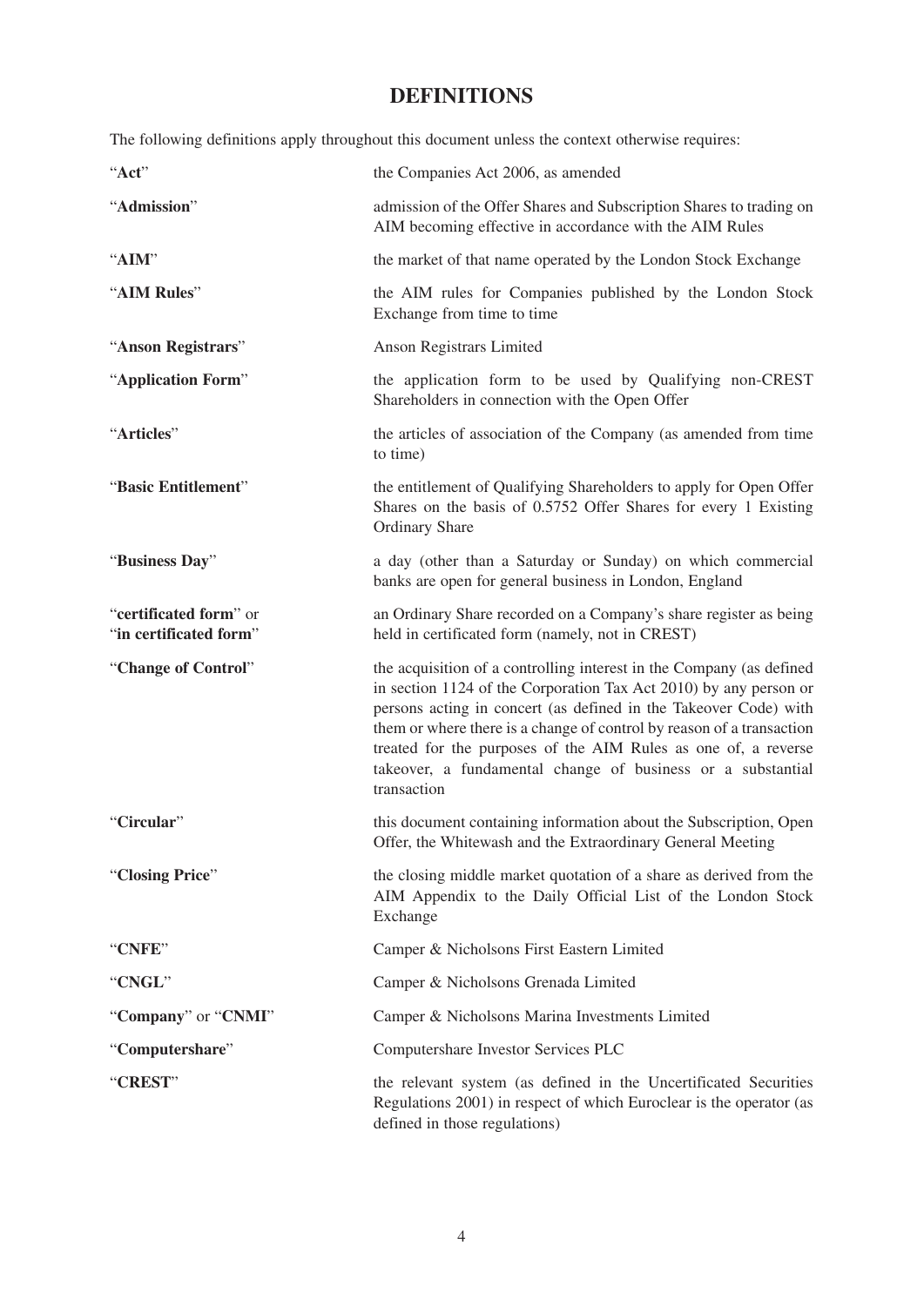# DEFINITIONS

The following definitions apply throughout this document unless the context otherwise requires:

| | |
|---|---|
| "**Act**" | the Companies Act 2006, as amended |
| "**Admission**" | admission of the Offer Shares and Subscription Shares to trading on AIM becoming effective in accordance with the AIM Rules |
| "**AIM**" | the market of that name operated by the London Stock Exchange |
| "**AIM Rules**" | the AIM rules for Companies published by the London Stock Exchange from time to time |
| "**Anson Registrars**" | Anson Registrars Limited |
| "**Application Form**" | the application form to be used by Qualifying non-CREST Shareholders in connection with the Open Offer |
| "**Articles**" | the articles of association of the Company (as amended from time to time) |
| "**Basic Entitlement**" | the entitlement of Qualifying Shareholders to apply for Open Offer Shares on the basis of 0.5752 Offer Shares for every 1 Existing Ordinary Share |
| "**Business Day**" | a day (other than a Saturday or Sunday) on which commercial banks are open for general business in London, England |
| "**certificated form**" or "**in certificated form**" | an Ordinary Share recorded on a Company's share register as being held in certificated form (namely, not in CREST) |
| "**Change of Control**" | the acquisition of a controlling interest in the Company (as defined in section 1124 of the Corporation Tax Act 2010) by any person or persons acting in concert (as defined in the Takeover Code) with them or where there is a change of control by reason of a transaction treated for the purposes of the AIM Rules as one of, a reverse takeover, a fundamental change of business or a substantial transaction |
| "**Circular**" | this document containing information about the Subscription, Open Offer, the Whitewash and the Extraordinary General Meeting |
| "**Closing Price**" | the closing middle market quotation of a share as derived from the AIM Appendix to the Daily Official List of the London Stock Exchange |
| "**CNFE**" | Camper & Nicholsons First Eastern Limited |
| "**CNGL**" | Camper & Nicholsons Grenada Limited |
| "**Company**" or "**CNMI**" | Camper & Nicholsons Marina Investments Limited |
| "**Computershare**" | Computershare Investor Services PLC |
| "**CREST**" | the relevant system (as defined in the Uncertificated Securities Regulations 2001) in respect of which Euroclear is the operator (as defined in those regulations) |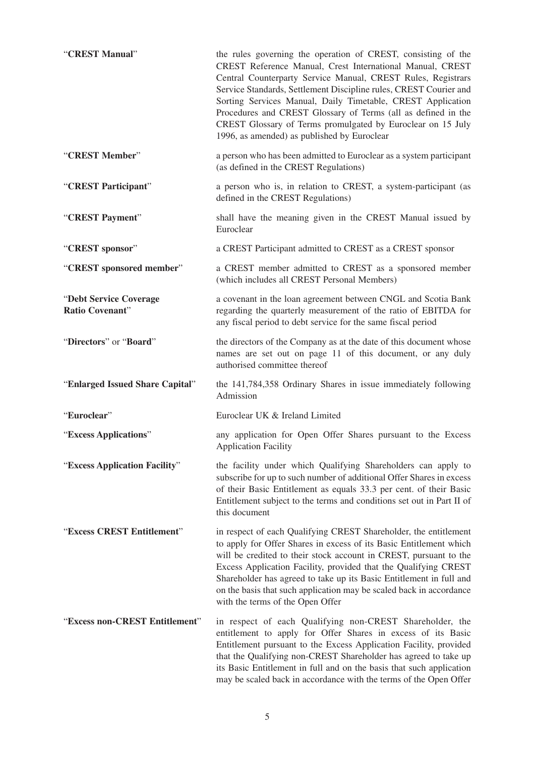| | |
|---|---|
| "**CREST Manual**" | the rules governing the operation of CREST, consisting of the CREST Reference Manual, Crest International Manual, CREST Central Counterparty Service Manual, CREST Rules, Registrars Service Standards, Settlement Discipline rules, CREST Courier and Sorting Services Manual, Daily Timetable, CREST Application Procedures and CREST Glossary of Terms (all as defined in the CREST Glossary of Terms promulgated by Euroclear on 15 July 1996, as amended) as published by Euroclear |
| "**CREST Member**" | a person who has been admitted to Euroclear as a system participant (as defined in the CREST Regulations) |
| "**CREST Participant**" | a person who is, in relation to CREST, a system-participant (as defined in the CREST Regulations) |
| "**CREST Payment**" | shall have the meaning given in the CREST Manual issued by Euroclear |
| "**CREST sponsor**" | a CREST Participant admitted to CREST as a CREST sponsor |
| "**CREST sponsored member**" | a CREST member admitted to CREST as a sponsored member (which includes all CREST Personal Members) |
| "**Debt Service Coverage Ratio Covenant**" | a covenant in the loan agreement between CNGL and Scotia Bank regarding the quarterly measurement of the ratio of EBITDA for any fiscal period to debt service for the same fiscal period |
| "**Directors**" or "**Board**" | the directors of the Company as at the date of this document whose names are set out on page 11 of this document, or any duly authorised committee thereof |
| "**Enlarged Issued Share Capital**" | the 141,784,358 Ordinary Shares in issue immediately following Admission |
| "**Euroclear**" | Euroclear UK & Ireland Limited |
| "**Excess Applications**" | any application for Open Offer Shares pursuant to the Excess Application Facility |
| "**Excess Application Facility**" | the facility under which Qualifying Shareholders can apply to subscribe for up to such number of additional Offer Shares in excess of their Basic Entitlement as equals 33.3 per cent. of their Basic Entitlement subject to the terms and conditions set out in Part II of this document |
| "**Excess CREST Entitlement**" | in respect of each Qualifying CREST Shareholder, the entitlement to apply for Offer Shares in excess of its Basic Entitlement which will be credited to their stock account in CREST, pursuant to the Excess Application Facility, provided that the Qualifying CREST Shareholder has agreed to take up its Basic Entitlement in full and on the basis that such application may be scaled back in accordance with the terms of the Open Offer |
| "**Excess non-CREST Entitlement**" | in respect of each Qualifying non-CREST Shareholder, the entitlement to apply for Offer Shares in excess of its Basic Entitlement pursuant to the Excess Application Facility, provided that the Qualifying non-CREST Shareholder has agreed to take up its Basic Entitlement in full and on the basis that such application may be scaled back in accordance with the terms of the Open Offer |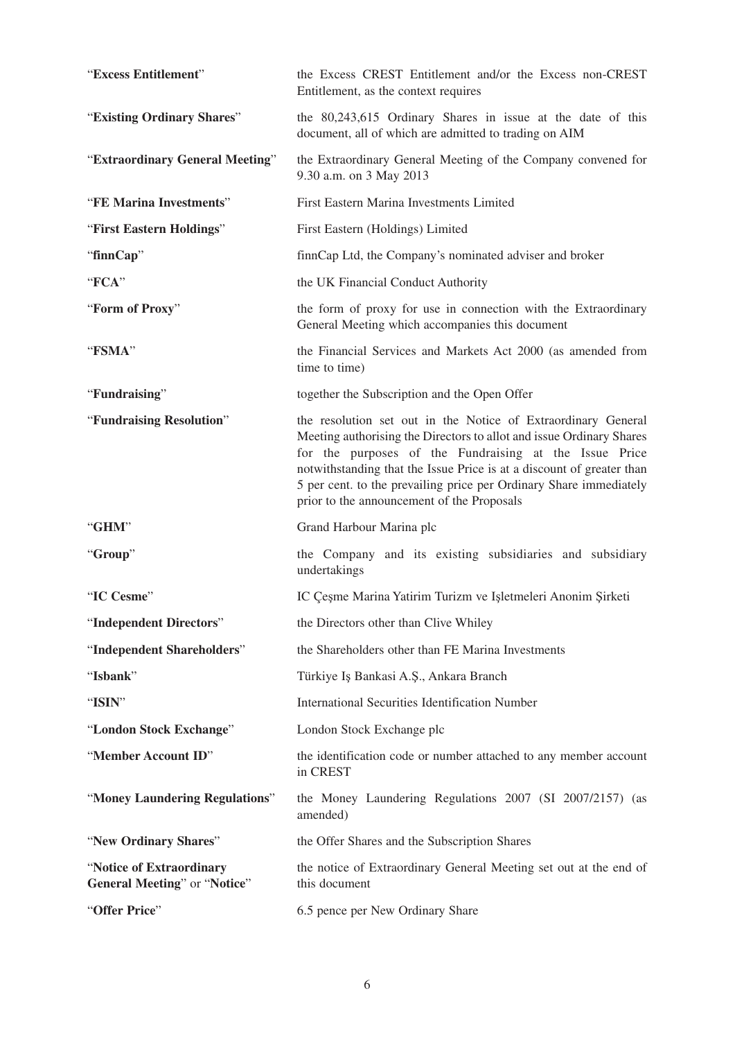| | |
|---|---|
| "**Excess Entitlement**" | the Excess CREST Entitlement and/or the Excess non-CREST Entitlement, as the context requires |
| "**Existing Ordinary Shares**" | the 80,243,615 Ordinary Shares in issue at the date of this document, all of which are admitted to trading on AIM |
| "**Extraordinary General Meeting**" | the Extraordinary General Meeting of the Company convened for 9.30 a.m. on 3 May 2013 |
| "**FE Marina Investments**" | First Eastern Marina Investments Limited |
| "**First Eastern Holdings**" | First Eastern (Holdings) Limited |
| "**finnCap**" | finnCap Ltd, the Company's nominated adviser and broker |
| "**FCA**" | the UK Financial Conduct Authority |
| "**Form of Proxy**" | the form of proxy for use in connection with the Extraordinary General Meeting which accompanies this document |
| "**FSMA**" | the Financial Services and Markets Act 2000 (as amended from time to time) |
| "**Fundraising**" | together the Subscription and the Open Offer |
| "**Fundraising Resolution**" | the resolution set out in the Notice of Extraordinary General Meeting authorising the Directors to allot and issue Ordinary Shares for the purposes of the Fundraising at the Issue Price notwithstanding that the Issue Price is at a discount of greater than 5 per cent. to the prevailing price per Ordinary Share immediately prior to the announcement of the Proposals |
| "**GHM**" | Grand Harbour Marina plc |
| "**Group**" | the Company and its existing subsidiaries and subsidiary undertakings |
| "**IC Cesme**" | IC Çeşme Marina Yatirim Turizm ve Işletmeleri Anonim Şirketi |
| "**Independent Directors**" | the Directors other than Clive Whiley |
| "**Independent Shareholders**" | the Shareholders other than FE Marina Investments |
| "**Isbank**" | Türkiye Iş Bankasi A.Ş., Ankara Branch |
| "**ISIN**" | International Securities Identification Number |
| "**London Stock Exchange**" | London Stock Exchange plc |
| "**Member Account ID**" | the identification code or number attached to any member account in CREST |
| "**Money Laundering Regulations**" | the Money Laundering Regulations 2007 (SI 2007/2157) (as amended) |
| "**New Ordinary Shares**" | the Offer Shares and the Subscription Shares |
| "**Notice of Extraordinary General Meeting**" or "**Notice**" | the notice of Extraordinary General Meeting set out at the end of this document |
| "**Offer Price**" | 6.5 pence per New Ordinary Share |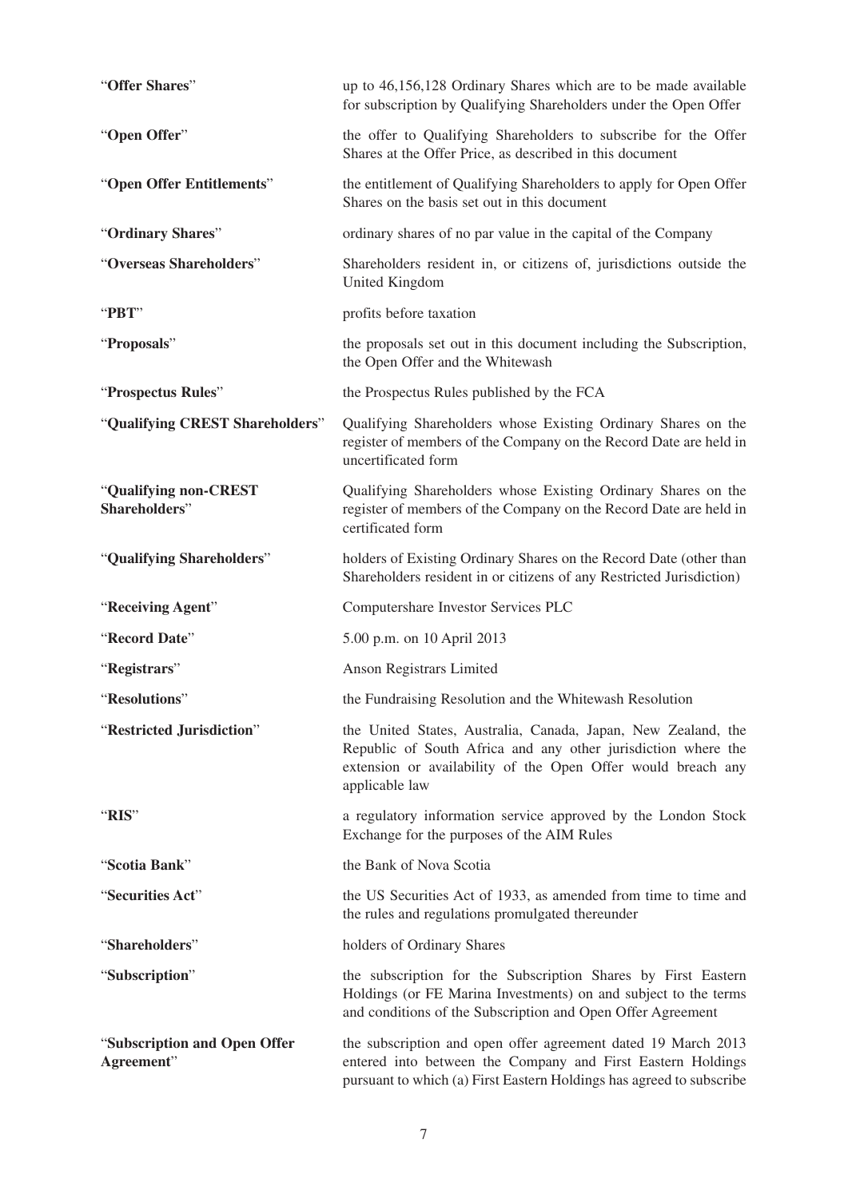| | |
|---|---|
| "**Offer Shares**" | up to 46,156,128 Ordinary Shares which are to be made available for subscription by Qualifying Shareholders under the Open Offer |
| "**Open Offer**" | the offer to Qualifying Shareholders to subscribe for the Offer Shares at the Offer Price, as described in this document |
| "**Open Offer Entitlements**" | the entitlement of Qualifying Shareholders to apply for Open Offer Shares on the basis set out in this document |
| "**Ordinary Shares**" | ordinary shares of no par value in the capital of the Company |
| "**Overseas Shareholders**" | Shareholders resident in, or citizens of, jurisdictions outside the United Kingdom |
| "**PBT**" | profits before taxation |
| "**Proposals**" | the proposals set out in this document including the Subscription, the Open Offer and the Whitewash |
| "**Prospectus Rules**" | the Prospectus Rules published by the FCA |
| "**Qualifying CREST Shareholders**" | Qualifying Shareholders whose Existing Ordinary Shares on the register of members of the Company on the Record Date are held in uncertificated form |
| "**Qualifying non-CREST Shareholders**" | Qualifying Shareholders whose Existing Ordinary Shares on the register of members of the Company on the Record Date are held in certificated form |
| "**Qualifying Shareholders**" | holders of Existing Ordinary Shares on the Record Date (other than Shareholders resident in or citizens of any Restricted Jurisdiction) |
| "**Receiving Agent**" | Computershare Investor Services PLC |
| "**Record Date**" | 5.00 p.m. on 10 April 2013 |
| "**Registrars**" | Anson Registrars Limited |
| "**Resolutions**" | the Fundraising Resolution and the Whitewash Resolution |
| "**Restricted Jurisdiction**" | the United States, Australia, Canada, Japan, New Zealand, the Republic of South Africa and any other jurisdiction where the extension or availability of the Open Offer would breach any applicable law |
| "**RIS**" | a regulatory information service approved by the London Stock Exchange for the purposes of the AIM Rules |
| "**Scotia Bank**" | the Bank of Nova Scotia |
| "**Securities Act**" | the US Securities Act of 1933, as amended from time to time and the rules and regulations promulgated thereunder |
| "**Shareholders**" | holders of Ordinary Shares |
| "**Subscription**" | the subscription for the Subscription Shares by First Eastern Holdings (or FE Marina Investments) on and subject to the terms and conditions of the Subscription and Open Offer Agreement |
| "**Subscription and Open Offer Agreement**" | the subscription and open offer agreement dated 19 March 2013 entered into between the Company and First Eastern Holdings pursuant to which (a) First Eastern Holdings has agreed to subscribe |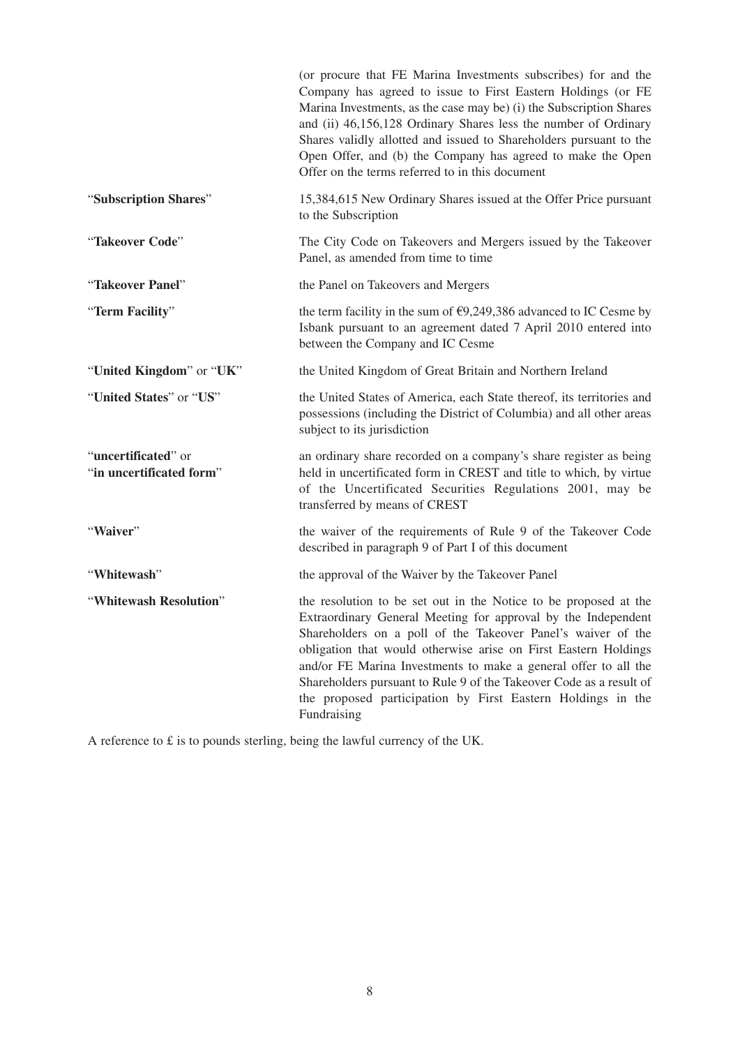| | |
|---|---|
| | (or procure that FE Marina Investments subscribes) for and the Company has agreed to issue to First Eastern Holdings (or FE Marina Investments, as the case may be) (i) the Subscription Shares and (ii) 46,156,128 Ordinary Shares less the number of Ordinary Shares validly allotted and issued to Shareholders pursuant to the Open Offer, and (b) the Company has agreed to make the Open Offer on the terms referred to in this document |
| "**Subscription Shares**" | 15,384,615 New Ordinary Shares issued at the Offer Price pursuant to the Subscription |
| "**Takeover Code**" | The City Code on Takeovers and Mergers issued by the Takeover Panel, as amended from time to time |
| "**Takeover Panel**" | the Panel on Takeovers and Mergers |
| "**Term Facility**" | the term facility in the sum of €9,249,386 advanced to IC Cesme by Isbank pursuant to an agreement dated 7 April 2010 entered into between the Company and IC Cesme |
| "**United Kingdom**" or "**UK**" | the United Kingdom of Great Britain and Northern Ireland |
| "**United States**" or "**US**" | the United States of America, each State thereof, its territories and possessions (including the District of Columbia) and all other areas subject to its jurisdiction |
| "**uncertificated**" or "**in uncertificated form**" | an ordinary share recorded on a company's share register as being held in uncertificated form in CREST and title to which, by virtue of the Uncertificated Securities Regulations 2001, may be transferred by means of CREST |
| "**Waiver**" | the waiver of the requirements of Rule 9 of the Takeover Code described in paragraph 9 of Part I of this document |
| "**Whitewash**" | the approval of the Waiver by the Takeover Panel |
| "**Whitewash Resolution**" | the resolution to be set out in the Notice to be proposed at the Extraordinary General Meeting for approval by the Independent Shareholders on a poll of the Takeover Panel's waiver of the obligation that would otherwise arise on First Eastern Holdings and/or FE Marina Investments to make a general offer to all the Shareholders pursuant to Rule 9 of the Takeover Code as a result of the proposed participation by First Eastern Holdings in the Fundraising |

A reference to £ is to pounds sterling, being the lawful currency of the UK.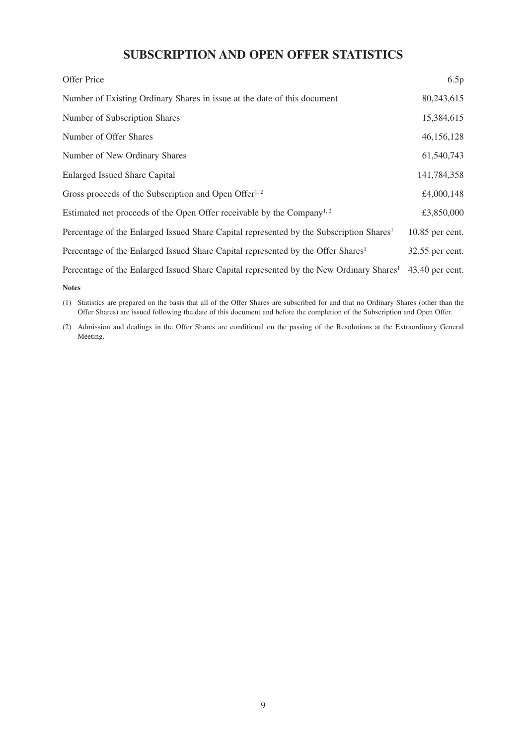# SUBSCRIPTION AND OPEN OFFER STATISTICS

| | |
|---|---|
| Offer Price | 6.5p |
| Number of Existing Ordinary Shares in issue at the date of this document | 80,243,615 |
| Number of Subscription Shares | 15,384,615 |
| Number of Offer Shares | 46,156,128 |
| Number of New Ordinary Shares | 61,540,743 |
| Enlarged Issued Share Capital | 141,784,358 |
| Gross proceeds of the Subscription and Open Offer[1, 2] | £4,000,148 |
| Estimated net proceeds of the Open Offer receivable by the Company[1, 2] | £3,850,000 |
| Percentage of the Enlarged Issued Share Capital represented by the Subscription Shares[1] | 10.85 per cent. |
| Percentage of the Enlarged Issued Share Capital represented by the Offer Shares[1] | 32.55 per cent. |
| Percentage of the Enlarged Issued Share Capital represented by the New Ordinary Shares[1] | 43.40 per cent. |

**Notes**

(1) Statistics are prepared on the basis that all of the Offer Shares are subscribed for and that no Ordinary Shares (other than the Offer Shares) are issued following the date of this document and before the completion of the Subscription and Open Offer.

(2) Admission and dealings in the Offer Shares are conditional on the passing of the Resolutions at the Extraordinary General Meeting.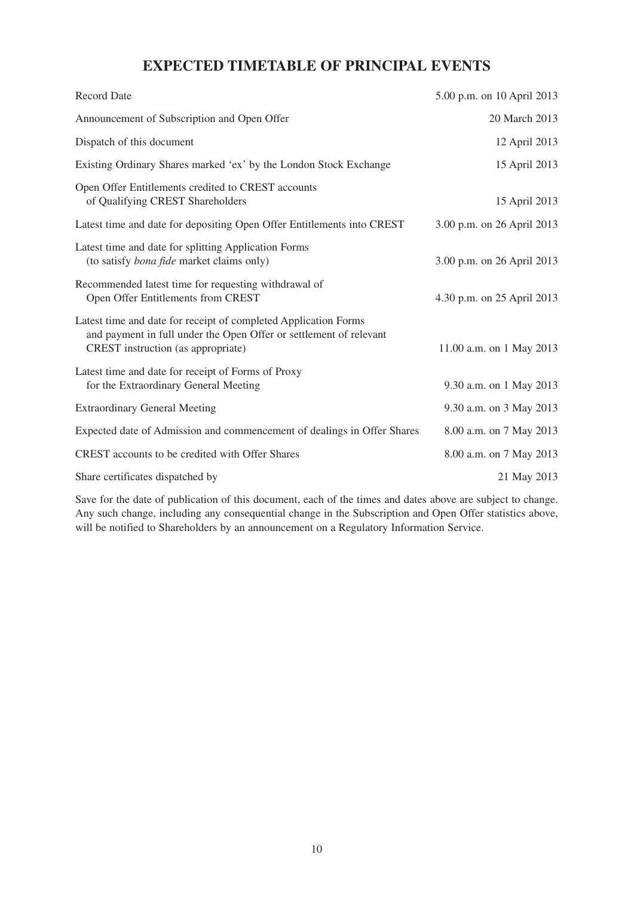# EXPECTED TIMETABLE OF PRINCIPAL EVENTS

| | |
|---|---|
| Record Date | 5.00 p.m. on 10 April 2013 |
| Announcement of Subscription and Open Offer | 20 March 2013 |
| Dispatch of this document | 12 April 2013 |
| Existing Ordinary Shares marked 'ex' by the London Stock Exchange | 15 April 2013 |
| Open Offer Entitlements credited to CREST accounts of Qualifying CREST Shareholders | 15 April 2013 |
| Latest time and date for depositing Open Offer Entitlements into CREST | 3.00 p.m. on 26 April 2013 |
| Latest time and date for splitting Application Forms (to satisfy *bona fide* market claims only) | 3.00 p.m. on 26 April 2013 |
| Recommended latest time for requesting withdrawal of Open Offer Entitlements from CREST | 4.30 p.m. on 25 April 2013 |
| Latest time and date for receipt of completed Application Forms and payment in full under the Open Offer or settlement of relevant CREST instruction (as appropriate) | 11.00 a.m. on 1 May 2013 |
| Latest time and date for receipt of Forms of Proxy for the Extraordinary General Meeting | 9.30 a.m. on 1 May 2013 |
| Extraordinary General Meeting | 9.30 a.m. on 3 May 2013 |
| Expected date of Admission and commencement of dealings in Offer Shares | 8.00 a.m. on 7 May 2013 |
| CREST accounts to be credited with Offer Shares | 8.00 a.m. on 7 May 2013 |
| Share certificates dispatched by | 21 May 2013 |

Save for the date of publication of this document, each of the times and dates above are subject to change. Any such change, including any consequential change in the Subscription and Open Offer statistics above, will be notified to Shareholders by an announcement on a Regulatory Information Service.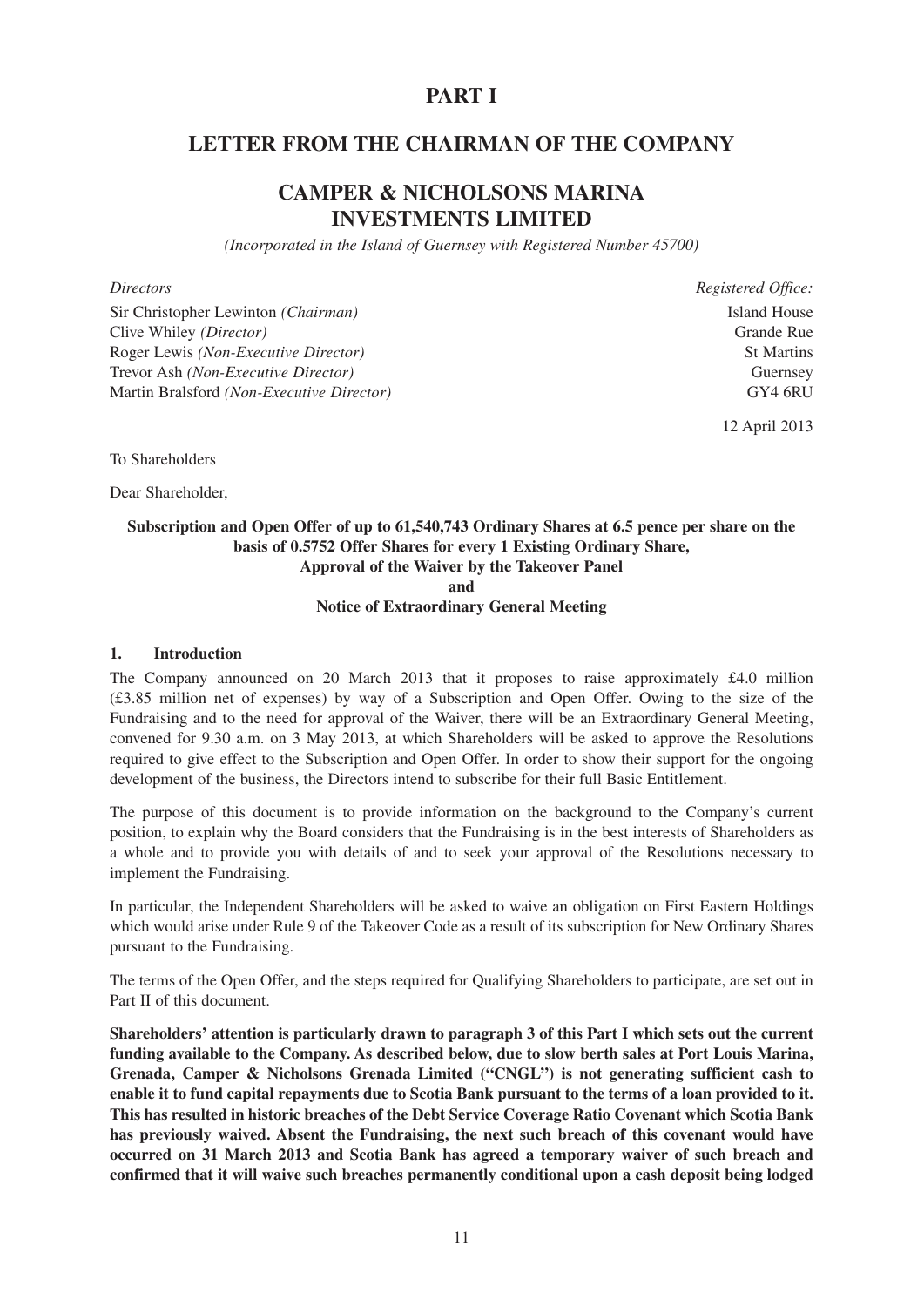# PART I

## LETTER FROM THE CHAIRMAN OF THE COMPANY

## CAMPER & NICHOLSONS MARINA INVESTMENTS LIMITED

*(Incorporated in the Island of Guernsey with Registered Number 45700)*

*Directors*

Sir Christopher Lewinton *(Chairman)*
Clive Whiley *(Director)*
Roger Lewis *(Non-Executive Director)*
Trevor Ash *(Non-Executive Director)*
Martin Bralsford *(Non-Executive Director)*

*Registered Office:*

Island House
Grande Rue
St Martins
Guernsey
GY4 6RU

12 April 2013

To Shareholders

Dear Shareholder,

**Subscription and Open Offer of up to 61,540,743 Ordinary Shares at 6.5 pence per share on the basis of 0.5752 Offer Shares for every 1 Existing Ordinary Share, Approval of the Waiver by the Takeover Panel and Notice of Extraordinary General Meeting**

### 1. Introduction

The Company announced on 20 March 2013 that it proposes to raise approximately £4.0 million (£3.85 million net of expenses) by way of a Subscription and Open Offer. Owing to the size of the Fundraising and to the need for approval of the Waiver, there will be an Extraordinary General Meeting, convened for 9.30 a.m. on 3 May 2013, at which Shareholders will be asked to approve the Resolutions required to give effect to the Subscription and Open Offer. In order to show their support for the ongoing development of the business, the Directors intend to subscribe for their full Basic Entitlement.

The purpose of this document is to provide information on the background to the Company's current position, to explain why the Board considers that the Fundraising is in the best interests of Shareholders as a whole and to provide you with details of and to seek your approval of the Resolutions necessary to implement the Fundraising.

In particular, the Independent Shareholders will be asked to waive an obligation on First Eastern Holdings which would arise under Rule 9 of the Takeover Code as a result of its subscription for New Ordinary Shares pursuant to the Fundraising.

The terms of the Open Offer, and the steps required for Qualifying Shareholders to participate, are set out in Part II of this document.

**Shareholders' attention is particularly drawn to paragraph 3 of this Part I which sets out the current funding available to the Company. As described below, due to slow berth sales at Port Louis Marina, Grenada, Camper & Nicholsons Grenada Limited ("CNGL") is not generating sufficient cash to enable it to fund capital repayments due to Scotia Bank pursuant to the terms of a loan provided to it. This has resulted in historic breaches of the Debt Service Coverage Ratio Covenant which Scotia Bank has previously waived. Absent the Fundraising, the next such breach of this covenant would have occurred on 31 March 2013 and Scotia Bank has agreed a temporary waiver of such breach and confirmed that it will waive such breaches permanently conditional upon a cash deposit being lodged**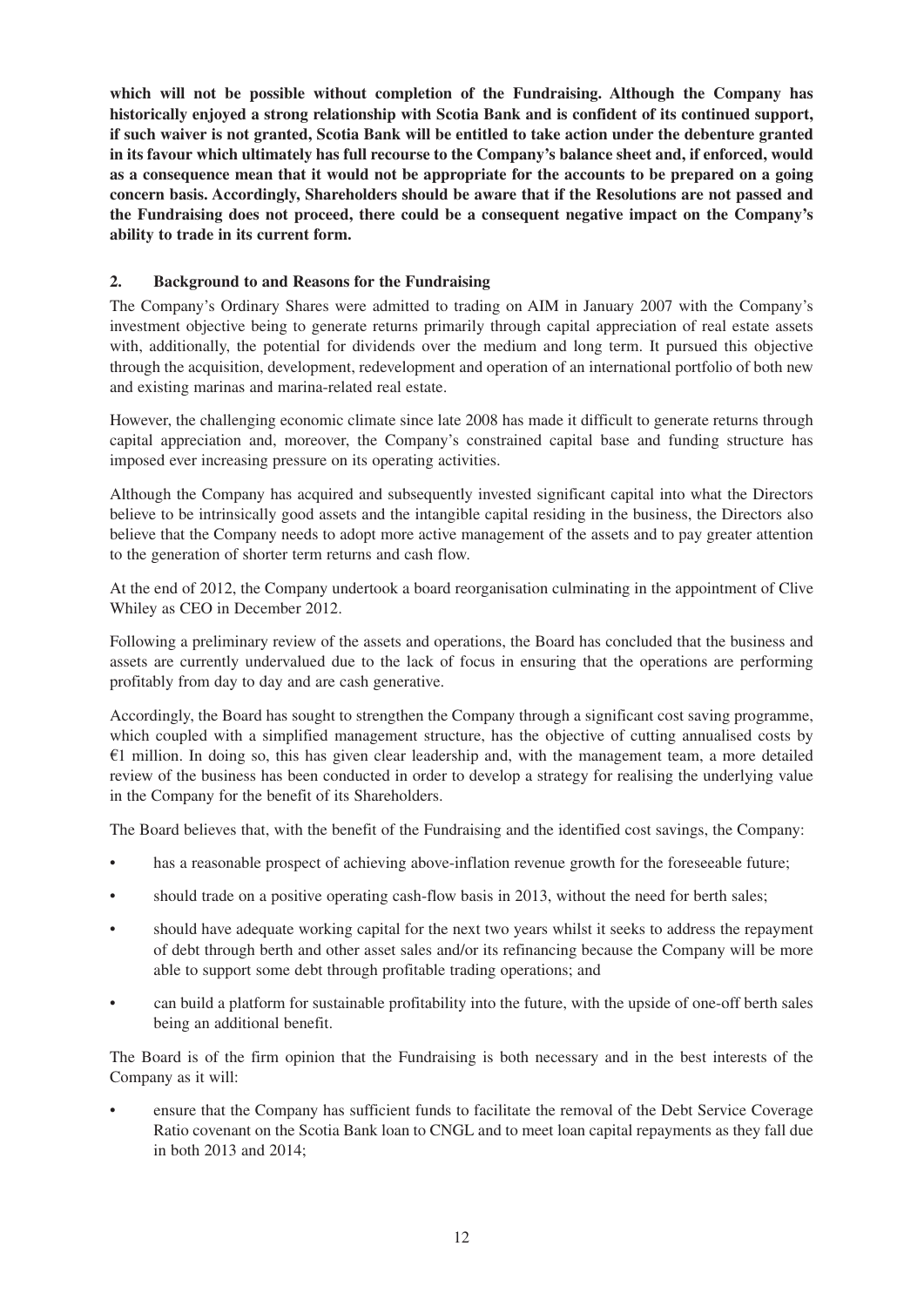**which will not be possible without completion of the Fundraising. Although the Company has historically enjoyed a strong relationship with Scotia Bank and is confident of its continued support, if such waiver is not granted, Scotia Bank will be entitled to take action under the debenture granted in its favour which ultimately has full recourse to the Company's balance sheet and, if enforced, would as a consequence mean that it would not be appropriate for the accounts to be prepared on a going concern basis. Accordingly, Shareholders should be aware that if the Resolutions are not passed and the Fundraising does not proceed, there could be a consequent negative impact on the Company's ability to trade in its current form.**

## 2. Background to and Reasons for the Fundraising

The Company's Ordinary Shares were admitted to trading on AIM in January 2007 with the Company's investment objective being to generate returns primarily through capital appreciation of real estate assets with, additionally, the potential for dividends over the medium and long term. It pursued this objective through the acquisition, development, redevelopment and operation of an international portfolio of both new and existing marinas and marina-related real estate.

However, the challenging economic climate since late 2008 has made it difficult to generate returns through capital appreciation and, moreover, the Company's constrained capital base and funding structure has imposed ever increasing pressure on its operating activities.

Although the Company has acquired and subsequently invested significant capital into what the Directors believe to be intrinsically good assets and the intangible capital residing in the business, the Directors also believe that the Company needs to adopt more active management of the assets and to pay greater attention to the generation of shorter term returns and cash flow.

At the end of 2012, the Company undertook a board reorganisation culminating in the appointment of Clive Whiley as CEO in December 2012.

Following a preliminary review of the assets and operations, the Board has concluded that the business and assets are currently undervalued due to the lack of focus in ensuring that the operations are performing profitably from day to day and are cash generative.

Accordingly, the Board has sought to strengthen the Company through a significant cost saving programme, which coupled with a simplified management structure, has the objective of cutting annualised costs by €1 million. In doing so, this has given clear leadership and, with the management team, a more detailed review of the business has been conducted in order to develop a strategy for realising the underlying value in the Company for the benefit of its Shareholders.

The Board believes that, with the benefit of the Fundraising and the identified cost savings, the Company:

- has a reasonable prospect of achieving above-inflation revenue growth for the foreseeable future;
- should trade on a positive operating cash-flow basis in 2013, without the need for berth sales;
- should have adequate working capital for the next two years whilst it seeks to address the repayment of debt through berth and other asset sales and/or its refinancing because the Company will be more able to support some debt through profitable trading operations; and
- can build a platform for sustainable profitability into the future, with the upside of one-off berth sales being an additional benefit.

The Board is of the firm opinion that the Fundraising is both necessary and in the best interests of the Company as it will:

- ensure that the Company has sufficient funds to facilitate the removal of the Debt Service Coverage Ratio covenant on the Scotia Bank loan to CNGL and to meet loan capital repayments as they fall due in both 2013 and 2014;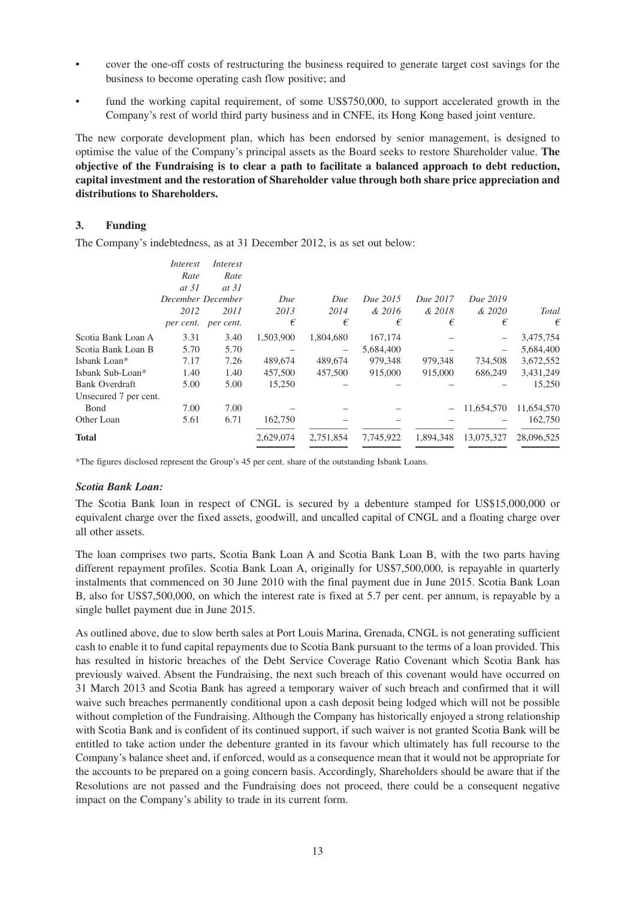- cover the one-off costs of restructuring the business required to generate target cost savings for the business to become operating cash flow positive; and
- fund the working capital requirement, of some US$750,000, to support accelerated growth in the Company's rest of world third party business and in CNFE, its Hong Kong based joint venture.

The new corporate development plan, which has been endorsed by senior management, is designed to optimise the value of the Company's principal assets as the Board seeks to restore Shareholder value. **The objective of the Fundraising is to clear a path to facilitate a balanced approach to debt reduction, capital investment and the restoration of Shareholder value through both share price appreciation and distributions to Shareholders.**

### 3. Funding

The Company's indebtedness, as at 31 December 2012, is as set out below:

| | *Interest Rate at 31 December 2012* | *Interest Rate at 31 December 2011* | *Due 2013* | *Due 2014* | *Due 2015 & 2016* | *Due 2017 & 2018* | *Due 2019 & 2020* | *Total* |
|---|---|---|---|---|---|---|---|---|
| | *per cent.* | *per cent.* | *€* | *€* | *€* | *€* | *€* | *€* |
| Scotia Bank Loan A | 3.31 | 3.40 | 1,503,900 | 1,804,680 | 167,174 | – | – | 3,475,754 |
| Scotia Bank Loan B | 5.70 | 5.70 | – | – | 5,684,400 | – | – | 5,684,400 |
| Isbank Loan* | 7.17 | 7.26 | 489,674 | 489,674 | 979,348 | 979,348 | 734,508 | 3,672,552 |
| Isbank Sub-Loan* | 1.40 | 1.40 | 457,500 | 457,500 | 915,000 | 915,000 | 686,249 | 3,431,249 |
| Bank Overdraft | 5.00 | 5.00 | 15,250 | – | – | – | – | 15,250 |
| Unsecured 7 per cent. Bond | 7.00 | 7.00 | – | – | – | – | 11,654,570 | 11,654,570 |
| Other Loan | 5.61 | 6.71 | 162,750 | – | – | – | – | 162,750 |
| **Total** | | | 2,629,074 | 2,751,854 | 7,745,922 | 1,894,348 | 13,075,327 | 28,096,525 |

*The figures disclosed represent the Group's 45 per cent. share of the outstanding Isbank Loans.

#### *Scotia Bank Loan:*

The Scotia Bank loan in respect of CNGL is secured by a debenture stamped for US$15,000,000 or equivalent charge over the fixed assets, goodwill, and uncalled capital of CNGL and a floating charge over all other assets.

The loan comprises two parts, Scotia Bank Loan A and Scotia Bank Loan B, with the two parts having different repayment profiles. Scotia Bank Loan A, originally for US$7,500,000, is repayable in quarterly instalments that commenced on 30 June 2010 with the final payment due in June 2015. Scotia Bank Loan B, also for US$7,500,000, on which the interest rate is fixed at 5.7 per cent. per annum, is repayable by a single bullet payment due in June 2015.

As outlined above, due to slow berth sales at Port Louis Marina, Grenada, CNGL is not generating sufficient cash to enable it to fund capital repayments due to Scotia Bank pursuant to the terms of a loan provided. This has resulted in historic breaches of the Debt Service Coverage Ratio Covenant which Scotia Bank has previously waived. Absent the Fundraising, the next such breach of this covenant would have occurred on 31 March 2013 and Scotia Bank has agreed a temporary waiver of such breach and confirmed that it will waive such breaches permanently conditional upon a cash deposit being lodged which will not be possible without completion of the Fundraising. Although the Company has historically enjoyed a strong relationship with Scotia Bank and is confident of its continued support, if such waiver is not granted Scotia Bank will be entitled to take action under the debenture granted in its favour which ultimately has full recourse to the Company's balance sheet and, if enforced, would as a consequence mean that it would not be appropriate for the accounts to be prepared on a going concern basis. Accordingly, Shareholders should be aware that if the Resolutions are not passed and the Fundraising does not proceed, there could be a consequent negative impact on the Company's ability to trade in its current form.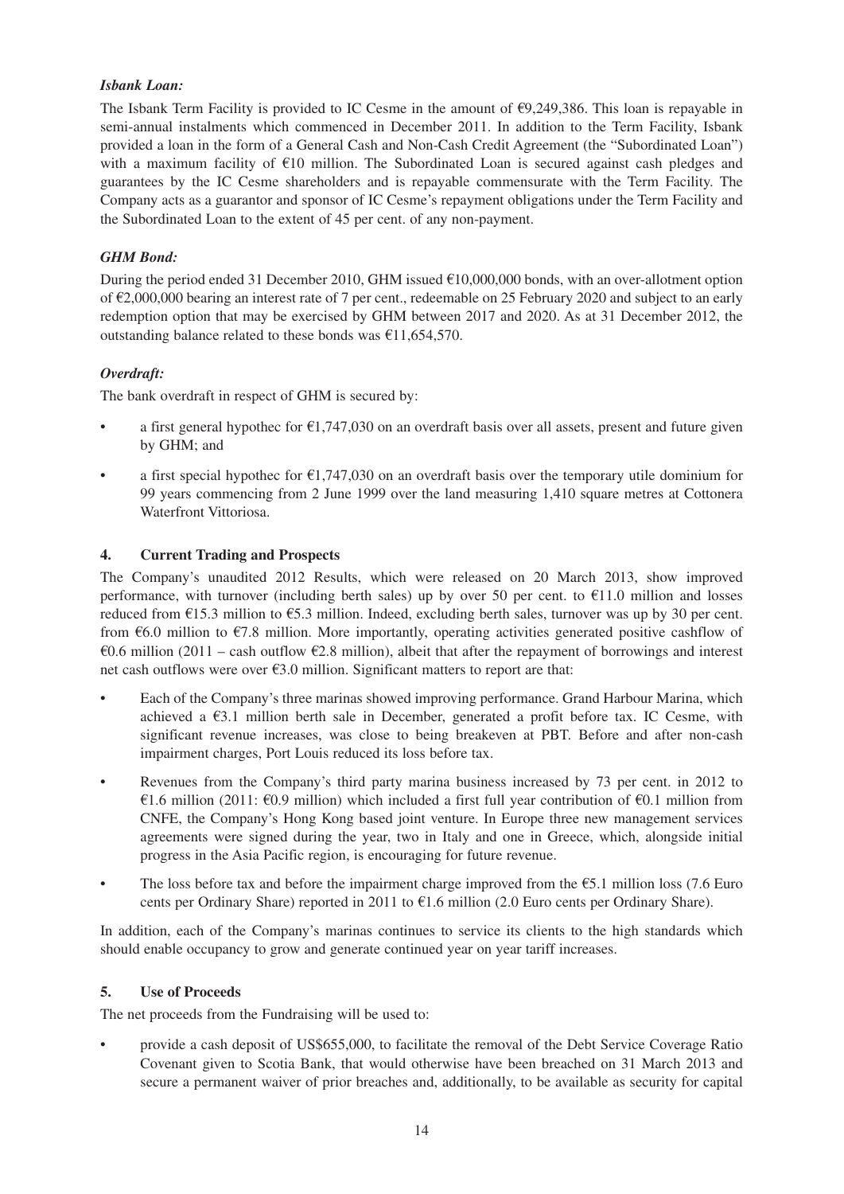***Isbank Loan:***

The Isbank Term Facility is provided to IC Cesme in the amount of €9,249,386. This loan is repayable in semi-annual instalments which commenced in December 2011. In addition to the Term Facility, Isbank provided a loan in the form of a General Cash and Non-Cash Credit Agreement (the "Subordinated Loan") with a maximum facility of €10 million. The Subordinated Loan is secured against cash pledges and guarantees by the IC Cesme shareholders and is repayable commensurate with the Term Facility. The Company acts as a guarantor and sponsor of IC Cesme's repayment obligations under the Term Facility and the Subordinated Loan to the extent of 45 per cent. of any non-payment.

***GHM Bond:***

During the period ended 31 December 2010, GHM issued €10,000,000 bonds, with an over-allotment option of €2,000,000 bearing an interest rate of 7 per cent., redeemable on 25 February 2020 and subject to an early redemption option that may be exercised by GHM between 2017 and 2020. As at 31 December 2012, the outstanding balance related to these bonds was €11,654,570.

***Overdraft:***

The bank overdraft in respect of GHM is secured by:

- a first general hypothec for €1,747,030 on an overdraft basis over all assets, present and future given by GHM; and
- a first special hypothec for €1,747,030 on an overdraft basis over the temporary utile dominium for 99 years commencing from 2 June 1999 over the land measuring 1,410 square metres at Cottonera Waterfront Vittoriosa.

## 4. Current Trading and Prospects

The Company's unaudited 2012 Results, which were released on 20 March 2013, show improved performance, with turnover (including berth sales) up by over 50 per cent. to €11.0 million and losses reduced from €15.3 million to €5.3 million. Indeed, excluding berth sales, turnover was up by 30 per cent. from €6.0 million to €7.8 million. More importantly, operating activities generated positive cashflow of €0.6 million (2011 – cash outflow €2.8 million), albeit that after the repayment of borrowings and interest net cash outflows were over €3.0 million. Significant matters to report are that:

- Each of the Company's three marinas showed improving performance. Grand Harbour Marina, which achieved a €3.1 million berth sale in December, generated a profit before tax. IC Cesme, with significant revenue increases, was close to being breakeven at PBT. Before and after non-cash impairment charges, Port Louis reduced its loss before tax.
- Revenues from the Company's third party marina business increased by 73 per cent. in 2012 to €1.6 million (2011: €0.9 million) which included a first full year contribution of €0.1 million from CNFE, the Company's Hong Kong based joint venture. In Europe three new management services agreements were signed during the year, two in Italy and one in Greece, which, alongside initial progress in the Asia Pacific region, is encouraging for future revenue.
- The loss before tax and before the impairment charge improved from the €5.1 million loss (7.6 Euro cents per Ordinary Share) reported in 2011 to €1.6 million (2.0 Euro cents per Ordinary Share).

In addition, each of the Company's marinas continues to service its clients to the high standards which should enable occupancy to grow and generate continued year on year tariff increases.

## 5. Use of Proceeds

The net proceeds from the Fundraising will be used to:

- provide a cash deposit of US$655,000, to facilitate the removal of the Debt Service Coverage Ratio Covenant given to Scotia Bank, that would otherwise have been breached on 31 March 2013 and secure a permanent waiver of prior breaches and, additionally, to be available as security for capital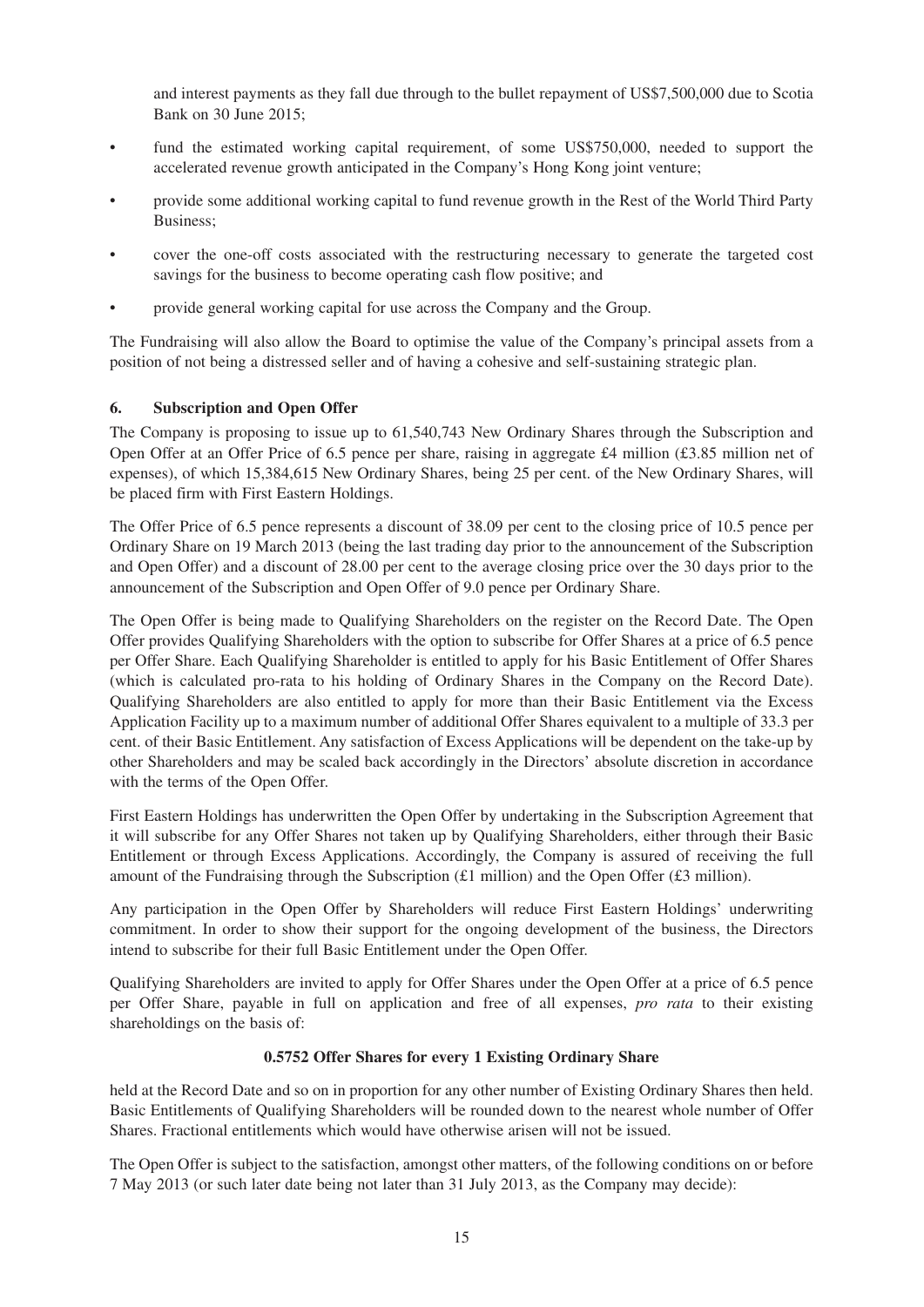and interest payments as they fall due through to the bullet repayment of US$7,500,000 due to Scotia Bank on 30 June 2015;

- fund the estimated working capital requirement, of some US$750,000, needed to support the accelerated revenue growth anticipated in the Company's Hong Kong joint venture;
- provide some additional working capital to fund revenue growth in the Rest of the World Third Party Business;
- cover the one-off costs associated with the restructuring necessary to generate the targeted cost savings for the business to become operating cash flow positive; and
- provide general working capital for use across the Company and the Group.

The Fundraising will also allow the Board to optimise the value of the Company's principal assets from a position of not being a distressed seller and of having a cohesive and self-sustaining strategic plan.

## 6. Subscription and Open Offer

The Company is proposing to issue up to 61,540,743 New Ordinary Shares through the Subscription and Open Offer at an Offer Price of 6.5 pence per share, raising in aggregate £4 million (£3.85 million net of expenses), of which 15,384,615 New Ordinary Shares, being 25 per cent. of the New Ordinary Shares, will be placed firm with First Eastern Holdings.

The Offer Price of 6.5 pence represents a discount of 38.09 per cent to the closing price of 10.5 pence per Ordinary Share on 19 March 2013 (being the last trading day prior to the announcement of the Subscription and Open Offer) and a discount of 28.00 per cent to the average closing price over the 30 days prior to the announcement of the Subscription and Open Offer of 9.0 pence per Ordinary Share.

The Open Offer is being made to Qualifying Shareholders on the register on the Record Date. The Open Offer provides Qualifying Shareholders with the option to subscribe for Offer Shares at a price of 6.5 pence per Offer Share. Each Qualifying Shareholder is entitled to apply for his Basic Entitlement of Offer Shares (which is calculated pro-rata to his holding of Ordinary Shares in the Company on the Record Date). Qualifying Shareholders are also entitled to apply for more than their Basic Entitlement via the Excess Application Facility up to a maximum number of additional Offer Shares equivalent to a multiple of 33.3 per cent. of their Basic Entitlement. Any satisfaction of Excess Applications will be dependent on the take-up by other Shareholders and may be scaled back accordingly in the Directors' absolute discretion in accordance with the terms of the Open Offer.

First Eastern Holdings has underwritten the Open Offer by undertaking in the Subscription Agreement that it will subscribe for any Offer Shares not taken up by Qualifying Shareholders, either through their Basic Entitlement or through Excess Applications. Accordingly, the Company is assured of receiving the full amount of the Fundraising through the Subscription (£1 million) and the Open Offer (£3 million).

Any participation in the Open Offer by Shareholders will reduce First Eastern Holdings' underwriting commitment. In order to show their support for the ongoing development of the business, the Directors intend to subscribe for their full Basic Entitlement under the Open Offer.

Qualifying Shareholders are invited to apply for Offer Shares under the Open Offer at a price of 6.5 pence per Offer Share, payable in full on application and free of all expenses, *pro rata* to their existing shareholdings on the basis of:

**0.5752 Offer Shares for every 1 Existing Ordinary Share**

held at the Record Date and so on in proportion for any other number of Existing Ordinary Shares then held. Basic Entitlements of Qualifying Shareholders will be rounded down to the nearest whole number of Offer Shares. Fractional entitlements which would have otherwise arisen will not be issued.

The Open Offer is subject to the satisfaction, amongst other matters, of the following conditions on or before 7 May 2013 (or such later date being not later than 31 July 2013, as the Company may decide):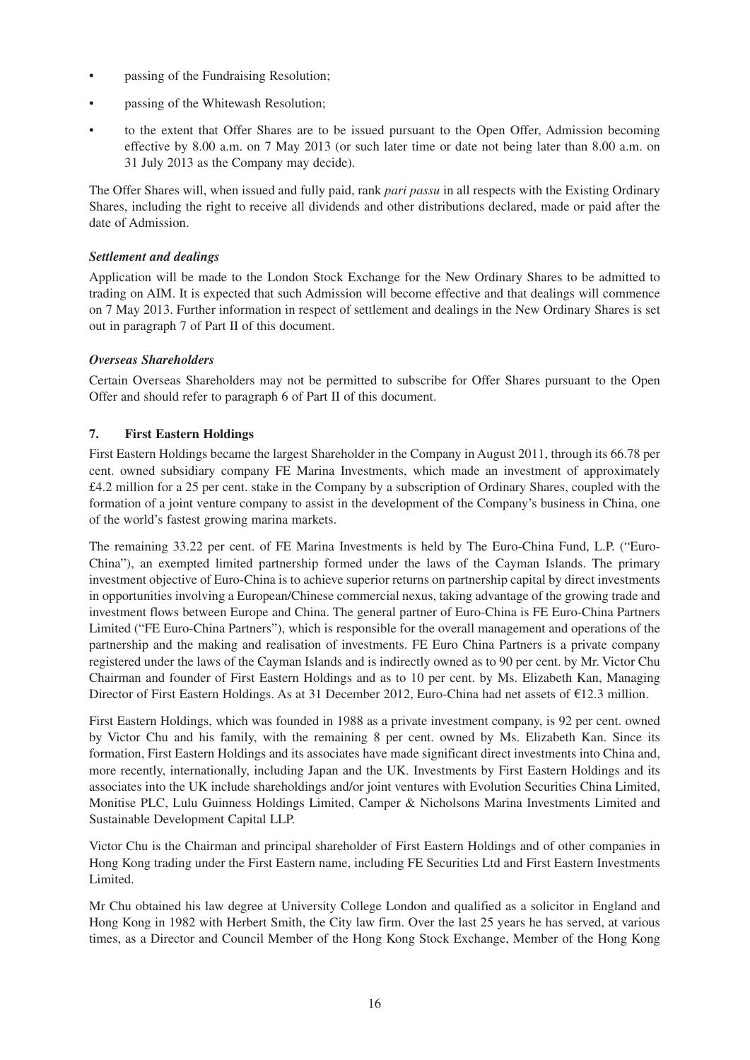- passing of the Fundraising Resolution;
- passing of the Whitewash Resolution;
- to the extent that Offer Shares are to be issued pursuant to the Open Offer, Admission becoming effective by 8.00 a.m. on 7 May 2013 (or such later time or date not being later than 8.00 a.m. on 31 July 2013 as the Company may decide).

The Offer Shares will, when issued and fully paid, rank *pari passu* in all respects with the Existing Ordinary Shares, including the right to receive all dividends and other distributions declared, made or paid after the date of Admission.

***Settlement and dealings***

Application will be made to the London Stock Exchange for the New Ordinary Shares to be admitted to trading on AIM. It is expected that such Admission will become effective and that dealings will commence on 7 May 2013. Further information in respect of settlement and dealings in the New Ordinary Shares is set out in paragraph 7 of Part II of this document.

***Overseas Shareholders***

Certain Overseas Shareholders may not be permitted to subscribe for Offer Shares pursuant to the Open Offer and should refer to paragraph 6 of Part II of this document.

**7. First Eastern Holdings**

First Eastern Holdings became the largest Shareholder in the Company in August 2011, through its 66.78 per cent. owned subsidiary company FE Marina Investments, which made an investment of approximately £4.2 million for a 25 per cent. stake in the Company by a subscription of Ordinary Shares, coupled with the formation of a joint venture company to assist in the development of the Company's business in China, one of the world's fastest growing marina markets.

The remaining 33.22 per cent. of FE Marina Investments is held by The Euro-China Fund, L.P. ("Euro-China"), an exempted limited partnership formed under the laws of the Cayman Islands. The primary investment objective of Euro-China is to achieve superior returns on partnership capital by direct investments in opportunities involving a European/Chinese commercial nexus, taking advantage of the growing trade and investment flows between Europe and China. The general partner of Euro-China is FE Euro-China Partners Limited ("FE Euro-China Partners"), which is responsible for the overall management and operations of the partnership and the making and realisation of investments. FE Euro China Partners is a private company registered under the laws of the Cayman Islands and is indirectly owned as to 90 per cent. by Mr. Victor Chu Chairman and founder of First Eastern Holdings and as to 10 per cent. by Ms. Elizabeth Kan, Managing Director of First Eastern Holdings. As at 31 December 2012, Euro-China had net assets of €12.3 million.

First Eastern Holdings, which was founded in 1988 as a private investment company, is 92 per cent. owned by Victor Chu and his family, with the remaining 8 per cent. owned by Ms. Elizabeth Kan. Since its formation, First Eastern Holdings and its associates have made significant direct investments into China and, more recently, internationally, including Japan and the UK. Investments by First Eastern Holdings and its associates into the UK include shareholdings and/or joint ventures with Evolution Securities China Limited, Monitise PLC, Lulu Guinness Holdings Limited, Camper & Nicholsons Marina Investments Limited and Sustainable Development Capital LLP.

Victor Chu is the Chairman and principal shareholder of First Eastern Holdings and of other companies in Hong Kong trading under the First Eastern name, including FE Securities Ltd and First Eastern Investments Limited.

Mr Chu obtained his law degree at University College London and qualified as a solicitor in England and Hong Kong in 1982 with Herbert Smith, the City law firm. Over the last 25 years he has served, at various times, as a Director and Council Member of the Hong Kong Stock Exchange, Member of the Hong Kong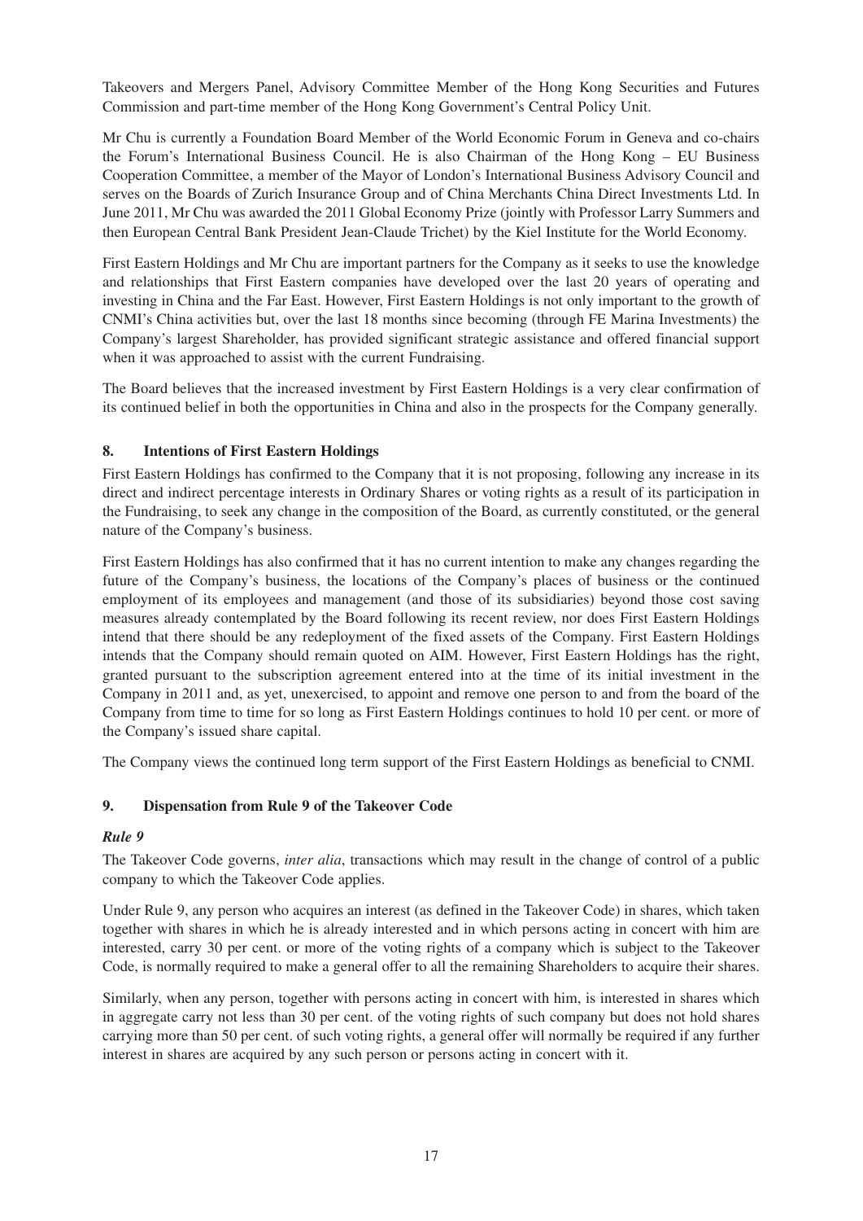Takeovers and Mergers Panel, Advisory Committee Member of the Hong Kong Securities and Futures Commission and part-time member of the Hong Kong Government's Central Policy Unit.

Mr Chu is currently a Foundation Board Member of the World Economic Forum in Geneva and co-chairs the Forum's International Business Council. He is also Chairman of the Hong Kong – EU Business Cooperation Committee, a member of the Mayor of London's International Business Advisory Council and serves on the Boards of Zurich Insurance Group and of China Merchants China Direct Investments Ltd. In June 2011, Mr Chu was awarded the 2011 Global Economy Prize (jointly with Professor Larry Summers and then European Central Bank President Jean-Claude Trichet) by the Kiel Institute for the World Economy.

First Eastern Holdings and Mr Chu are important partners for the Company as it seeks to use the knowledge and relationships that First Eastern companies have developed over the last 20 years of operating and investing in China and the Far East. However, First Eastern Holdings is not only important to the growth of CNMI's China activities but, over the last 18 months since becoming (through FE Marina Investments) the Company's largest Shareholder, has provided significant strategic assistance and offered financial support when it was approached to assist with the current Fundraising.

The Board believes that the increased investment by First Eastern Holdings is a very clear confirmation of its continued belief in both the opportunities in China and also in the prospects for the Company generally.

## 8. Intentions of First Eastern Holdings

First Eastern Holdings has confirmed to the Company that it is not proposing, following any increase in its direct and indirect percentage interests in Ordinary Shares or voting rights as a result of its participation in the Fundraising, to seek any change in the composition of the Board, as currently constituted, or the general nature of the Company's business.

First Eastern Holdings has also confirmed that it has no current intention to make any changes regarding the future of the Company's business, the locations of the Company's places of business or the continued employment of its employees and management (and those of its subsidiaries) beyond those cost saving measures already contemplated by the Board following its recent review, nor does First Eastern Holdings intend that there should be any redeployment of the fixed assets of the Company. First Eastern Holdings intends that the Company should remain quoted on AIM. However, First Eastern Holdings has the right, granted pursuant to the subscription agreement entered into at the time of its initial investment in the Company in 2011 and, as yet, unexercised, to appoint and remove one person to and from the board of the Company from time to time for so long as First Eastern Holdings continues to hold 10 per cent. or more of the Company's issued share capital.

The Company views the continued long term support of the First Eastern Holdings as beneficial to CNMI.

## 9. Dispensation from Rule 9 of the Takeover Code

### *Rule 9*

The Takeover Code governs, *inter alia*, transactions which may result in the change of control of a public company to which the Takeover Code applies.

Under Rule 9, any person who acquires an interest (as defined in the Takeover Code) in shares, which taken together with shares in which he is already interested and in which persons acting in concert with him are interested, carry 30 per cent. or more of the voting rights of a company which is subject to the Takeover Code, is normally required to make a general offer to all the remaining Shareholders to acquire their shares.

Similarly, when any person, together with persons acting in concert with him, is interested in shares which in aggregate carry not less than 30 per cent. of the voting rights of such company but does not hold shares carrying more than 50 per cent. of such voting rights, a general offer will normally be required if any further interest in shares are acquired by any such person or persons acting in concert with it.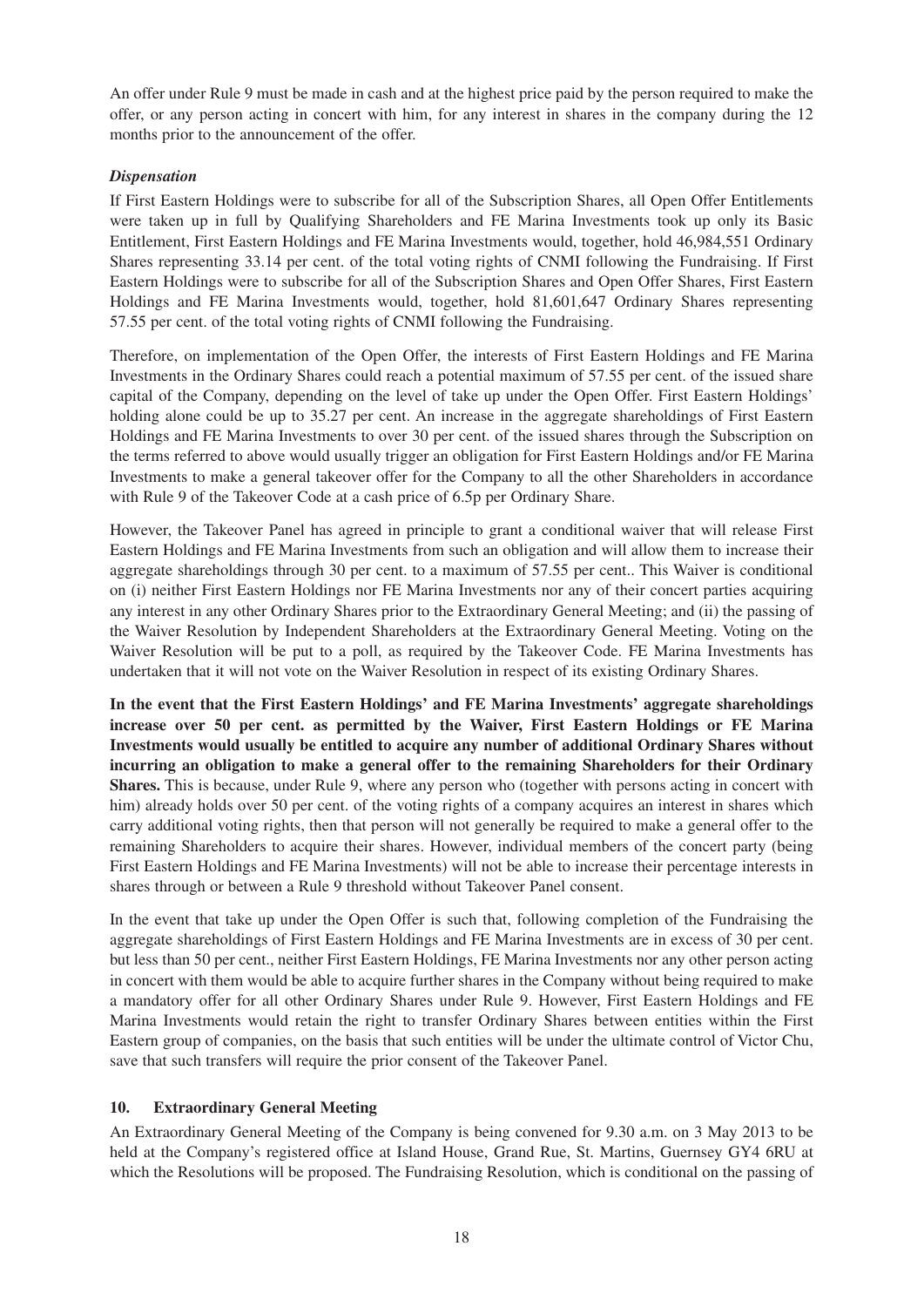An offer under Rule 9 must be made in cash and at the highest price paid by the person required to make the offer, or any person acting in concert with him, for any interest in shares in the company during the 12 months prior to the announcement of the offer.

***Dispensation***

If First Eastern Holdings were to subscribe for all of the Subscription Shares, all Open Offer Entitlements were taken up in full by Qualifying Shareholders and FE Marina Investments took up only its Basic Entitlement, First Eastern Holdings and FE Marina Investments would, together, hold 46,984,551 Ordinary Shares representing 33.14 per cent. of the total voting rights of CNMI following the Fundraising. If First Eastern Holdings were to subscribe for all of the Subscription Shares and Open Offer Shares, First Eastern Holdings and FE Marina Investments would, together, hold 81,601,647 Ordinary Shares representing 57.55 per cent. of the total voting rights of CNMI following the Fundraising.

Therefore, on implementation of the Open Offer, the interests of First Eastern Holdings and FE Marina Investments in the Ordinary Shares could reach a potential maximum of 57.55 per cent. of the issued share capital of the Company, depending on the level of take up under the Open Offer. First Eastern Holdings' holding alone could be up to 35.27 per cent. An increase in the aggregate shareholdings of First Eastern Holdings and FE Marina Investments to over 30 per cent. of the issued shares through the Subscription on the terms referred to above would usually trigger an obligation for First Eastern Holdings and/or FE Marina Investments to make a general takeover offer for the Company to all the other Shareholders in accordance with Rule 9 of the Takeover Code at a cash price of 6.5p per Ordinary Share.

However, the Takeover Panel has agreed in principle to grant a conditional waiver that will release First Eastern Holdings and FE Marina Investments from such an obligation and will allow them to increase their aggregate shareholdings through 30 per cent. to a maximum of 57.55 per cent.. This Waiver is conditional on (i) neither First Eastern Holdings nor FE Marina Investments nor any of their concert parties acquiring any interest in any other Ordinary Shares prior to the Extraordinary General Meeting; and (ii) the passing of the Waiver Resolution by Independent Shareholders at the Extraordinary General Meeting. Voting on the Waiver Resolution will be put to a poll, as required by the Takeover Code. FE Marina Investments has undertaken that it will not vote on the Waiver Resolution in respect of its existing Ordinary Shares.

**In the event that the First Eastern Holdings' and FE Marina Investments' aggregate shareholdings increase over 50 per cent. as permitted by the Waiver, First Eastern Holdings or FE Marina Investments would usually be entitled to acquire any number of additional Ordinary Shares without incurring an obligation to make a general offer to the remaining Shareholders for their Ordinary Shares.** This is because, under Rule 9, where any person who (together with persons acting in concert with him) already holds over 50 per cent. of the voting rights of a company acquires an interest in shares which carry additional voting rights, then that person will not generally be required to make a general offer to the remaining Shareholders to acquire their shares. However, individual members of the concert party (being First Eastern Holdings and FE Marina Investments) will not be able to increase their percentage interests in shares through or between a Rule 9 threshold without Takeover Panel consent.

In the event that take up under the Open Offer is such that, following completion of the Fundraising the aggregate shareholdings of First Eastern Holdings and FE Marina Investments are in excess of 30 per cent. but less than 50 per cent., neither First Eastern Holdings, FE Marina Investments nor any other person acting in concert with them would be able to acquire further shares in the Company without being required to make a mandatory offer for all other Ordinary Shares under Rule 9. However, First Eastern Holdings and FE Marina Investments would retain the right to transfer Ordinary Shares between entities within the First Eastern group of companies, on the basis that such entities will be under the ultimate control of Victor Chu, save that such transfers will require the prior consent of the Takeover Panel.

## 10. Extraordinary General Meeting

An Extraordinary General Meeting of the Company is being convened for 9.30 a.m. on 3 May 2013 to be held at the Company's registered office at Island House, Grand Rue, St. Martins, Guernsey GY4 6RU at which the Resolutions will be proposed. The Fundraising Resolution, which is conditional on the passing of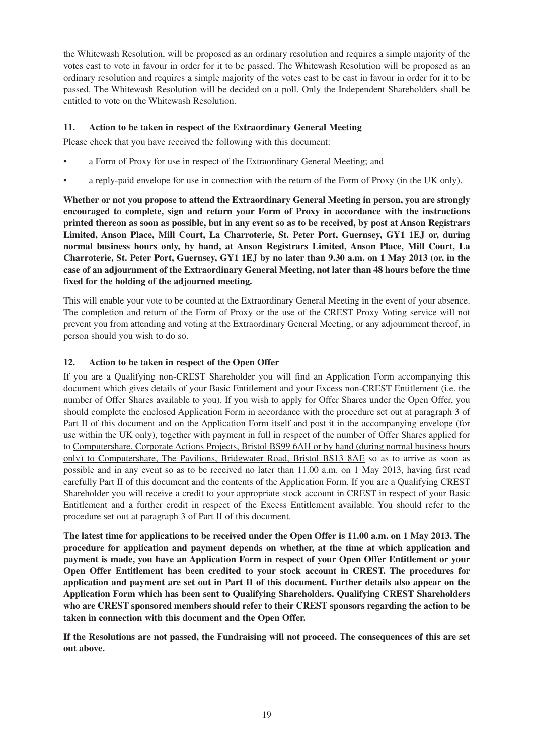the Whitewash Resolution, will be proposed as an ordinary resolution and requires a simple majority of the votes cast to vote in favour in order for it to be passed. The Whitewash Resolution will be proposed as an ordinary resolution and requires a simple majority of the votes cast to be cast in favour in order for it to be passed. The Whitewash Resolution will be decided on a poll. Only the Independent Shareholders shall be entitled to vote on the Whitewash Resolution.

## 11. Action to be taken in respect of the Extraordinary General Meeting

Please check that you have received the following with this document:

- a Form of Proxy for use in respect of the Extraordinary General Meeting; and
- a reply-paid envelope for use in connection with the return of the Form of Proxy (in the UK only).

**Whether or not you propose to attend the Extraordinary General Meeting in person, you are strongly encouraged to complete, sign and return your Form of Proxy in accordance with the instructions printed thereon as soon as possible, but in any event so as to be received, by post at Anson Registrars Limited, Anson Place, Mill Court, La Charroterie, St. Peter Port, Guernsey, GY1 1EJ or, during normal business hours only, by hand, at Anson Registrars Limited, Anson Place, Mill Court, La Charroterie, St. Peter Port, Guernsey, GY1 1EJ by no later than 9.30 a.m. on 1 May 2013 (or, in the case of an adjournment of the Extraordinary General Meeting, not later than 48 hours before the time fixed for the holding of the adjourned meeting.**

This will enable your vote to be counted at the Extraordinary General Meeting in the event of your absence. The completion and return of the Form of Proxy or the use of the CREST Proxy Voting service will not prevent you from attending and voting at the Extraordinary General Meeting, or any adjournment thereof, in person should you wish to do so.

## 12. Action to be taken in respect of the Open Offer

If you are a Qualifying non-CREST Shareholder you will find an Application Form accompanying this document which gives details of your Basic Entitlement and your Excess non-CREST Entitlement (i.e. the number of Offer Shares available to you). If you wish to apply for Offer Shares under the Open Offer, you should complete the enclosed Application Form in accordance with the procedure set out at paragraph 3 of Part II of this document and on the Application Form itself and post it in the accompanying envelope (for use within the UK only), together with payment in full in respect of the number of Offer Shares applied for to Computershare, Corporate Actions Projects, Bristol BS99 6AH or by hand (during normal business hours only) to Computershare, The Pavilions, Bridgwater Road, Bristol BS13 8AE so as to arrive as soon as possible and in any event so as to be received no later than 11.00 a.m. on 1 May 2013, having first read carefully Part II of this document and the contents of the Application Form. If you are a Qualifying CREST Shareholder you will receive a credit to your appropriate stock account in CREST in respect of your Basic Entitlement and a further credit in respect of the Excess Entitlement available. You should refer to the procedure set out at paragraph 3 of Part II of this document.

**The latest time for applications to be received under the Open Offer is 11.00 a.m. on 1 May 2013. The procedure for application and payment depends on whether, at the time at which application and payment is made, you have an Application Form in respect of your Open Offer Entitlement or your Open Offer Entitlement has been credited to your stock account in CREST. The procedures for application and payment are set out in Part II of this document. Further details also appear on the Application Form which has been sent to Qualifying Shareholders. Qualifying CREST Shareholders who are CREST sponsored members should refer to their CREST sponsors regarding the action to be taken in connection with this document and the Open Offer.**

**If the Resolutions are not passed, the Fundraising will not proceed. The consequences of this are set out above.**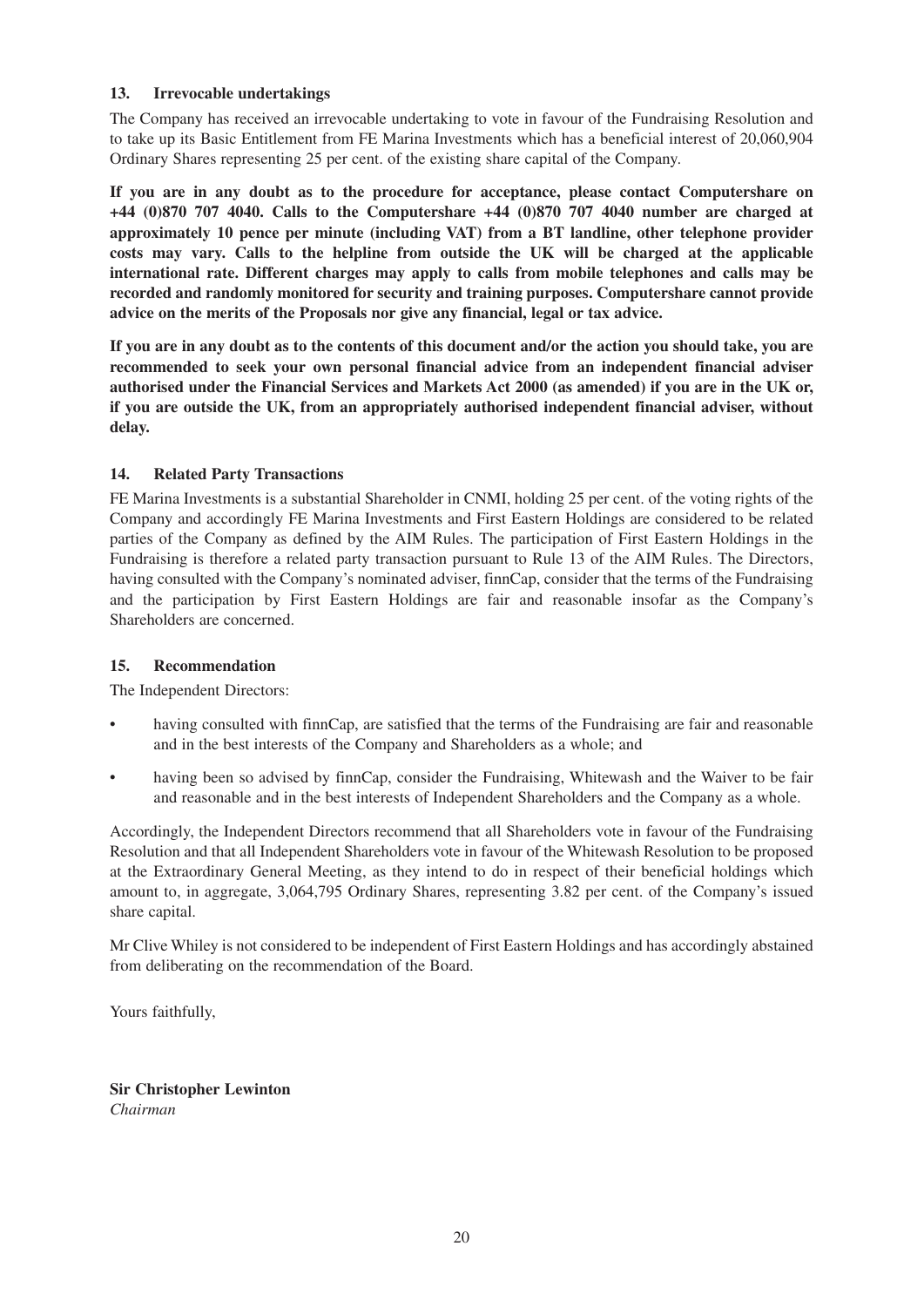### 13. Irrevocable undertakings

The Company has received an irrevocable undertaking to vote in favour of the Fundraising Resolution and to take up its Basic Entitlement from FE Marina Investments which has a beneficial interest of 20,060,904 Ordinary Shares representing 25 per cent. of the existing share capital of the Company.

**If you are in any doubt as to the procedure for acceptance, please contact Computershare on +44 (0)870 707 4040. Calls to the Computershare +44 (0)870 707 4040 number are charged at approximately 10 pence per minute (including VAT) from a BT landline, other telephone provider costs may vary. Calls to the helpline from outside the UK will be charged at the applicable international rate. Different charges may apply to calls from mobile telephones and calls may be recorded and randomly monitored for security and training purposes. Computershare cannot provide advice on the merits of the Proposals nor give any financial, legal or tax advice.**

**If you are in any doubt as to the contents of this document and/or the action you should take, you are recommended to seek your own personal financial advice from an independent financial adviser authorised under the Financial Services and Markets Act 2000 (as amended) if you are in the UK or, if you are outside the UK, from an appropriately authorised independent financial adviser, without delay.**

### 14. Related Party Transactions

FE Marina Investments is a substantial Shareholder in CNMI, holding 25 per cent. of the voting rights of the Company and accordingly FE Marina Investments and First Eastern Holdings are considered to be related parties of the Company as defined by the AIM Rules. The participation of First Eastern Holdings in the Fundraising is therefore a related party transaction pursuant to Rule 13 of the AIM Rules. The Directors, having consulted with the Company's nominated adviser, finnCap, consider that the terms of the Fundraising and the participation by First Eastern Holdings are fair and reasonable insofar as the Company's Shareholders are concerned.

### 15. Recommendation

The Independent Directors:

- having consulted with finnCap, are satisfied that the terms of the Fundraising are fair and reasonable and in the best interests of the Company and Shareholders as a whole; and
- having been so advised by finnCap, consider the Fundraising, Whitewash and the Waiver to be fair and reasonable and in the best interests of Independent Shareholders and the Company as a whole.

Accordingly, the Independent Directors recommend that all Shareholders vote in favour of the Fundraising Resolution and that all Independent Shareholders vote in favour of the Whitewash Resolution to be proposed at the Extraordinary General Meeting, as they intend to do in respect of their beneficial holdings which amount to, in aggregate, 3,064,795 Ordinary Shares, representing 3.82 per cent. of the Company's issued share capital.

Mr Clive Whiley is not considered to be independent of First Eastern Holdings and has accordingly abstained from deliberating on the recommendation of the Board.

Yours faithfully,

**Sir Christopher Lewinton**
*Chairman*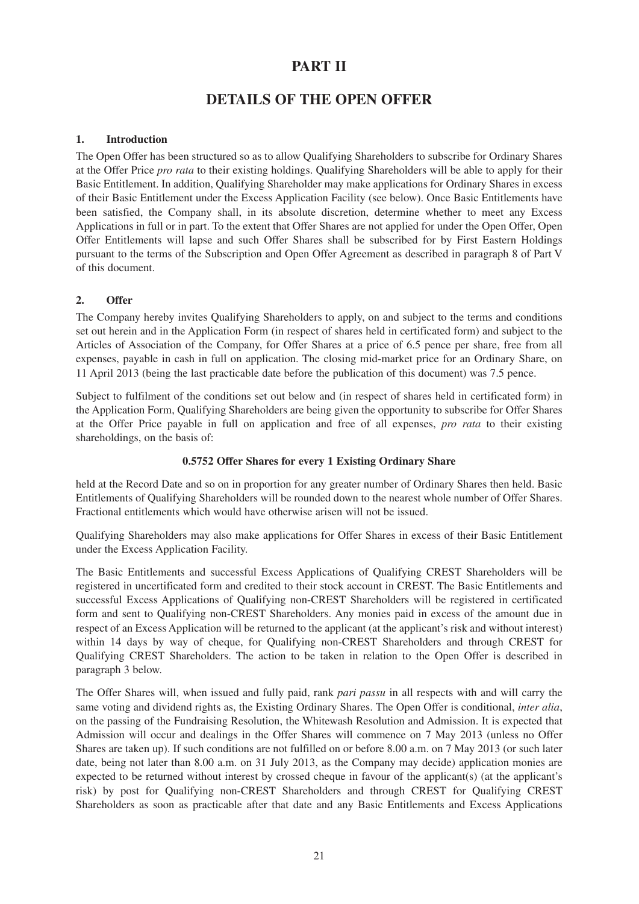# PART II

## DETAILS OF THE OPEN OFFER

### 1. Introduction

The Open Offer has been structured so as to allow Qualifying Shareholders to subscribe for Ordinary Shares at the Offer Price *pro rata* to their existing holdings. Qualifying Shareholders will be able to apply for their Basic Entitlement. In addition, Qualifying Shareholder may make applications for Ordinary Shares in excess of their Basic Entitlement under the Excess Application Facility (see below). Once Basic Entitlements have been satisfied, the Company shall, in its absolute discretion, determine whether to meet any Excess Applications in full or in part. To the extent that Offer Shares are not applied for under the Open Offer, Open Offer Entitlements will lapse and such Offer Shares shall be subscribed for by First Eastern Holdings pursuant to the terms of the Subscription and Open Offer Agreement as described in paragraph 8 of Part V of this document.

### 2. Offer

The Company hereby invites Qualifying Shareholders to apply, on and subject to the terms and conditions set out herein and in the Application Form (in respect of shares held in certificated form) and subject to the Articles of Association of the Company, for Offer Shares at a price of 6.5 pence per share, free from all expenses, payable in cash in full on application. The closing mid-market price for an Ordinary Share, on 11 April 2013 (being the last practicable date before the publication of this document) was 7.5 pence.

Subject to fulfilment of the conditions set out below and (in respect of shares held in certificated form) in the Application Form, Qualifying Shareholders are being given the opportunity to subscribe for Offer Shares at the Offer Price payable in full on application and free of all expenses, *pro rata* to their existing shareholdings, on the basis of:

**0.5752 Offer Shares for every 1 Existing Ordinary Share**

held at the Record Date and so on in proportion for any greater number of Ordinary Shares then held. Basic Entitlements of Qualifying Shareholders will be rounded down to the nearest whole number of Offer Shares. Fractional entitlements which would have otherwise arisen will not be issued.

Qualifying Shareholders may also make applications for Offer Shares in excess of their Basic Entitlement under the Excess Application Facility.

The Basic Entitlements and successful Excess Applications of Qualifying CREST Shareholders will be registered in uncertificated form and credited to their stock account in CREST. The Basic Entitlements and successful Excess Applications of Qualifying non-CREST Shareholders will be registered in certificated form and sent to Qualifying non-CREST Shareholders. Any monies paid in excess of the amount due in respect of an Excess Application will be returned to the applicant (at the applicant's risk and without interest) within 14 days by way of cheque, for Qualifying non-CREST Shareholders and through CREST for Qualifying CREST Shareholders. The action to be taken in relation to the Open Offer is described in paragraph 3 below.

The Offer Shares will, when issued and fully paid, rank *pari passu* in all respects with and will carry the same voting and dividend rights as, the Existing Ordinary Shares. The Open Offer is conditional, *inter alia*, on the passing of the Fundraising Resolution, the Whitewash Resolution and Admission. It is expected that Admission will occur and dealings in the Offer Shares will commence on 7 May 2013 (unless no Offer Shares are taken up). If such conditions are not fulfilled on or before 8.00 a.m. on 7 May 2013 (or such later date, being not later than 8.00 a.m. on 31 July 2013, as the Company may decide) application monies are expected to be returned without interest by crossed cheque in favour of the applicant(s) (at the applicant's risk) by post for Qualifying non-CREST Shareholders and through CREST for Qualifying CREST Shareholders as soon as practicable after that date and any Basic Entitlements and Excess Applications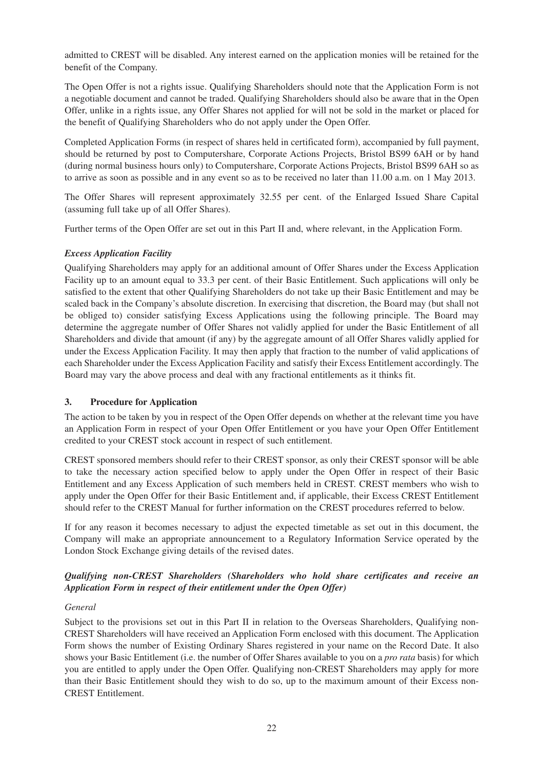admitted to CREST will be disabled. Any interest earned on the application monies will be retained for the benefit of the Company.

The Open Offer is not a rights issue. Qualifying Shareholders should note that the Application Form is not a negotiable document and cannot be traded. Qualifying Shareholders should also be aware that in the Open Offer, unlike in a rights issue, any Offer Shares not applied for will not be sold in the market or placed for the benefit of Qualifying Shareholders who do not apply under the Open Offer.

Completed Application Forms (in respect of shares held in certificated form), accompanied by full payment, should be returned by post to Computershare, Corporate Actions Projects, Bristol BS99 6AH or by hand (during normal business hours only) to Computershare, Corporate Actions Projects, Bristol BS99 6AH so as to arrive as soon as possible and in any event so as to be received no later than 11.00 a.m. on 1 May 2013.

The Offer Shares will represent approximately 32.55 per cent. of the Enlarged Issued Share Capital (assuming full take up of all Offer Shares).

Further terms of the Open Offer are set out in this Part II and, where relevant, in the Application Form.

***Excess Application Facility***

Qualifying Shareholders may apply for an additional amount of Offer Shares under the Excess Application Facility up to an amount equal to 33.3 per cent. of their Basic Entitlement. Such applications will only be satisfied to the extent that other Qualifying Shareholders do not take up their Basic Entitlement and may be scaled back in the Company's absolute discretion. In exercising that discretion, the Board may (but shall not be obliged to) consider satisfying Excess Applications using the following principle. The Board may determine the aggregate number of Offer Shares not validly applied for under the Basic Entitlement of all Shareholders and divide that amount (if any) by the aggregate amount of all Offer Shares validly applied for under the Excess Application Facility. It may then apply that fraction to the number of valid applications of each Shareholder under the Excess Application Facility and satisfy their Excess Entitlement accordingly. The Board may vary the above process and deal with any fractional entitlements as it thinks fit.

### 3. Procedure for Application

The action to be taken by you in respect of the Open Offer depends on whether at the relevant time you have an Application Form in respect of your Open Offer Entitlement or you have your Open Offer Entitlement credited to your CREST stock account in respect of such entitlement.

CREST sponsored members should refer to their CREST sponsor, as only their CREST sponsor will be able to take the necessary action specified below to apply under the Open Offer in respect of their Basic Entitlement and any Excess Application of such members held in CREST. CREST members who wish to apply under the Open Offer for their Basic Entitlement and, if applicable, their Excess CREST Entitlement should refer to the CREST Manual for further information on the CREST procedures referred to below.

If for any reason it becomes necessary to adjust the expected timetable as set out in this document, the Company will make an appropriate announcement to a Regulatory Information Service operated by the London Stock Exchange giving details of the revised dates.

***Qualifying non-CREST Shareholders (Shareholders who hold share certificates and receive an Application Form in respect of their entitlement under the Open Offer)***

*General*

Subject to the provisions set out in this Part II in relation to the Overseas Shareholders, Qualifying non-CREST Shareholders will have received an Application Form enclosed with this document. The Application Form shows the number of Existing Ordinary Shares registered in your name on the Record Date. It also shows your Basic Entitlement (i.e. the number of Offer Shares available to you on a *pro rata* basis) for which you are entitled to apply under the Open Offer. Qualifying non-CREST Shareholders may apply for more than their Basic Entitlement should they wish to do so, up to the maximum amount of their Excess non-CREST Entitlement.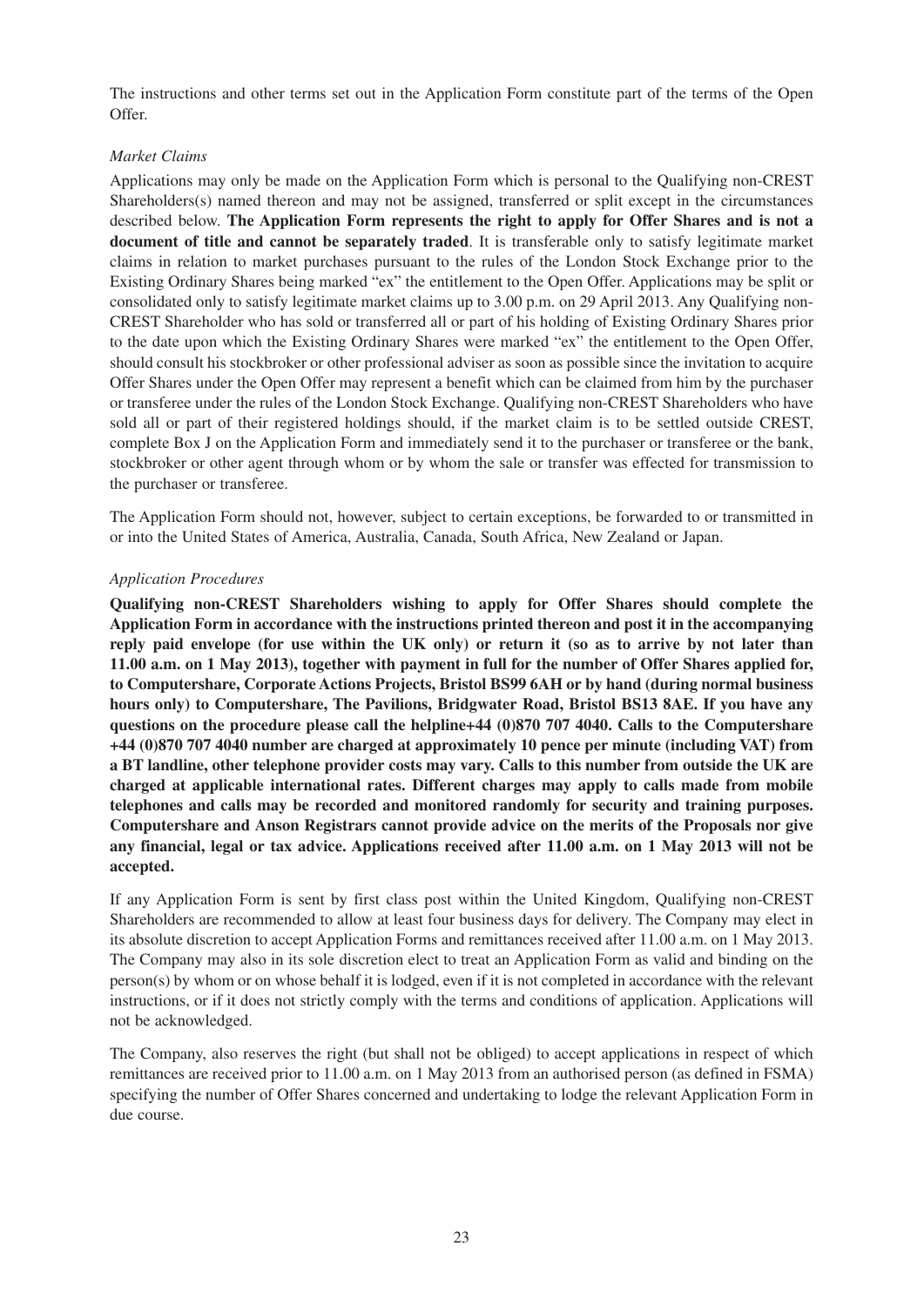The instructions and other terms set out in the Application Form constitute part of the terms of the Open Offer.

*Market Claims*

Applications may only be made on the Application Form which is personal to the Qualifying non-CREST Shareholders(s) named thereon and may not be assigned, transferred or split except in the circumstances described below. **The Application Form represents the right to apply for Offer Shares and is not a document of title and cannot be separately traded**. It is transferable only to satisfy legitimate market claims in relation to market purchases pursuant to the rules of the London Stock Exchange prior to the Existing Ordinary Shares being marked "ex" the entitlement to the Open Offer. Applications may be split or consolidated only to satisfy legitimate market claims up to 3.00 p.m. on 29 April 2013. Any Qualifying non-CREST Shareholder who has sold or transferred all or part of his holding of Existing Ordinary Shares prior to the date upon which the Existing Ordinary Shares were marked "ex" the entitlement to the Open Offer, should consult his stockbroker or other professional adviser as soon as possible since the invitation to acquire Offer Shares under the Open Offer may represent a benefit which can be claimed from him by the purchaser or transferee under the rules of the London Stock Exchange. Qualifying non-CREST Shareholders who have sold all or part of their registered holdings should, if the market claim is to be settled outside CREST, complete Box J on the Application Form and immediately send it to the purchaser or transferee or the bank, stockbroker or other agent through whom or by whom the sale or transfer was effected for transmission to the purchaser or transferee.

The Application Form should not, however, subject to certain exceptions, be forwarded to or transmitted in or into the United States of America, Australia, Canada, South Africa, New Zealand or Japan.

*Application Procedures*

**Qualifying non-CREST Shareholders wishing to apply for Offer Shares should complete the Application Form in accordance with the instructions printed thereon and post it in the accompanying reply paid envelope (for use within the UK only) or return it (so as to arrive by not later than 11.00 a.m. on 1 May 2013), together with payment in full for the number of Offer Shares applied for, to Computershare, Corporate Actions Projects, Bristol BS99 6AH or by hand (during normal business hours only) to Computershare, The Pavilions, Bridgwater Road, Bristol BS13 8AE. If you have any questions on the procedure please call the helpline+44 (0)870 707 4040. Calls to the Computershare +44 (0)870 707 4040 number are charged at approximately 10 pence per minute (including VAT) from a BT landline, other telephone provider costs may vary. Calls to this number from outside the UK are charged at applicable international rates. Different charges may apply to calls made from mobile telephones and calls may be recorded and monitored randomly for security and training purposes. Computershare and Anson Registrars cannot provide advice on the merits of the Proposals nor give any financial, legal or tax advice. Applications received after 11.00 a.m. on 1 May 2013 will not be accepted.**

If any Application Form is sent by first class post within the United Kingdom, Qualifying non-CREST Shareholders are recommended to allow at least four business days for delivery. The Company may elect in its absolute discretion to accept Application Forms and remittances received after 11.00 a.m. on 1 May 2013. The Company may also in its sole discretion elect to treat an Application Form as valid and binding on the person(s) by whom or on whose behalf it is lodged, even if it is not completed in accordance with the relevant instructions, or if it does not strictly comply with the terms and conditions of application. Applications will not be acknowledged.

The Company, also reserves the right (but shall not be obliged) to accept applications in respect of which remittances are received prior to 11.00 a.m. on 1 May 2013 from an authorised person (as defined in FSMA) specifying the number of Offer Shares concerned and undertaking to lodge the relevant Application Form in due course.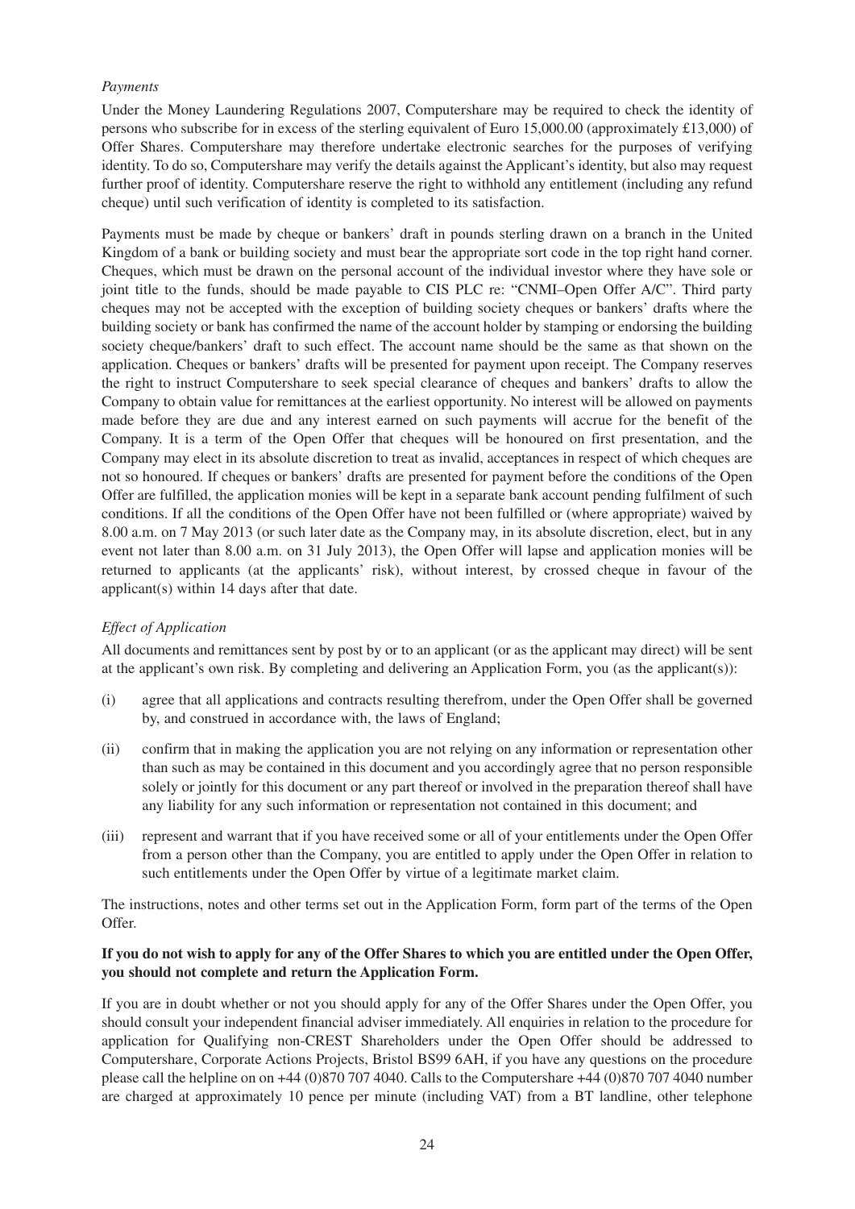*Payments*

Under the Money Laundering Regulations 2007, Computershare may be required to check the identity of persons who subscribe for in excess of the sterling equivalent of Euro 15,000.00 (approximately £13,000) of Offer Shares. Computershare may therefore undertake electronic searches for the purposes of verifying identity. To do so, Computershare may verify the details against the Applicant's identity, but also may request further proof of identity. Computershare reserve the right to withhold any entitlement (including any refund cheque) until such verification of identity is completed to its satisfaction.

Payments must be made by cheque or bankers' draft in pounds sterling drawn on a branch in the United Kingdom of a bank or building society and must bear the appropriate sort code in the top right hand corner. Cheques, which must be drawn on the personal account of the individual investor where they have sole or joint title to the funds, should be made payable to CIS PLC re: "CNMI–Open Offer A/C". Third party cheques may not be accepted with the exception of building society cheques or bankers' drafts where the building society or bank has confirmed the name of the account holder by stamping or endorsing the building society cheque/bankers' draft to such effect. The account name should be the same as that shown on the application. Cheques or bankers' drafts will be presented for payment upon receipt. The Company reserves the right to instruct Computershare to seek special clearance of cheques and bankers' drafts to allow the Company to obtain value for remittances at the earliest opportunity. No interest will be allowed on payments made before they are due and any interest earned on such payments will accrue for the benefit of the Company. It is a term of the Open Offer that cheques will be honoured on first presentation, and the Company may elect in its absolute discretion to treat as invalid, acceptances in respect of which cheques are not so honoured. If cheques or bankers' drafts are presented for payment before the conditions of the Open Offer are fulfilled, the application monies will be kept in a separate bank account pending fulfilment of such conditions. If all the conditions of the Open Offer have not been fulfilled or (where appropriate) waived by 8.00 a.m. on 7 May 2013 (or such later date as the Company may, in its absolute discretion, elect, but in any event not later than 8.00 a.m. on 31 July 2013), the Open Offer will lapse and application monies will be returned to applicants (at the applicants' risk), without interest, by crossed cheque in favour of the applicant(s) within 14 days after that date.

*Effect of Application*

All documents and remittances sent by post by or to an applicant (or as the applicant may direct) will be sent at the applicant's own risk. By completing and delivering an Application Form, you (as the applicant(s)):

(i) agree that all applications and contracts resulting therefrom, under the Open Offer shall be governed by, and construed in accordance with, the laws of England;

(ii) confirm that in making the application you are not relying on any information or representation other than such as may be contained in this document and you accordingly agree that no person responsible solely or jointly for this document or any part thereof or involved in the preparation thereof shall have any liability for any such information or representation not contained in this document; and

(iii) represent and warrant that if you have received some or all of your entitlements under the Open Offer from a person other than the Company, you are entitled to apply under the Open Offer in relation to such entitlements under the Open Offer by virtue of a legitimate market claim.

The instructions, notes and other terms set out in the Application Form, form part of the terms of the Open Offer.

**If you do not wish to apply for any of the Offer Shares to which you are entitled under the Open Offer, you should not complete and return the Application Form.**

If you are in doubt whether or not you should apply for any of the Offer Shares under the Open Offer, you should consult your independent financial adviser immediately. All enquiries in relation to the procedure for application for Qualifying non-CREST Shareholders under the Open Offer should be addressed to Computershare, Corporate Actions Projects, Bristol BS99 6AH, if you have any questions on the procedure please call the helpline on on +44 (0)870 707 4040. Calls to the Computershare +44 (0)870 707 4040 number are charged at approximately 10 pence per minute (including VAT) from a BT landline, other telephone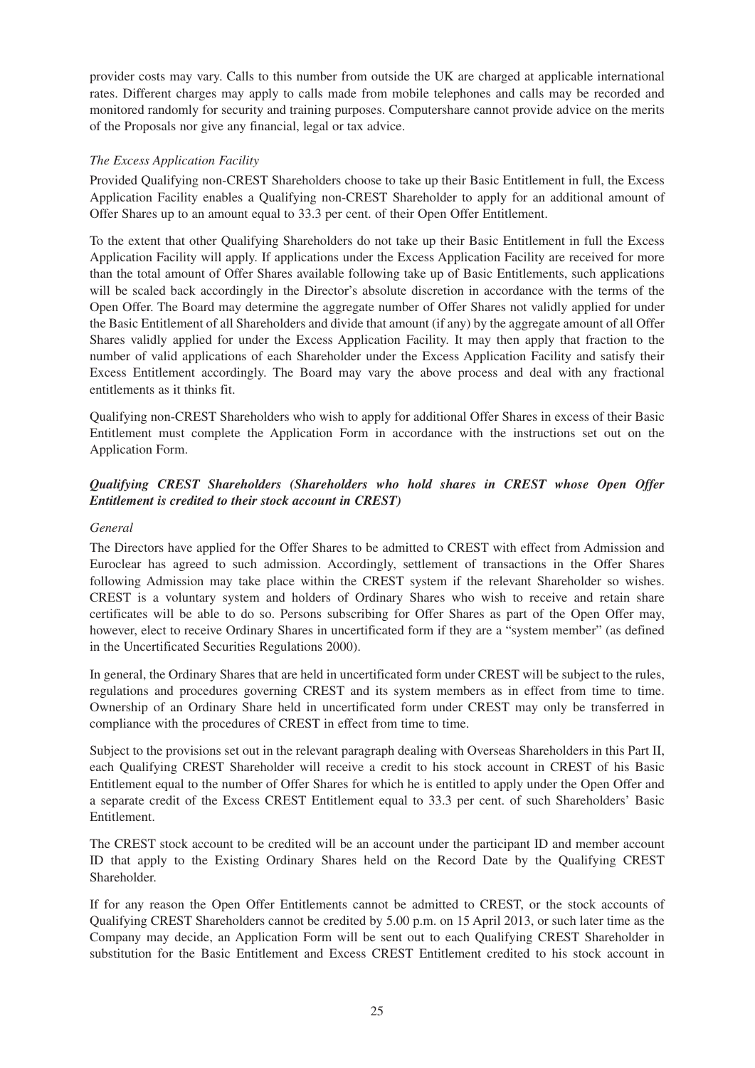provider costs may vary. Calls to this number from outside the UK are charged at applicable international rates. Different charges may apply to calls made from mobile telephones and calls may be recorded and monitored randomly for security and training purposes. Computershare cannot provide advice on the merits of the Proposals nor give any financial, legal or tax advice.

*The Excess Application Facility*

Provided Qualifying non-CREST Shareholders choose to take up their Basic Entitlement in full, the Excess Application Facility enables a Qualifying non-CREST Shareholder to apply for an additional amount of Offer Shares up to an amount equal to 33.3 per cent. of their Open Offer Entitlement.

To the extent that other Qualifying Shareholders do not take up their Basic Entitlement in full the Excess Application Facility will apply. If applications under the Excess Application Facility are received for more than the total amount of Offer Shares available following take up of Basic Entitlements, such applications will be scaled back accordingly in the Director's absolute discretion in accordance with the terms of the Open Offer. The Board may determine the aggregate number of Offer Shares not validly applied for under the Basic Entitlement of all Shareholders and divide that amount (if any) by the aggregate amount of all Offer Shares validly applied for under the Excess Application Facility. It may then apply that fraction to the number of valid applications of each Shareholder under the Excess Application Facility and satisfy their Excess Entitlement accordingly. The Board may vary the above process and deal with any fractional entitlements as it thinks fit.

Qualifying non-CREST Shareholders who wish to apply for additional Offer Shares in excess of their Basic Entitlement must complete the Application Form in accordance with the instructions set out on the Application Form.

***Qualifying CREST Shareholders (Shareholders who hold shares in CREST whose Open Offer Entitlement is credited to their stock account in CREST)***

*General*

The Directors have applied for the Offer Shares to be admitted to CREST with effect from Admission and Euroclear has agreed to such admission. Accordingly, settlement of transactions in the Offer Shares following Admission may take place within the CREST system if the relevant Shareholder so wishes. CREST is a voluntary system and holders of Ordinary Shares who wish to receive and retain share certificates will be able to do so. Persons subscribing for Offer Shares as part of the Open Offer may, however, elect to receive Ordinary Shares in uncertificated form if they are a "system member" (as defined in the Uncertificated Securities Regulations 2000).

In general, the Ordinary Shares that are held in uncertificated form under CREST will be subject to the rules, regulations and procedures governing CREST and its system members as in effect from time to time. Ownership of an Ordinary Share held in uncertificated form under CREST may only be transferred in compliance with the procedures of CREST in effect from time to time.

Subject to the provisions set out in the relevant paragraph dealing with Overseas Shareholders in this Part II, each Qualifying CREST Shareholder will receive a credit to his stock account in CREST of his Basic Entitlement equal to the number of Offer Shares for which he is entitled to apply under the Open Offer and a separate credit of the Excess CREST Entitlement equal to 33.3 per cent. of such Shareholders' Basic Entitlement.

The CREST stock account to be credited will be an account under the participant ID and member account ID that apply to the Existing Ordinary Shares held on the Record Date by the Qualifying CREST Shareholder.

If for any reason the Open Offer Entitlements cannot be admitted to CREST, or the stock accounts of Qualifying CREST Shareholders cannot be credited by 5.00 p.m. on 15 April 2013, or such later time as the Company may decide, an Application Form will be sent out to each Qualifying CREST Shareholder in substitution for the Basic Entitlement and Excess CREST Entitlement credited to his stock account in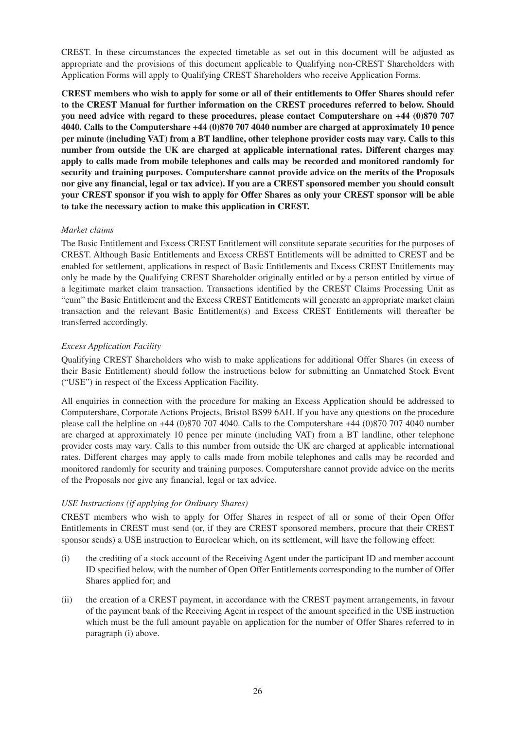CREST. In these circumstances the expected timetable as set out in this document will be adjusted as appropriate and the provisions of this document applicable to Qualifying non-CREST Shareholders with Application Forms will apply to Qualifying CREST Shareholders who receive Application Forms.

**CREST members who wish to apply for some or all of their entitlements to Offer Shares should refer to the CREST Manual for further information on the CREST procedures referred to below. Should you need advice with regard to these procedures, please contact Computershare on +44 (0)870 707 4040. Calls to the Computershare +44 (0)870 707 4040 number are charged at approximately 10 pence per minute (including VAT) from a BT landline, other telephone provider costs may vary. Calls to this number from outside the UK are charged at applicable international rates. Different charges may apply to calls made from mobile telephones and calls may be recorded and monitored randomly for security and training purposes. Computershare cannot provide advice on the merits of the Proposals nor give any financial, legal or tax advice). If you are a CREST sponsored member you should consult your CREST sponsor if you wish to apply for Offer Shares as only your CREST sponsor will be able to take the necessary action to make this application in CREST.**

*Market claims*

The Basic Entitlement and Excess CREST Entitlement will constitute separate securities for the purposes of CREST. Although Basic Entitlements and Excess CREST Entitlements will be admitted to CREST and be enabled for settlement, applications in respect of Basic Entitlements and Excess CREST Entitlements may only be made by the Qualifying CREST Shareholder originally entitled or by a person entitled by virtue of a legitimate market claim transaction. Transactions identified by the CREST Claims Processing Unit as "cum" the Basic Entitlement and the Excess CREST Entitlements will generate an appropriate market claim transaction and the relevant Basic Entitlement(s) and Excess CREST Entitlements will thereafter be transferred accordingly.

*Excess Application Facility*

Qualifying CREST Shareholders who wish to make applications for additional Offer Shares (in excess of their Basic Entitlement) should follow the instructions below for submitting an Unmatched Stock Event ("USE") in respect of the Excess Application Facility.

All enquiries in connection with the procedure for making an Excess Application should be addressed to Computershare, Corporate Actions Projects, Bristol BS99 6AH. If you have any questions on the procedure please call the helpline on +44 (0)870 707 4040. Calls to the Computershare +44 (0)870 707 4040 number are charged at approximately 10 pence per minute (including VAT) from a BT landline, other telephone provider costs may vary. Calls to this number from outside the UK are charged at applicable international rates. Different charges may apply to calls made from mobile telephones and calls may be recorded and monitored randomly for security and training purposes. Computershare cannot provide advice on the merits of the Proposals nor give any financial, legal or tax advice.

*USE Instructions (if applying for Ordinary Shares)*

CREST members who wish to apply for Offer Shares in respect of all or some of their Open Offer Entitlements in CREST must send (or, if they are CREST sponsored members, procure that their CREST sponsor sends) a USE instruction to Euroclear which, on its settlement, will have the following effect:

(i) the crediting of a stock account of the Receiving Agent under the participant ID and member account ID specified below, with the number of Open Offer Entitlements corresponding to the number of Offer Shares applied for; and

(ii) the creation of a CREST payment, in accordance with the CREST payment arrangements, in favour of the payment bank of the Receiving Agent in respect of the amount specified in the USE instruction which must be the full amount payable on application for the number of Offer Shares referred to in paragraph (i) above.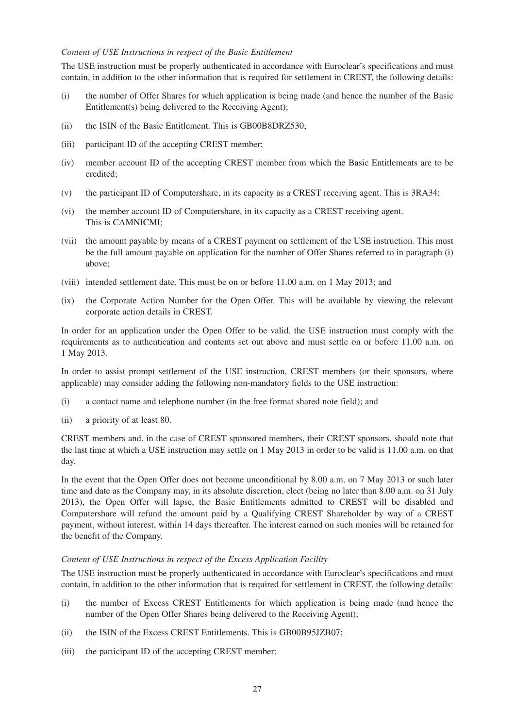*Content of USE Instructions in respect of the Basic Entitlement*

The USE instruction must be properly authenticated in accordance with Euroclear's specifications and must contain, in addition to the other information that is required for settlement in CREST, the following details:

(i) the number of Offer Shares for which application is being made (and hence the number of the Basic Entitlement(s) being delivered to the Receiving Agent);

(ii) the ISIN of the Basic Entitlement. This is GB00B8DRZ530;

(iii) participant ID of the accepting CREST member;

(iv) member account ID of the accepting CREST member from which the Basic Entitlements are to be credited;

(v) the participant ID of Computershare, in its capacity as a CREST receiving agent. This is 3RA34;

(vi) the member account ID of Computershare, in its capacity as a CREST receiving agent. This is CAMNICMI;

(vii) the amount payable by means of a CREST payment on settlement of the USE instruction. This must be the full amount payable on application for the number of Offer Shares referred to in paragraph (i) above;

(viii) intended settlement date. This must be on or before 11.00 a.m. on 1 May 2013; and

(ix) the Corporate Action Number for the Open Offer. This will be available by viewing the relevant corporate action details in CREST.

In order for an application under the Open Offer to be valid, the USE instruction must comply with the requirements as to authentication and contents set out above and must settle on or before 11.00 a.m. on 1 May 2013.

In order to assist prompt settlement of the USE instruction, CREST members (or their sponsors, where applicable) may consider adding the following non-mandatory fields to the USE instruction:

(i) a contact name and telephone number (in the free format shared note field); and

(ii) a priority of at least 80.

CREST members and, in the case of CREST sponsored members, their CREST sponsors, should note that the last time at which a USE instruction may settle on 1 May 2013 in order to be valid is 11.00 a.m. on that day.

In the event that the Open Offer does not become unconditional by 8.00 a.m. on 7 May 2013 or such later time and date as the Company may, in its absolute discretion, elect (being no later than 8.00 a.m. on 31 July 2013), the Open Offer will lapse, the Basic Entitlements admitted to CREST will be disabled and Computershare will refund the amount paid by a Qualifying CREST Shareholder by way of a CREST payment, without interest, within 14 days thereafter. The interest earned on such monies will be retained for the benefit of the Company.

*Content of USE Instructions in respect of the Excess Application Facility*

The USE instruction must be properly authenticated in accordance with Euroclear's specifications and must contain, in addition to the other information that is required for settlement in CREST, the following details:

(i) the number of Excess CREST Entitlements for which application is being made (and hence the number of the Open Offer Shares being delivered to the Receiving Agent);

(ii) the ISIN of the Excess CREST Entitlements. This is GB00B95JZB07;

(iii) the participant ID of the accepting CREST member;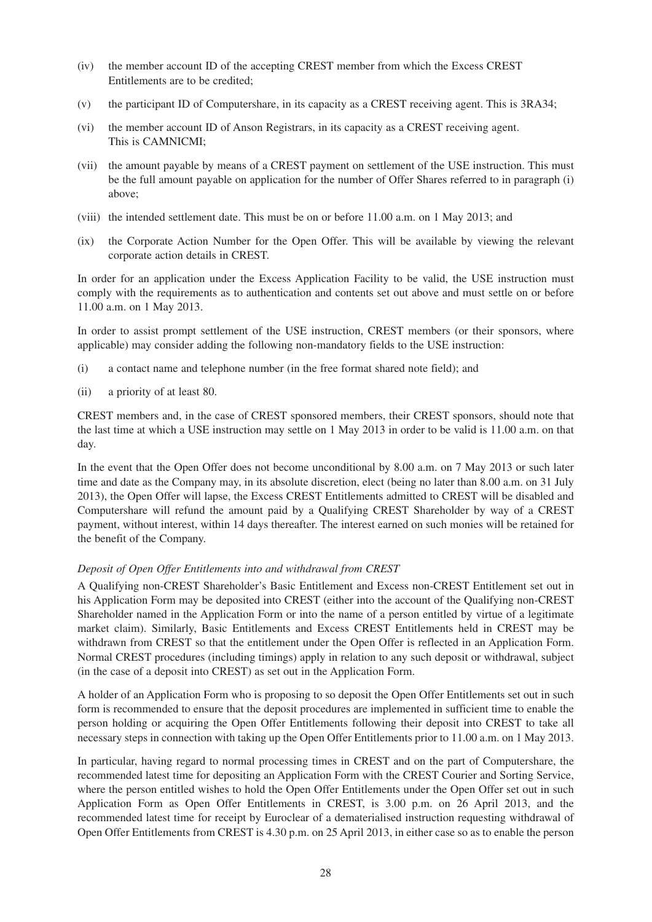(iv) the member account ID of the accepting CREST member from which the Excess CREST Entitlements are to be credited;

(v) the participant ID of Computershare, in its capacity as a CREST receiving agent. This is 3RA34;

(vi) the member account ID of Anson Registrars, in its capacity as a CREST receiving agent. This is CAMNICMI;

(vii) the amount payable by means of a CREST payment on settlement of the USE instruction. This must be the full amount payable on application for the number of Offer Shares referred to in paragraph (i) above;

(viii) the intended settlement date. This must be on or before 11.00 a.m. on 1 May 2013; and

(ix) the Corporate Action Number for the Open Offer. This will be available by viewing the relevant corporate action details in CREST.

In order for an application under the Excess Application Facility to be valid, the USE instruction must comply with the requirements as to authentication and contents set out above and must settle on or before 11.00 a.m. on 1 May 2013.

In order to assist prompt settlement of the USE instruction, CREST members (or their sponsors, where applicable) may consider adding the following non-mandatory fields to the USE instruction:

(i) a contact name and telephone number (in the free format shared note field); and

(ii) a priority of at least 80.

CREST members and, in the case of CREST sponsored members, their CREST sponsors, should note that the last time at which a USE instruction may settle on 1 May 2013 in order to be valid is 11.00 a.m. on that day.

In the event that the Open Offer does not become unconditional by 8.00 a.m. on 7 May 2013 or such later time and date as the Company may, in its absolute discretion, elect (being no later than 8.00 a.m. on 31 July 2013), the Open Offer will lapse, the Excess CREST Entitlements admitted to CREST will be disabled and Computershare will refund the amount paid by a Qualifying CREST Shareholder by way of a CREST payment, without interest, within 14 days thereafter. The interest earned on such monies will be retained for the benefit of the Company.

*Deposit of Open Offer Entitlements into and withdrawal from CREST*

A Qualifying non-CREST Shareholder's Basic Entitlement and Excess non-CREST Entitlement set out in his Application Form may be deposited into CREST (either into the account of the Qualifying non-CREST Shareholder named in the Application Form or into the name of a person entitled by virtue of a legitimate market claim). Similarly, Basic Entitlements and Excess CREST Entitlements held in CREST may be withdrawn from CREST so that the entitlement under the Open Offer is reflected in an Application Form. Normal CREST procedures (including timings) apply in relation to any such deposit or withdrawal, subject (in the case of a deposit into CREST) as set out in the Application Form.

A holder of an Application Form who is proposing to so deposit the Open Offer Entitlements set out in such form is recommended to ensure that the deposit procedures are implemented in sufficient time to enable the person holding or acquiring the Open Offer Entitlements following their deposit into CREST to take all necessary steps in connection with taking up the Open Offer Entitlements prior to 11.00 a.m. on 1 May 2013.

In particular, having regard to normal processing times in CREST and on the part of Computershare, the recommended latest time for depositing an Application Form with the CREST Courier and Sorting Service, where the person entitled wishes to hold the Open Offer Entitlements under the Open Offer set out in such Application Form as Open Offer Entitlements in CREST, is 3.00 p.m. on 26 April 2013, and the recommended latest time for receipt by Euroclear of a dematerialised instruction requesting withdrawal of Open Offer Entitlements from CREST is 4.30 p.m. on 25 April 2013, in either case so as to enable the person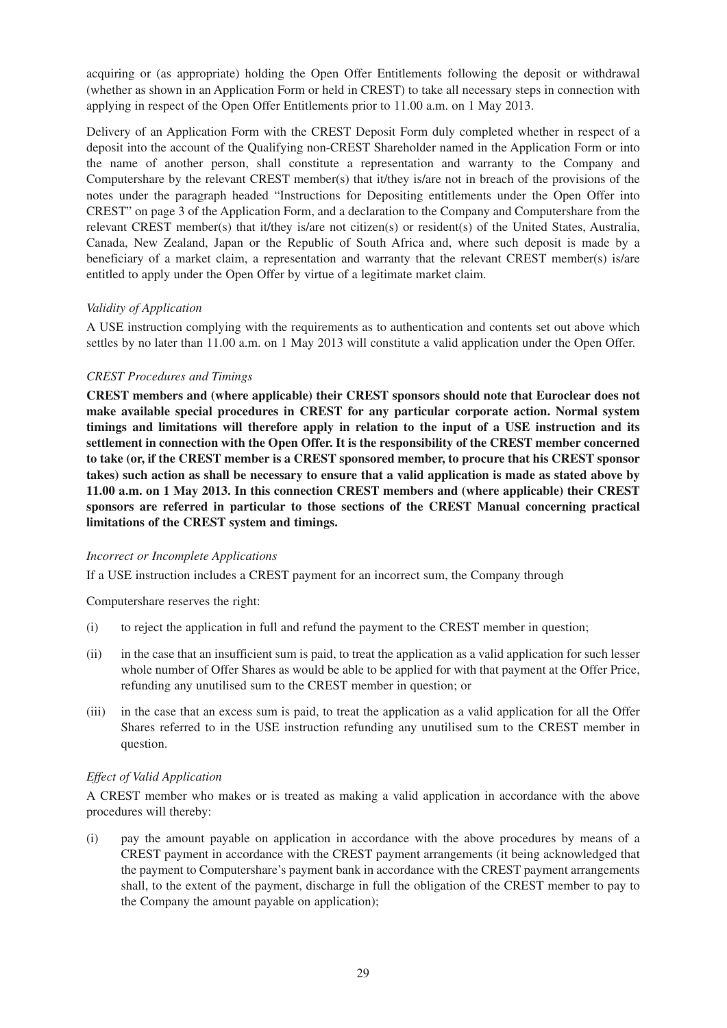acquiring or (as appropriate) holding the Open Offer Entitlements following the deposit or withdrawal (whether as shown in an Application Form or held in CREST) to take all necessary steps in connection with applying in respect of the Open Offer Entitlements prior to 11.00 a.m. on 1 May 2013.

Delivery of an Application Form with the CREST Deposit Form duly completed whether in respect of a deposit into the account of the Qualifying non-CREST Shareholder named in the Application Form or into the name of another person, shall constitute a representation and warranty to the Company and Computershare by the relevant CREST member(s) that it/they is/are not in breach of the provisions of the notes under the paragraph headed "Instructions for Depositing entitlements under the Open Offer into CREST" on page 3 of the Application Form, and a declaration to the Company and Computershare from the relevant CREST member(s) that it/they is/are not citizen(s) or resident(s) of the United States, Australia, Canada, New Zealand, Japan or the Republic of South Africa and, where such deposit is made by a beneficiary of a market claim, a representation and warranty that the relevant CREST member(s) is/are entitled to apply under the Open Offer by virtue of a legitimate market claim.

*Validity of Application*

A USE instruction complying with the requirements as to authentication and contents set out above which settles by no later than 11.00 a.m. on 1 May 2013 will constitute a valid application under the Open Offer.

*CREST Procedures and Timings*

**CREST members and (where applicable) their CREST sponsors should note that Euroclear does not make available special procedures in CREST for any particular corporate action. Normal system timings and limitations will therefore apply in relation to the input of a USE instruction and its settlement in connection with the Open Offer. It is the responsibility of the CREST member concerned to take (or, if the CREST member is a CREST sponsored member, to procure that his CREST sponsor takes) such action as shall be necessary to ensure that a valid application is made as stated above by 11.00 a.m. on 1 May 2013. In this connection CREST members and (where applicable) their CREST sponsors are referred in particular to those sections of the CREST Manual concerning practical limitations of the CREST system and timings.**

*Incorrect or Incomplete Applications*

If a USE instruction includes a CREST payment for an incorrect sum, the Company through

Computershare reserves the right:

(i) to reject the application in full and refund the payment to the CREST member in question;

(ii) in the case that an insufficient sum is paid, to treat the application as a valid application for such lesser whole number of Offer Shares as would be able to be applied for with that payment at the Offer Price, refunding any unutilised sum to the CREST member in question; or

(iii) in the case that an excess sum is paid, to treat the application as a valid application for all the Offer Shares referred to in the USE instruction refunding any unutilised sum to the CREST member in question.

*Effect of Valid Application*

A CREST member who makes or is treated as making a valid application in accordance with the above procedures will thereby:

(i) pay the amount payable on application in accordance with the above procedures by means of a CREST payment in accordance with the CREST payment arrangements (it being acknowledged that the payment to Computershare's payment bank in accordance with the CREST payment arrangements shall, to the extent of the payment, discharge in full the obligation of the CREST member to pay to the Company the amount payable on application);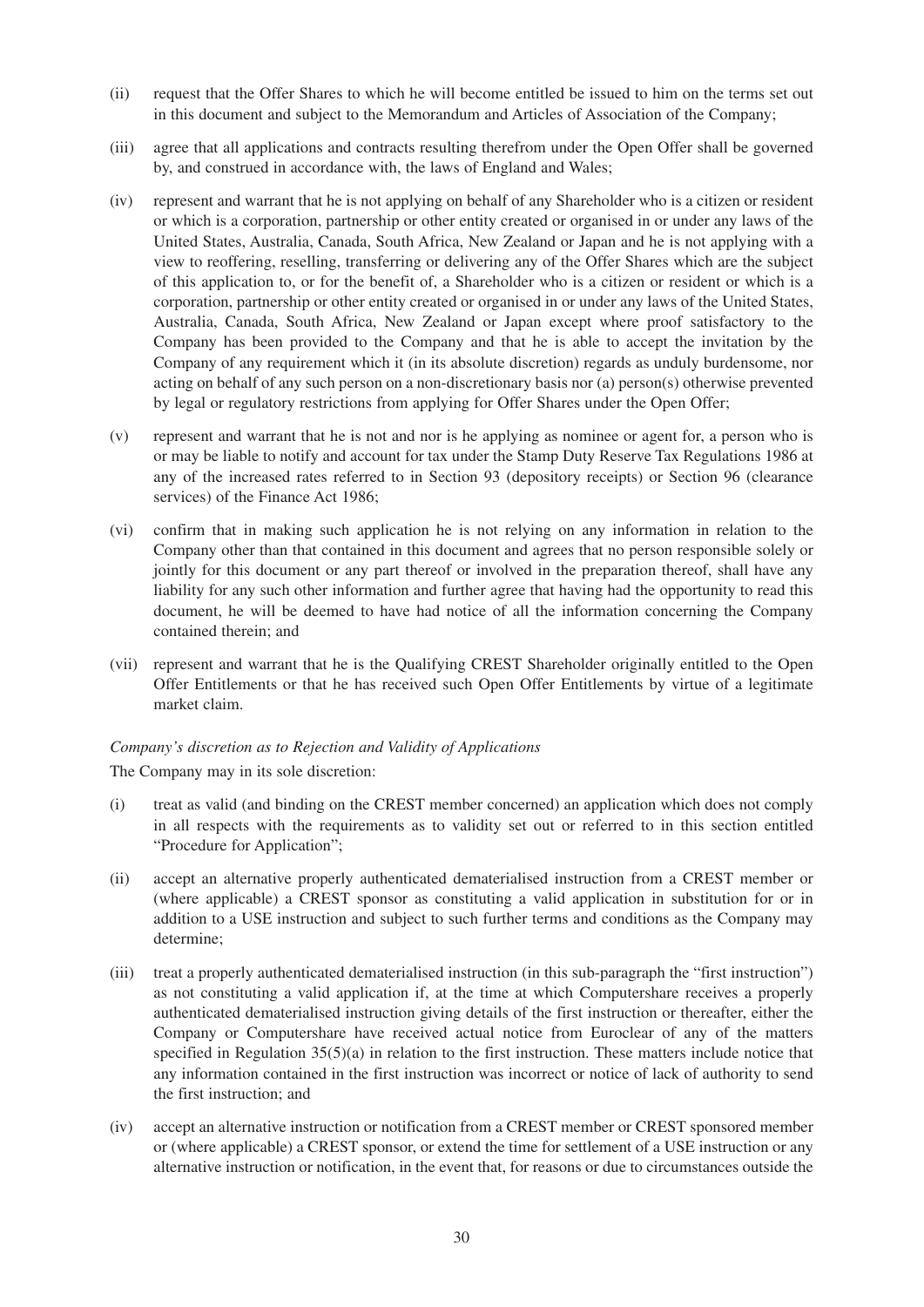(ii) request that the Offer Shares to which he will become entitled be issued to him on the terms set out in this document and subject to the Memorandum and Articles of Association of the Company;

(iii) agree that all applications and contracts resulting therefrom under the Open Offer shall be governed by, and construed in accordance with, the laws of England and Wales;

(iv) represent and warrant that he is not applying on behalf of any Shareholder who is a citizen or resident or which is a corporation, partnership or other entity created or organised in or under any laws of the United States, Australia, Canada, South Africa, New Zealand or Japan and he is not applying with a view to reoffering, reselling, transferring or delivering any of the Offer Shares which are the subject of this application to, or for the benefit of, a Shareholder who is a citizen or resident or which is a corporation, partnership or other entity created or organised in or under any laws of the United States, Australia, Canada, South Africa, New Zealand or Japan except where proof satisfactory to the Company has been provided to the Company and that he is able to accept the invitation by the Company of any requirement which it (in its absolute discretion) regards as unduly burdensome, nor acting on behalf of any such person on a non-discretionary basis nor (a) person(s) otherwise prevented by legal or regulatory restrictions from applying for Offer Shares under the Open Offer;

(v) represent and warrant that he is not and nor is he applying as nominee or agent for, a person who is or may be liable to notify and account for tax under the Stamp Duty Reserve Tax Regulations 1986 at any of the increased rates referred to in Section 93 (depository receipts) or Section 96 (clearance services) of the Finance Act 1986;

(vi) confirm that in making such application he is not relying on any information in relation to the Company other than that contained in this document and agrees that no person responsible solely or jointly for this document or any part thereof or involved in the preparation thereof, shall have any liability for any such other information and further agree that having had the opportunity to read this document, he will be deemed to have had notice of all the information concerning the Company contained therein; and

(vii) represent and warrant that he is the Qualifying CREST Shareholder originally entitled to the Open Offer Entitlements or that he has received such Open Offer Entitlements by virtue of a legitimate market claim.

*Company's discretion as to Rejection and Validity of Applications*

The Company may in its sole discretion:

(i) treat as valid (and binding on the CREST member concerned) an application which does not comply in all respects with the requirements as to validity set out or referred to in this section entitled "Procedure for Application";

(ii) accept an alternative properly authenticated dematerialised instruction from a CREST member or (where applicable) a CREST sponsor as constituting a valid application in substitution for or in addition to a USE instruction and subject to such further terms and conditions as the Company may determine;

(iii) treat a properly authenticated dematerialised instruction (in this sub-paragraph the "first instruction") as not constituting a valid application if, at the time at which Computershare receives a properly authenticated dematerialised instruction giving details of the first instruction or thereafter, either the Company or Computershare have received actual notice from Euroclear of any of the matters specified in Regulation 35(5)(a) in relation to the first instruction. These matters include notice that any information contained in the first instruction was incorrect or notice of lack of authority to send the first instruction; and

(iv) accept an alternative instruction or notification from a CREST member or CREST sponsored member or (where applicable) a CREST sponsor, or extend the time for settlement of a USE instruction or any alternative instruction or notification, in the event that, for reasons or due to circumstances outside the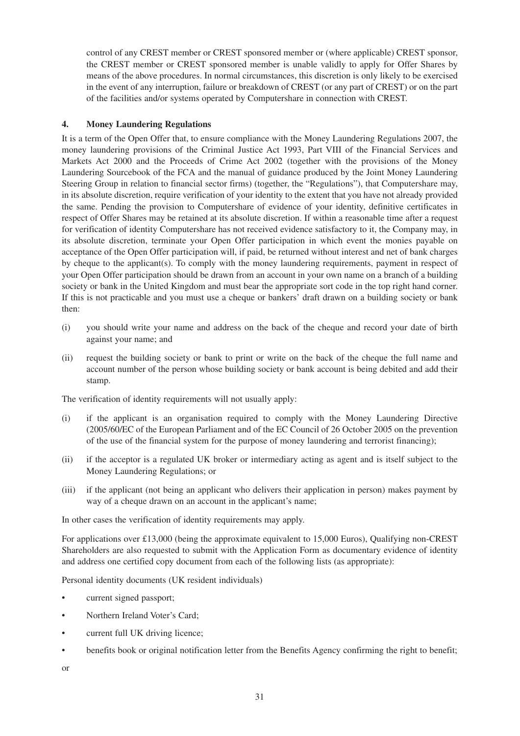control of any CREST member or CREST sponsored member or (where applicable) CREST sponsor, the CREST member or CREST sponsored member is unable validly to apply for Offer Shares by means of the above procedures. In normal circumstances, this discretion is only likely to be exercised in the event of any interruption, failure or breakdown of CREST (or any part of CREST) or on the part of the facilities and/or systems operated by Computershare in connection with CREST.

## 4. Money Laundering Regulations

It is a term of the Open Offer that, to ensure compliance with the Money Laundering Regulations 2007, the money laundering provisions of the Criminal Justice Act 1993, Part VIII of the Financial Services and Markets Act 2000 and the Proceeds of Crime Act 2002 (together with the provisions of the Money Laundering Sourcebook of the FCA and the manual of guidance produced by the Joint Money Laundering Steering Group in relation to financial sector firms) (together, the "Regulations"), that Computershare may, in its absolute discretion, require verification of your identity to the extent that you have not already provided the same. Pending the provision to Computershare of evidence of your identity, definitive certificates in respect of Offer Shares may be retained at its absolute discretion. If within a reasonable time after a request for verification of identity Computershare has not received evidence satisfactory to it, the Company may, in its absolute discretion, terminate your Open Offer participation in which event the monies payable on acceptance of the Open Offer participation will, if paid, be returned without interest and net of bank charges by cheque to the applicant(s). To comply with the money laundering requirements, payment in respect of your Open Offer participation should be drawn from an account in your own name on a branch of a building society or bank in the United Kingdom and must bear the appropriate sort code in the top right hand corner. If this is not practicable and you must use a cheque or bankers' draft drawn on a building society or bank then:

(i) you should write your name and address on the back of the cheque and record your date of birth against your name; and

(ii) request the building society or bank to print or write on the back of the cheque the full name and account number of the person whose building society or bank account is being debited and add their stamp.

The verification of identity requirements will not usually apply:

(i) if the applicant is an organisation required to comply with the Money Laundering Directive (2005/60/EC of the European Parliament and of the EC Council of 26 October 2005 on the prevention of the use of the financial system for the purpose of money laundering and terrorist financing);

(ii) if the acceptor is a regulated UK broker or intermediary acting as agent and is itself subject to the Money Laundering Regulations; or

(iii) if the applicant (not being an applicant who delivers their application in person) makes payment by way of a cheque drawn on an account in the applicant's name;

In other cases the verification of identity requirements may apply.

For applications over £13,000 (being the approximate equivalent to 15,000 Euros), Qualifying non-CREST Shareholders are also requested to submit with the Application Form as documentary evidence of identity and address one certified copy document from each of the following lists (as appropriate):

Personal identity documents (UK resident individuals)

- current signed passport;
- Northern Ireland Voter's Card;
- current full UK driving licence;
- benefits book or original notification letter from the Benefits Agency confirming the right to benefit;

or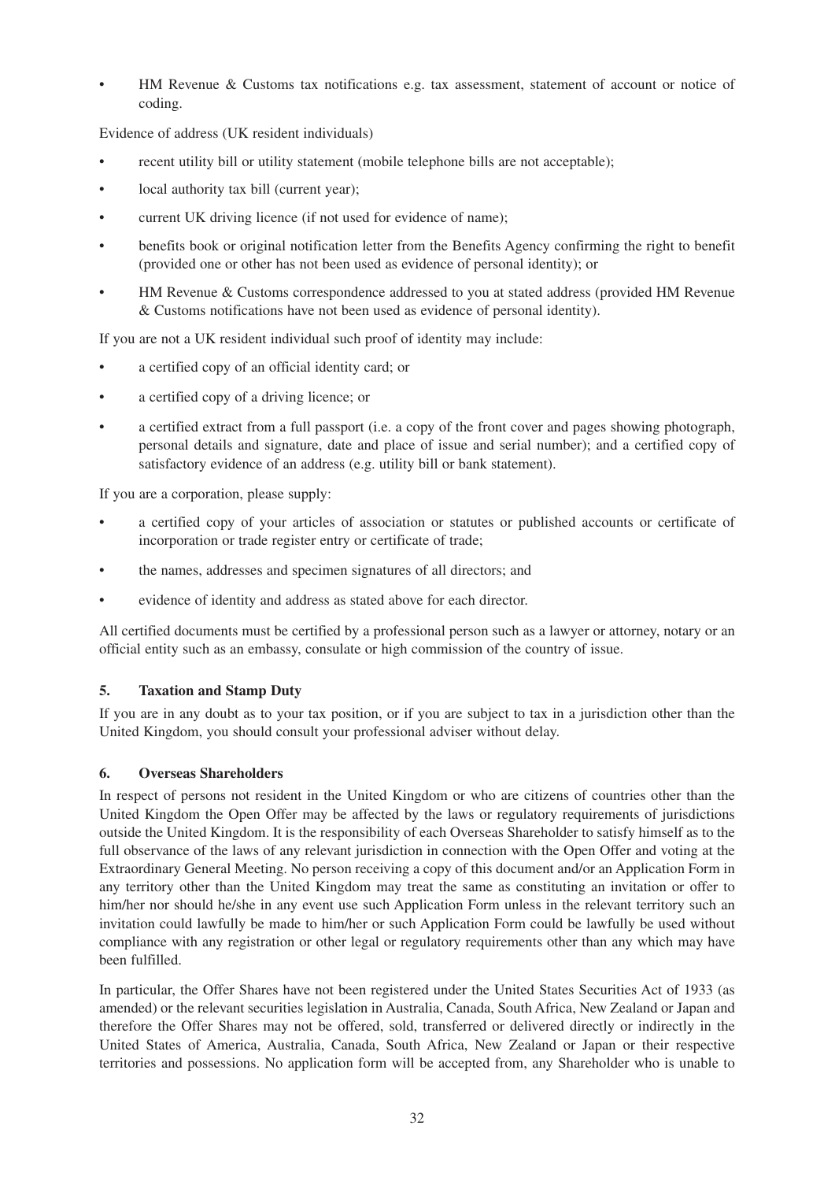- HM Revenue & Customs tax notifications e.g. tax assessment, statement of account or notice of coding.

Evidence of address (UK resident individuals)

- recent utility bill or utility statement (mobile telephone bills are not acceptable);
- local authority tax bill (current year);
- current UK driving licence (if not used for evidence of name);
- benefits book or original notification letter from the Benefits Agency confirming the right to benefit (provided one or other has not been used as evidence of personal identity); or
- HM Revenue & Customs correspondence addressed to you at stated address (provided HM Revenue & Customs notifications have not been used as evidence of personal identity).

If you are not a UK resident individual such proof of identity may include:

- a certified copy of an official identity card; or
- a certified copy of a driving licence; or
- a certified extract from a full passport (i.e. a copy of the front cover and pages showing photograph, personal details and signature, date and place of issue and serial number); and a certified copy of satisfactory evidence of an address (e.g. utility bill or bank statement).

If you are a corporation, please supply:

- a certified copy of your articles of association or statutes or published accounts or certificate of incorporation or trade register entry or certificate of trade;
- the names, addresses and specimen signatures of all directors; and
- evidence of identity and address as stated above for each director.

All certified documents must be certified by a professional person such as a lawyer or attorney, notary or an official entity such as an embassy, consulate or high commission of the country of issue.

### 5. Taxation and Stamp Duty

If you are in any doubt as to your tax position, or if you are subject to tax in a jurisdiction other than the United Kingdom, you should consult your professional adviser without delay.

### 6. Overseas Shareholders

In respect of persons not resident in the United Kingdom or who are citizens of countries other than the United Kingdom the Open Offer may be affected by the laws or regulatory requirements of jurisdictions outside the United Kingdom. It is the responsibility of each Overseas Shareholder to satisfy himself as to the full observance of the laws of any relevant jurisdiction in connection with the Open Offer and voting at the Extraordinary General Meeting. No person receiving a copy of this document and/or an Application Form in any territory other than the United Kingdom may treat the same as constituting an invitation or offer to him/her nor should he/she in any event use such Application Form unless in the relevant territory such an invitation could lawfully be made to him/her or such Application Form could be lawfully be used without compliance with any registration or other legal or regulatory requirements other than any which may have been fulfilled.

In particular, the Offer Shares have not been registered under the United States Securities Act of 1933 (as amended) or the relevant securities legislation in Australia, Canada, South Africa, New Zealand or Japan and therefore the Offer Shares may not be offered, sold, transferred or delivered directly or indirectly in the United States of America, Australia, Canada, South Africa, New Zealand or Japan or their respective territories and possessions. No application form will be accepted from, any Shareholder who is unable to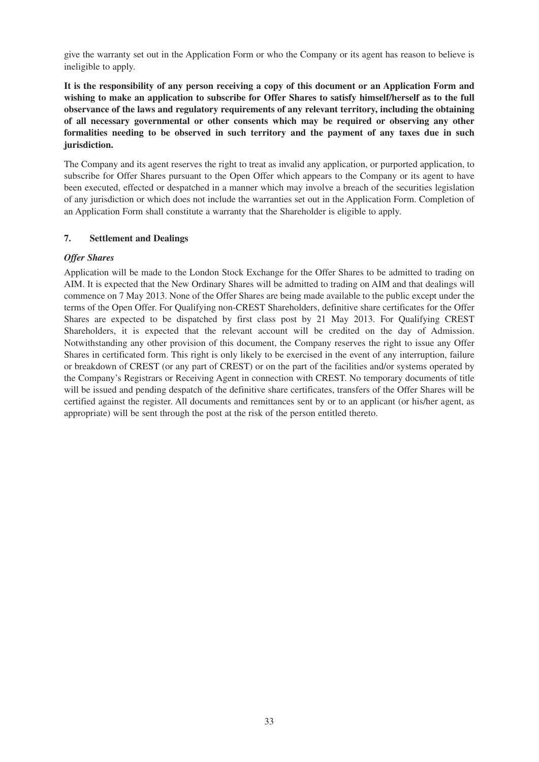give the warranty set out in the Application Form or who the Company or its agent has reason to believe is ineligible to apply.

**It is the responsibility of any person receiving a copy of this document or an Application Form and wishing to make an application to subscribe for Offer Shares to satisfy himself/herself as to the full observance of the laws and regulatory requirements of any relevant territory, including the obtaining of all necessary governmental or other consents which may be required or observing any other formalities needing to be observed in such territory and the payment of any taxes due in such jurisdiction.**

The Company and its agent reserves the right to treat as invalid any application, or purported application, to subscribe for Offer Shares pursuant to the Open Offer which appears to the Company or its agent to have been executed, effected or despatched in a manner which may involve a breach of the securities legislation of any jurisdiction or which does not include the warranties set out in the Application Form. Completion of an Application Form shall constitute a warranty that the Shareholder is eligible to apply.

## 7. Settlement and Dealings

***Offer Shares***

Application will be made to the London Stock Exchange for the Offer Shares to be admitted to trading on AIM. It is expected that the New Ordinary Shares will be admitted to trading on AIM and that dealings will commence on 7 May 2013. None of the Offer Shares are being made available to the public except under the terms of the Open Offer. For Qualifying non-CREST Shareholders, definitive share certificates for the Offer Shares are expected to be dispatched by first class post by 21 May 2013. For Qualifying CREST Shareholders, it is expected that the relevant account will be credited on the day of Admission. Notwithstanding any other provision of this document, the Company reserves the right to issue any Offer Shares in certificated form. This right is only likely to be exercised in the event of any interruption, failure or breakdown of CREST (or any part of CREST) or on the part of the facilities and/or systems operated by the Company's Registrars or Receiving Agent in connection with CREST. No temporary documents of title will be issued and pending despatch of the definitive share certificates, transfers of the Offer Shares will be certified against the register. All documents and remittances sent by or to an applicant (or his/her agent, as appropriate) will be sent through the post at the risk of the person entitled thereto.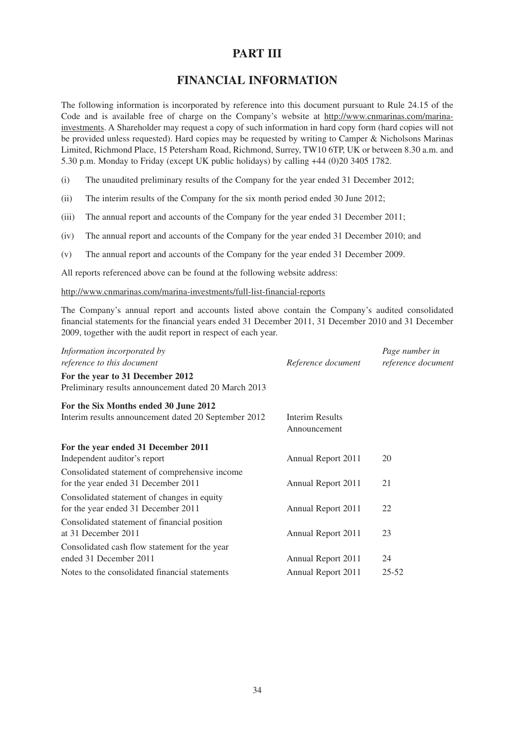# PART III

# FINANCIAL INFORMATION

The following information is incorporated by reference into this document pursuant to Rule 24.15 of the Code and is available free of charge on the Company's website at http://www.cnmarinas.com/marina-investments. A Shareholder may request a copy of such information in hard copy form (hard copies will not be provided unless requested). Hard copies may be requested by writing to Camper & Nicholsons Marinas Limited, Richmond Place, 15 Petersham Road, Richmond, Surrey, TW10 6TP, UK or between 8.30 a.m. and 5.30 p.m. Monday to Friday (except UK public holidays) by calling +44 (0)20 3405 1782.

(i) The unaudited preliminary results of the Company for the year ended 31 December 2012;

(ii) The interim results of the Company for the six month period ended 30 June 2012;

(iii) The annual report and accounts of the Company for the year ended 31 December 2011;

(iv) The annual report and accounts of the Company for the year ended 31 December 2010; and

(v) The annual report and accounts of the Company for the year ended 31 December 2009.

All reports referenced above can be found at the following website address:

http://www.cnmarinas.com/marina-investments/full-list-financial-reports

The Company's annual report and accounts listed above contain the Company's audited consolidated financial statements for the financial years ended 31 December 2011, 31 December 2010 and 31 December 2009, together with the audit report in respect of each year.

| *Information incorporated by reference to this document* | *Reference document* | *Page number in reference document* |
|---|---|---|
| **For the year to 31 December 2012** | | |
| Preliminary results announcement dated 20 March 2013 | | |
| **For the Six Months ended 30 June 2012** | | |
| Interim results announcement dated 20 September 2012 | Interim Results Announcement | |
| **For the year ended 31 December 2011** | | |
| Independent auditor's report | Annual Report 2011 | 20 |
| Consolidated statement of comprehensive income for the year ended 31 December 2011 | Annual Report 2011 | 21 |
| Consolidated statement of changes in equity for the year ended 31 December 2011 | Annual Report 2011 | 22 |
| Consolidated statement of financial position at 31 December 2011 | Annual Report 2011 | 23 |
| Consolidated cash flow statement for the year ended 31 December 2011 | Annual Report 2011 | 24 |
| Notes to the consolidated financial statements | Annual Report 2011 | 25-52 |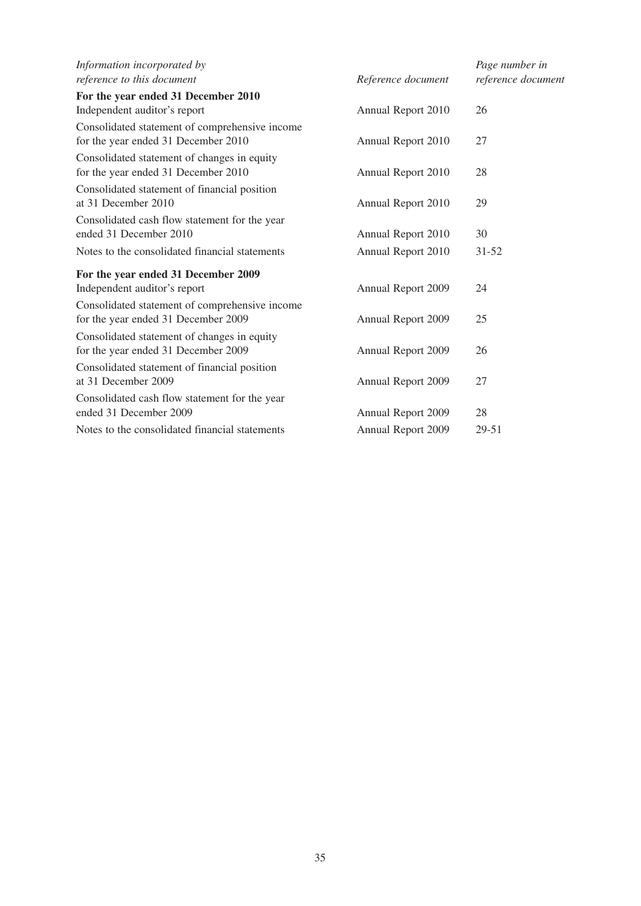| *Information incorporated by reference to this document* | *Reference document* | *Page number in reference document* |
|---|---|---|
| **For the year ended 31 December 2010** | | |
| Independent auditor's report | Annual Report 2010 | 26 |
| Consolidated statement of comprehensive income for the year ended 31 December 2010 | Annual Report 2010 | 27 |
| Consolidated statement of changes in equity for the year ended 31 December 2010 | Annual Report 2010 | 28 |
| Consolidated statement of financial position at 31 December 2010 | Annual Report 2010 | 29 |
| Consolidated cash flow statement for the year ended 31 December 2010 | Annual Report 2010 | 30 |
| Notes to the consolidated financial statements | Annual Report 2010 | 31-52 |
| **For the year ended 31 December 2009** | | |
| Independent auditor's report | Annual Report 2009 | 24 |
| Consolidated statement of comprehensive income for the year ended 31 December 2009 | Annual Report 2009 | 25 |
| Consolidated statement of changes in equity for the year ended 31 December 2009 | Annual Report 2009 | 26 |
| Consolidated statement of financial position at 31 December 2009 | Annual Report 2009 | 27 |
| Consolidated cash flow statement for the year ended 31 December 2009 | Annual Report 2009 | 28 |
| Notes to the consolidated financial statements | Annual Report 2009 | 29-51 |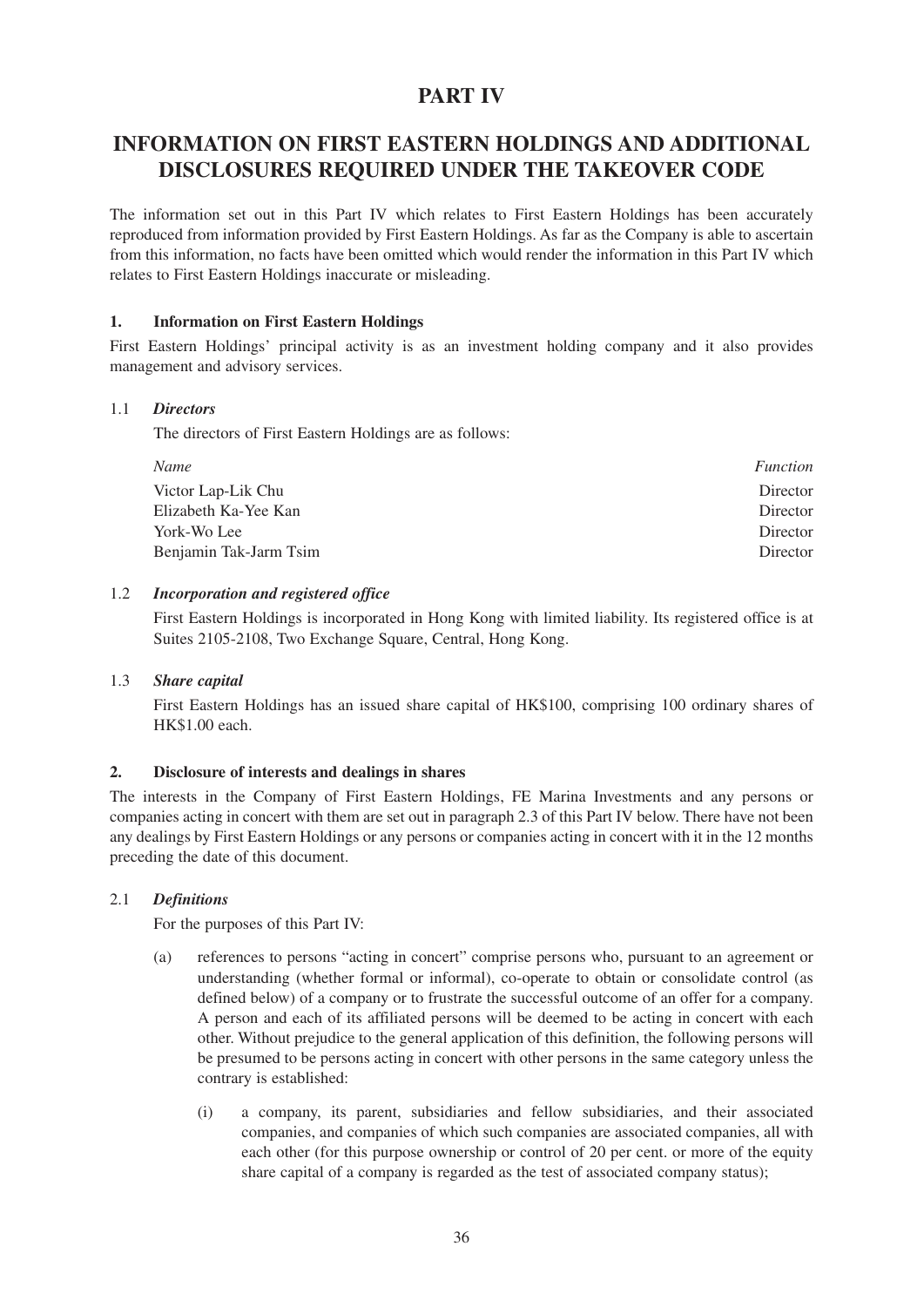# PART IV

## INFORMATION ON FIRST EASTERN HOLDINGS AND ADDITIONAL DISCLOSURES REQUIRED UNDER THE TAKEOVER CODE

The information set out in this Part IV which relates to First Eastern Holdings has been accurately reproduced from information provided by First Eastern Holdings. As far as the Company is able to ascertain from this information, no facts have been omitted which would render the information in this Part IV which relates to First Eastern Holdings inaccurate or misleading.

### 1. Information on First Eastern Holdings

First Eastern Holdings' principal activity is as an investment holding company and it also provides management and advisory services.

#### 1.1 *Directors*

The directors of First Eastern Holdings are as follows:

| *Name* | *Function* |
|---|---|
| Victor Lap-Lik Chu | Director |
| Elizabeth Ka-Yee Kan | Director |
| York-Wo Lee | Director |
| Benjamin Tak-Jarm Tsim | Director |

#### 1.2 *Incorporation and registered office*

First Eastern Holdings is incorporated in Hong Kong with limited liability. Its registered office is at Suites 2105-2108, Two Exchange Square, Central, Hong Kong.

#### 1.3 *Share capital*

First Eastern Holdings has an issued share capital of HK$100, comprising 100 ordinary shares of HK$1.00 each.

### 2. Disclosure of interests and dealings in shares

The interests in the Company of First Eastern Holdings, FE Marina Investments and any persons or companies acting in concert with them are set out in paragraph 2.3 of this Part IV below. There have not been any dealings by First Eastern Holdings or any persons or companies acting in concert with it in the 12 months preceding the date of this document.

#### 2.1 *Definitions*

For the purposes of this Part IV:

(a) references to persons "acting in concert" comprise persons who, pursuant to an agreement or understanding (whether formal or informal), co-operate to obtain or consolidate control (as defined below) of a company or to frustrate the successful outcome of an offer for a company. A person and each of its affiliated persons will be deemed to be acting in concert with each other. Without prejudice to the general application of this definition, the following persons will be presumed to be persons acting in concert with other persons in the same category unless the contrary is established:

(i) a company, its parent, subsidiaries and fellow subsidiaries, and their associated companies, and companies of which such companies are associated companies, all with each other (for this purpose ownership or control of 20 per cent. or more of the equity share capital of a company is regarded as the test of associated company status);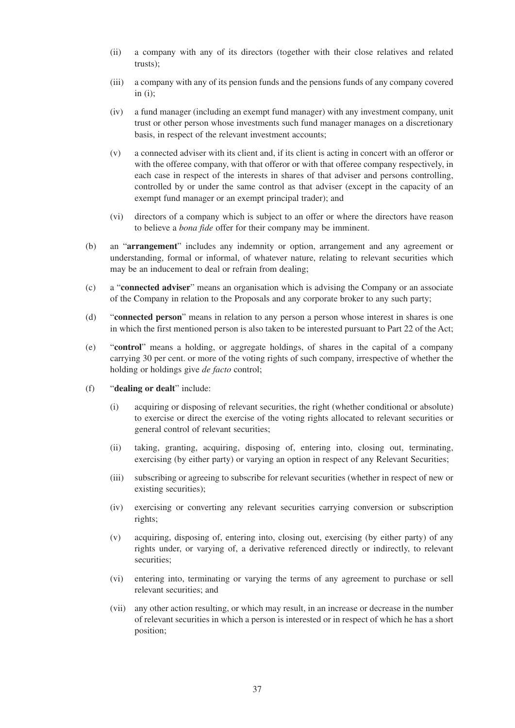(ii) a company with any of its directors (together with their close relatives and related trusts);

(iii) a company with any of its pension funds and the pensions funds of any company covered in (i);

(iv) a fund manager (including an exempt fund manager) with any investment company, unit trust or other person whose investments such fund manager manages on a discretionary basis, in respect of the relevant investment accounts;

(v) a connected adviser with its client and, if its client is acting in concert with an offeror or with the offeree company, with that offeror or with that offeree company respectively, in each case in respect of the interests in shares of that adviser and persons controlling, controlled by or under the same control as that adviser (except in the capacity of an exempt fund manager or an exempt principal trader); and

(vi) directors of a company which is subject to an offer or where the directors have reason to believe a *bona fide* offer for their company may be imminent.

(b) an "**arrangement**" includes any indemnity or option, arrangement and any agreement or understanding, formal or informal, of whatever nature, relating to relevant securities which may be an inducement to deal or refrain from dealing;

(c) a "**connected adviser**" means an organisation which is advising the Company or an associate of the Company in relation to the Proposals and any corporate broker to any such party;

(d) "**connected person**" means in relation to any person a person whose interest in shares is one in which the first mentioned person is also taken to be interested pursuant to Part 22 of the Act;

(e) "**control**" means a holding, or aggregate holdings, of shares in the capital of a company carrying 30 per cent. or more of the voting rights of such company, irrespective of whether the holding or holdings give *de facto* control;

(f) "**dealing or dealt**" include:

(i) acquiring or disposing of relevant securities, the right (whether conditional or absolute) to exercise or direct the exercise of the voting rights allocated to relevant securities or general control of relevant securities;

(ii) taking, granting, acquiring, disposing of, entering into, closing out, terminating, exercising (by either party) or varying an option in respect of any Relevant Securities;

(iii) subscribing or agreeing to subscribe for relevant securities (whether in respect of new or existing securities);

(iv) exercising or converting any relevant securities carrying conversion or subscription rights;

(v) acquiring, disposing of, entering into, closing out, exercising (by either party) of any rights under, or varying of, a derivative referenced directly or indirectly, to relevant securities;

(vi) entering into, terminating or varying the terms of any agreement to purchase or sell relevant securities; and

(vii) any other action resulting, or which may result, in an increase or decrease in the number of relevant securities in which a person is interested or in respect of which he has a short position;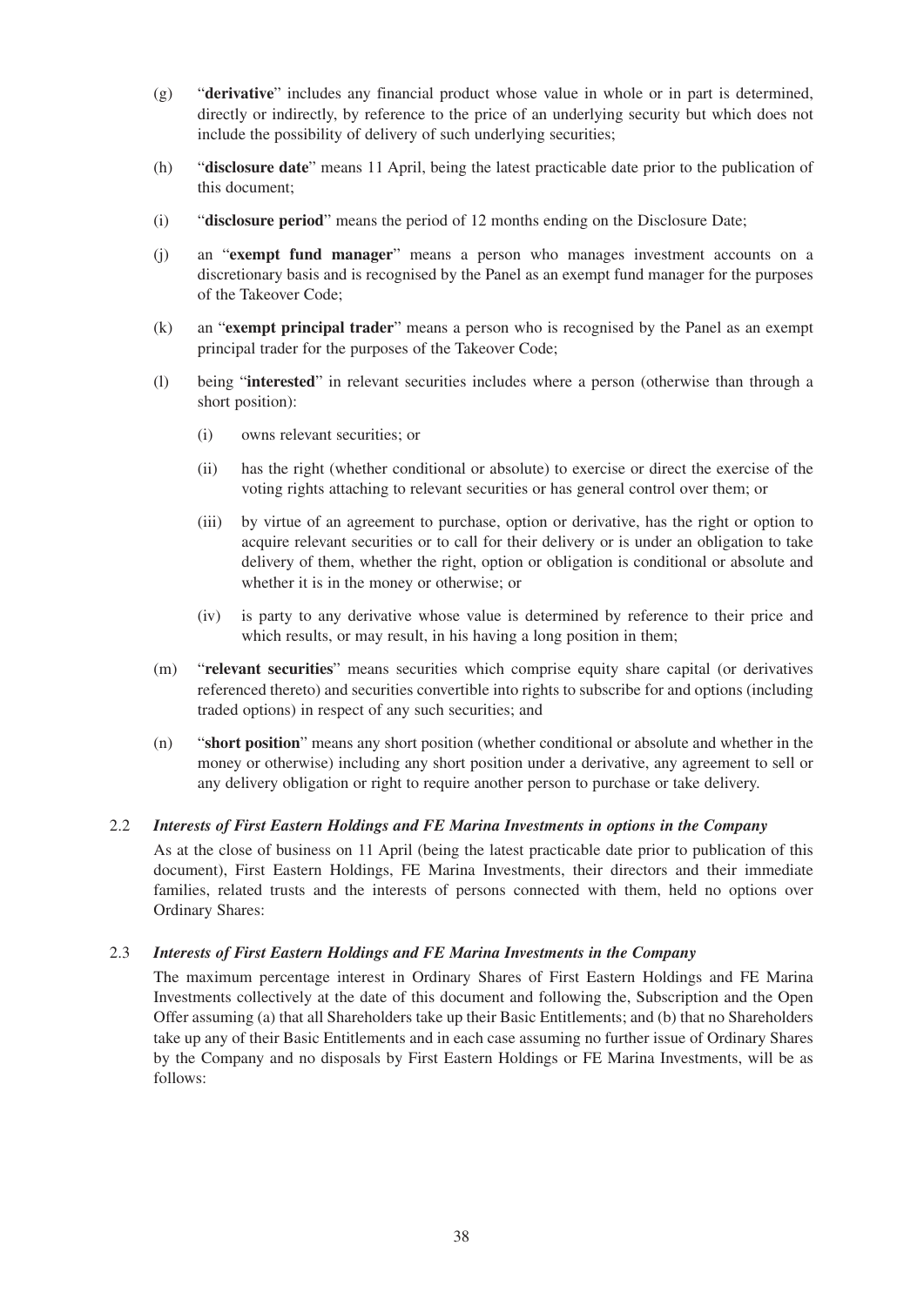(g) "**derivative**" includes any financial product whose value in whole or in part is determined, directly or indirectly, by reference to the price of an underlying security but which does not include the possibility of delivery of such underlying securities;

(h) "**disclosure date**" means 11 April, being the latest practicable date prior to the publication of this document;

(i) "**disclosure period**" means the period of 12 months ending on the Disclosure Date;

(j) an "**exempt fund manager**" means a person who manages investment accounts on a discretionary basis and is recognised by the Panel as an exempt fund manager for the purposes of the Takeover Code;

(k) an "**exempt principal trader**" means a person who is recognised by the Panel as an exempt principal trader for the purposes of the Takeover Code;

(l) being "**interested**" in relevant securities includes where a person (otherwise than through a short position):

  (i) owns relevant securities; or

  (ii) has the right (whether conditional or absolute) to exercise or direct the exercise of the voting rights attaching to relevant securities or has general control over them; or

  (iii) by virtue of an agreement to purchase, option or derivative, has the right or option to acquire relevant securities or to call for their delivery or is under an obligation to take delivery of them, whether the right, option or obligation is conditional or absolute and whether it is in the money or otherwise; or

  (iv) is party to any derivative whose value is determined by reference to their price and which results, or may result, in his having a long position in them;

(m) "**relevant securities**" means securities which comprise equity share capital (or derivatives referenced thereto) and securities convertible into rights to subscribe for and options (including traded options) in respect of any such securities; and

(n) "**short position**" means any short position (whether conditional or absolute and whether in the money or otherwise) including any short position under a derivative, any agreement to sell or any delivery obligation or right to require another person to purchase or take delivery.

2.2 ***Interests of First Eastern Holdings and FE Marina Investments in options in the Company***

As at the close of business on 11 April (being the latest practicable date prior to publication of this document), First Eastern Holdings, FE Marina Investments, their directors and their immediate families, related trusts and the interests of persons connected with them, held no options over Ordinary Shares:

2.3 ***Interests of First Eastern Holdings and FE Marina Investments in the Company***

The maximum percentage interest in Ordinary Shares of First Eastern Holdings and FE Marina Investments collectively at the date of this document and following the, Subscription and the Open Offer assuming (a) that all Shareholders take up their Basic Entitlements; and (b) that no Shareholders take up any of their Basic Entitlements and in each case assuming no further issue of Ordinary Shares by the Company and no disposals by First Eastern Holdings or FE Marina Investments, will be as follows: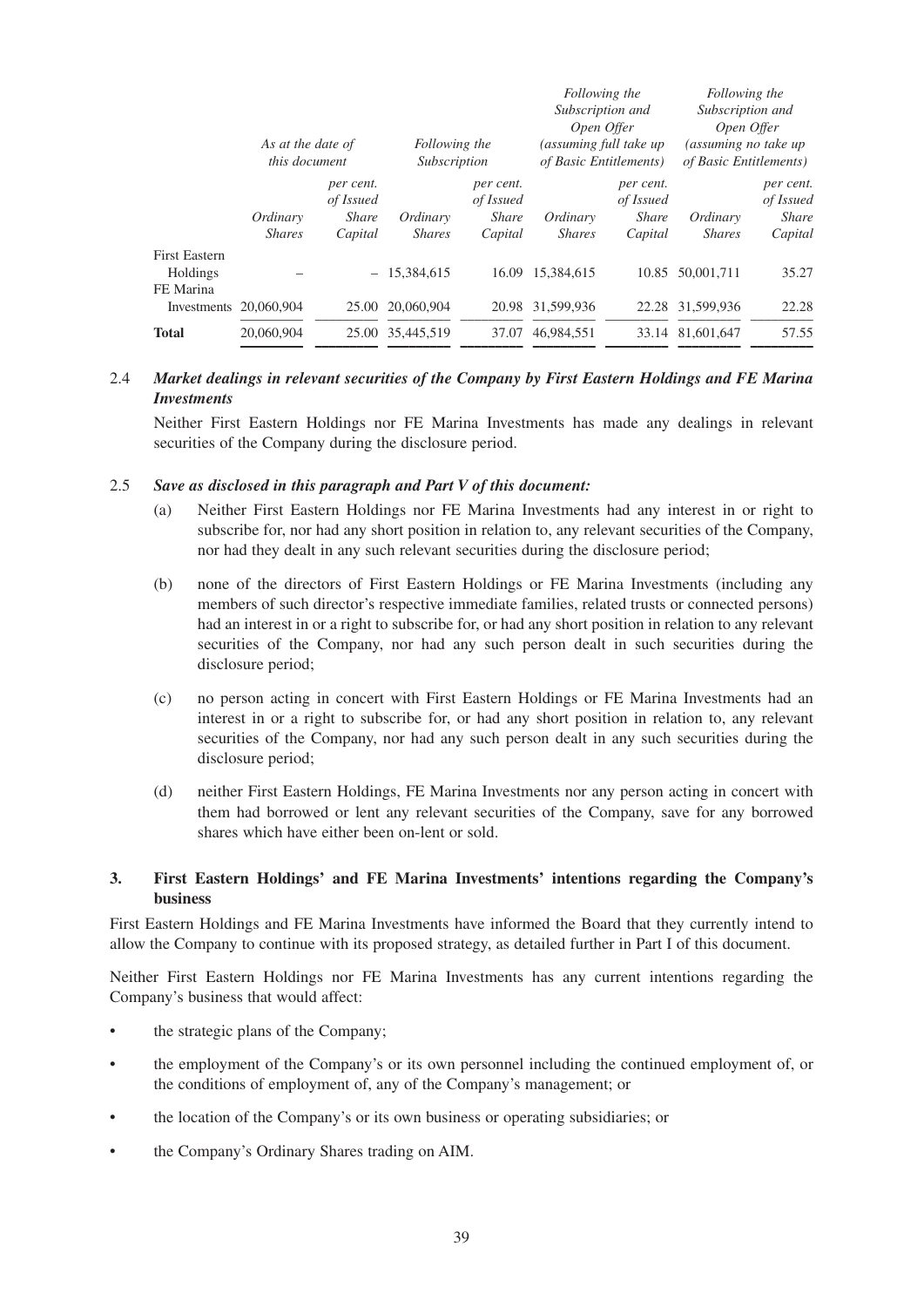| | *As at the date of this document* | | *Following the Subscription* | | *Following the Subscription and Open Offer (assuming full take up of Basic Entitlements)* | | *Following the Subscription and Open Offer (assuming no take up of Basic Entitlements)* | |
|---|---|---|---|---|---|---|---|---|
| | *Ordinary Shares* | *per cent. of Issued Share Capital* | *Ordinary Shares* | *per cent. of Issued Share Capital* | *Ordinary Shares* | *per cent. of Issued Share Capital* | *Ordinary Shares* | *per cent. of Issued Share Capital* |
| First Eastern Holdings | – | – | 15,384,615 | 16.09 | 15,384,615 | 10.85 | 50,001,711 | 35.27 |
| FE Marina Investments | 20,060,904 | 25.00 | 20,060,904 | 20.98 | 31,599,936 | 22.28 | 31,599,936 | 22.28 |
| **Total** | 20,060,904 | 25.00 | 35,445,519 | 37.07 | 46,984,551 | 33.14 | 81,601,647 | 57.55 |

2.4 ***Market dealings in relevant securities of the Company by First Eastern Holdings and FE Marina Investments***

Neither First Eastern Holdings nor FE Marina Investments has made any dealings in relevant securities of the Company during the disclosure period.

2.5 ***Save as disclosed in this paragraph and Part V of this document:***

(a) Neither First Eastern Holdings nor FE Marina Investments had any interest in or right to subscribe for, nor had any short position in relation to, any relevant securities of the Company, nor had they dealt in any such relevant securities during the disclosure period;

(b) none of the directors of First Eastern Holdings or FE Marina Investments (including any members of such director's respective immediate families, related trusts or connected persons) had an interest in or a right to subscribe for, or had any short position in relation to any relevant securities of the Company, nor had any such person dealt in such securities during the disclosure period;

(c) no person acting in concert with First Eastern Holdings or FE Marina Investments had an interest in or a right to subscribe for, or had any short position in relation to, any relevant securities of the Company, nor had any such person dealt in any such securities during the disclosure period;

(d) neither First Eastern Holdings, FE Marina Investments nor any person acting in concert with them had borrowed or lent any relevant securities of the Company, save for any borrowed shares which have either been on-lent or sold.

**3. First Eastern Holdings' and FE Marina Investments' intentions regarding the Company's business**

First Eastern Holdings and FE Marina Investments have informed the Board that they currently intend to allow the Company to continue with its proposed strategy, as detailed further in Part I of this document.

Neither First Eastern Holdings nor FE Marina Investments has any current intentions regarding the Company's business that would affect:

- the strategic plans of the Company;
- the employment of the Company's or its own personnel including the continued employment of, or the conditions of employment of, any of the Company's management; or
- the location of the Company's or its own business or operating subsidiaries; or
- the Company's Ordinary Shares trading on AIM.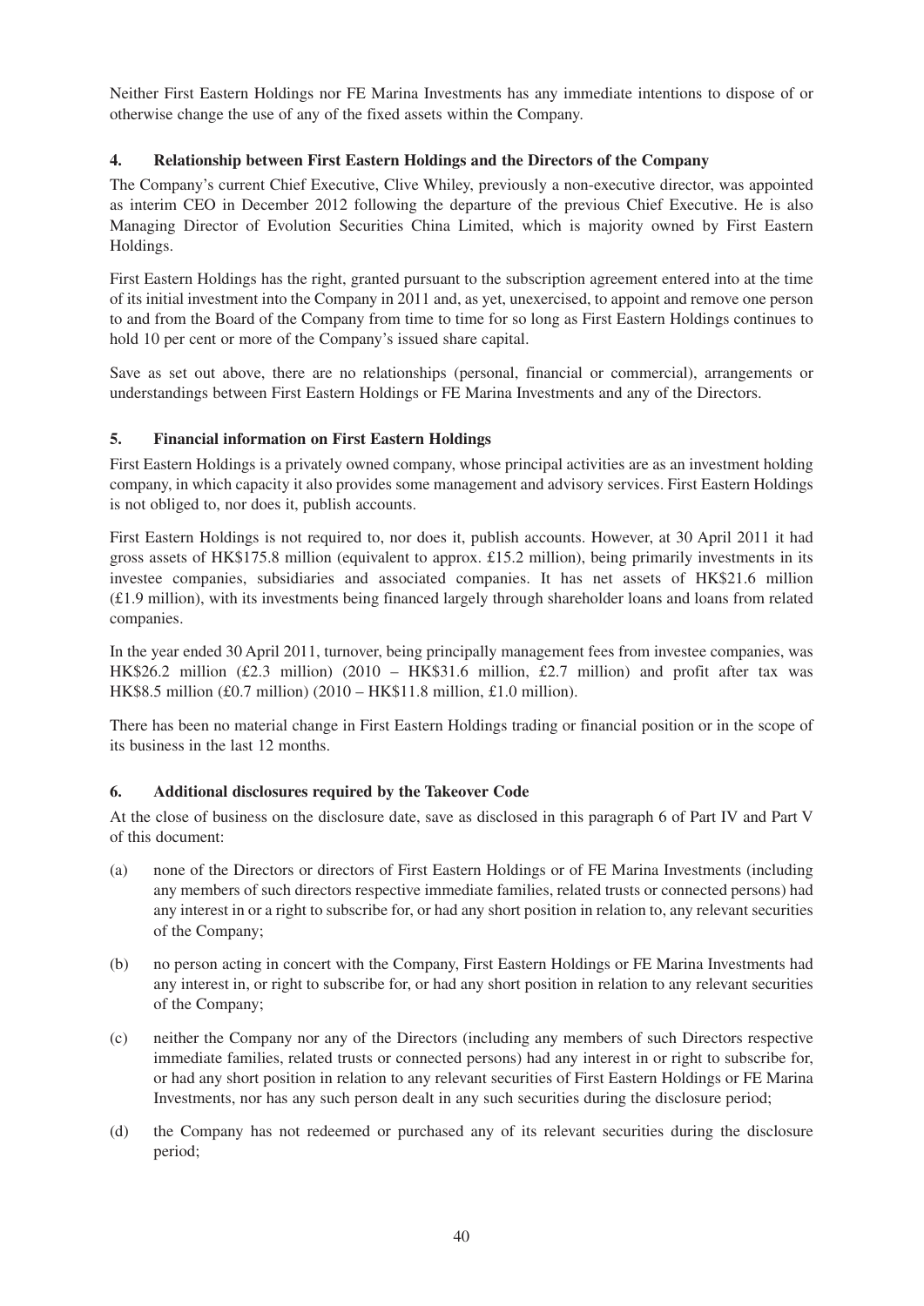Neither First Eastern Holdings nor FE Marina Investments has any immediate intentions to dispose of or otherwise change the use of any of the fixed assets within the Company.

## 4. Relationship between First Eastern Holdings and the Directors of the Company

The Company's current Chief Executive, Clive Whiley, previously a non-executive director, was appointed as interim CEO in December 2012 following the departure of the previous Chief Executive. He is also Managing Director of Evolution Securities China Limited, which is majority owned by First Eastern Holdings.

First Eastern Holdings has the right, granted pursuant to the subscription agreement entered into at the time of its initial investment into the Company in 2011 and, as yet, unexercised, to appoint and remove one person to and from the Board of the Company from time to time for so long as First Eastern Holdings continues to hold 10 per cent or more of the Company's issued share capital.

Save as set out above, there are no relationships (personal, financial or commercial), arrangements or understandings between First Eastern Holdings or FE Marina Investments and any of the Directors.

## 5. Financial information on First Eastern Holdings

First Eastern Holdings is a privately owned company, whose principal activities are as an investment holding company, in which capacity it also provides some management and advisory services. First Eastern Holdings is not obliged to, nor does it, publish accounts.

First Eastern Holdings is not required to, nor does it, publish accounts. However, at 30 April 2011 it had gross assets of HK$175.8 million (equivalent to approx. £15.2 million), being primarily investments in its investee companies, subsidiaries and associated companies. It has net assets of HK$21.6 million (£1.9 million), with its investments being financed largely through shareholder loans and loans from related companies.

In the year ended 30 April 2011, turnover, being principally management fees from investee companies, was HK$26.2 million (£2.3 million) (2010 – HK$31.6 million, £2.7 million) and profit after tax was HK$8.5 million (£0.7 million) (2010 – HK$11.8 million, £1.0 million).

There has been no material change in First Eastern Holdings trading or financial position or in the scope of its business in the last 12 months.

## 6. Additional disclosures required by the Takeover Code

At the close of business on the disclosure date, save as disclosed in this paragraph 6 of Part IV and Part V of this document:

(a) none of the Directors or directors of First Eastern Holdings or of FE Marina Investments (including any members of such directors respective immediate families, related trusts or connected persons) had any interest in or a right to subscribe for, or had any short position in relation to, any relevant securities of the Company;

(b) no person acting in concert with the Company, First Eastern Holdings or FE Marina Investments had any interest in, or right to subscribe for, or had any short position in relation to any relevant securities of the Company;

(c) neither the Company nor any of the Directors (including any members of such Directors respective immediate families, related trusts or connected persons) had any interest in or right to subscribe for, or had any short position in relation to any relevant securities of First Eastern Holdings or FE Marina Investments, nor has any such person dealt in any such securities during the disclosure period;

(d) the Company has not redeemed or purchased any of its relevant securities during the disclosure period;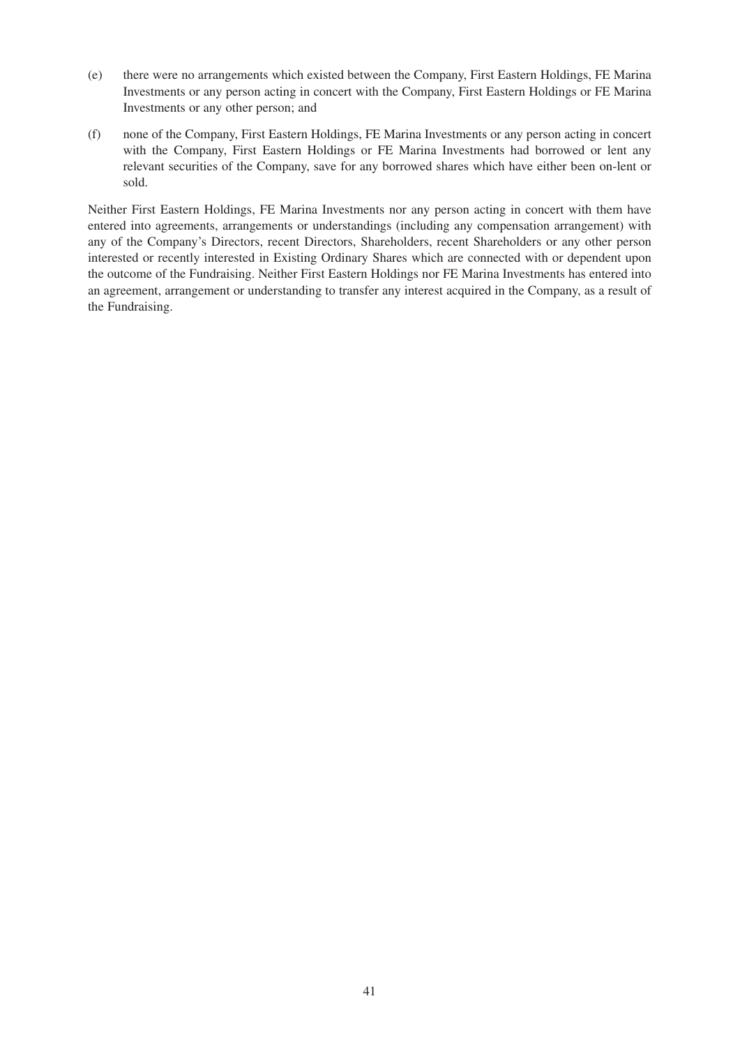(e) there were no arrangements which existed between the Company, First Eastern Holdings, FE Marina Investments or any person acting in concert with the Company, First Eastern Holdings or FE Marina Investments or any other person; and

(f) none of the Company, First Eastern Holdings, FE Marina Investments or any person acting in concert with the Company, First Eastern Holdings or FE Marina Investments had borrowed or lent any relevant securities of the Company, save for any borrowed shares which have either been on-lent or sold.

Neither First Eastern Holdings, FE Marina Investments nor any person acting in concert with them have entered into agreements, arrangements or understandings (including any compensation arrangement) with any of the Company's Directors, recent Directors, Shareholders, recent Shareholders or any other person interested or recently interested in Existing Ordinary Shares which are connected with or dependent upon the outcome of the Fundraising. Neither First Eastern Holdings nor FE Marina Investments has entered into an agreement, arrangement or understanding to transfer any interest acquired in the Company, as a result of the Fundraising.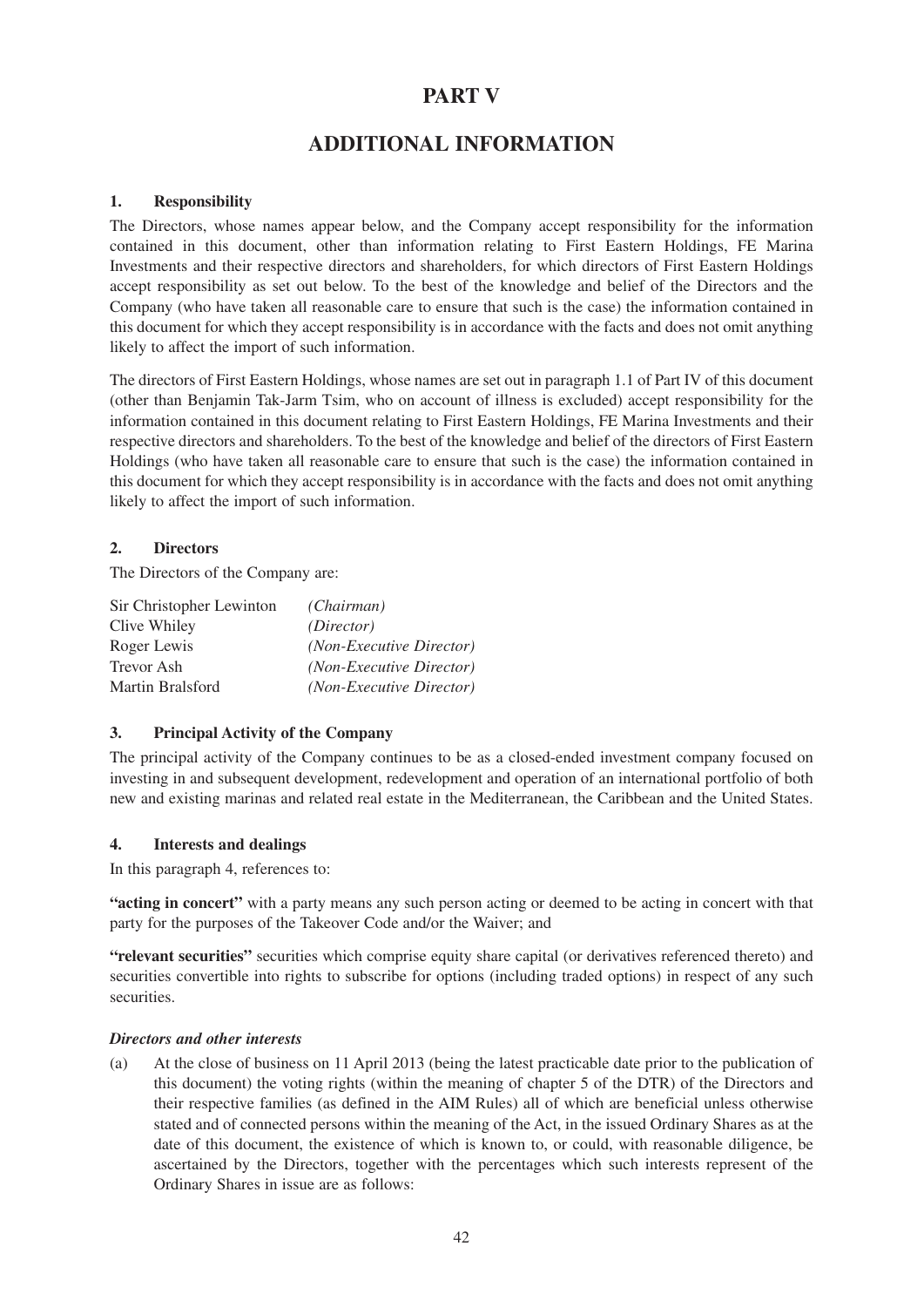# PART V

# ADDITIONAL INFORMATION

**1. Responsibility**

The Directors, whose names appear below, and the Company accept responsibility for the information contained in this document, other than information relating to First Eastern Holdings, FE Marina Investments and their respective directors and shareholders, for which directors of First Eastern Holdings accept responsibility as set out below. To the best of the knowledge and belief of the Directors and the Company (who have taken all reasonable care to ensure that such is the case) the information contained in this document for which they accept responsibility is in accordance with the facts and does not omit anything likely to affect the import of such information.

The directors of First Eastern Holdings, whose names are set out in paragraph 1.1 of Part IV of this document (other than Benjamin Tak-Jarm Tsim, who on account of illness is excluded) accept responsibility for the information contained in this document relating to First Eastern Holdings, FE Marina Investments and their respective directors and shareholders. To the best of the knowledge and belief of the directors of First Eastern Holdings (who have taken all reasonable care to ensure that such is the case) the information contained in this document for which they accept responsibility is in accordance with the facts and does not omit anything likely to affect the import of such information.

**2. Directors**

The Directors of the Company are:

| | |
|---|---|
| Sir Christopher Lewinton | *(Chairman)* |
| Clive Whiley | *(Director)* |
| Roger Lewis | *(Non-Executive Director)* |
| Trevor Ash | *(Non-Executive Director)* |
| Martin Bralsford | *(Non-Executive Director)* |

**3. Principal Activity of the Company**

The principal activity of the Company continues to be as a closed-ended investment company focused on investing in and subsequent development, redevelopment and operation of an international portfolio of both new and existing marinas and related real estate in the Mediterranean, the Caribbean and the United States.

**4. Interests and dealings**

In this paragraph 4, references to:

**"acting in concert"** with a party means any such person acting or deemed to be acting in concert with that party for the purposes of the Takeover Code and/or the Waiver; and

**"relevant securities"** securities which comprise equity share capital (or derivatives referenced thereto) and securities convertible into rights to subscribe for options (including traded options) in respect of any such securities.

***Directors and other interests***

(a) At the close of business on 11 April 2013 (being the latest practicable date prior to the publication of this document) the voting rights (within the meaning of chapter 5 of the DTR) of the Directors and their respective families (as defined in the AIM Rules) all of which are beneficial unless otherwise stated and of connected persons within the meaning of the Act, in the issued Ordinary Shares as at the date of this document, the existence of which is known to, or could, with reasonable diligence, be ascertained by the Directors, together with the percentages which such interests represent of the Ordinary Shares in issue are as follows: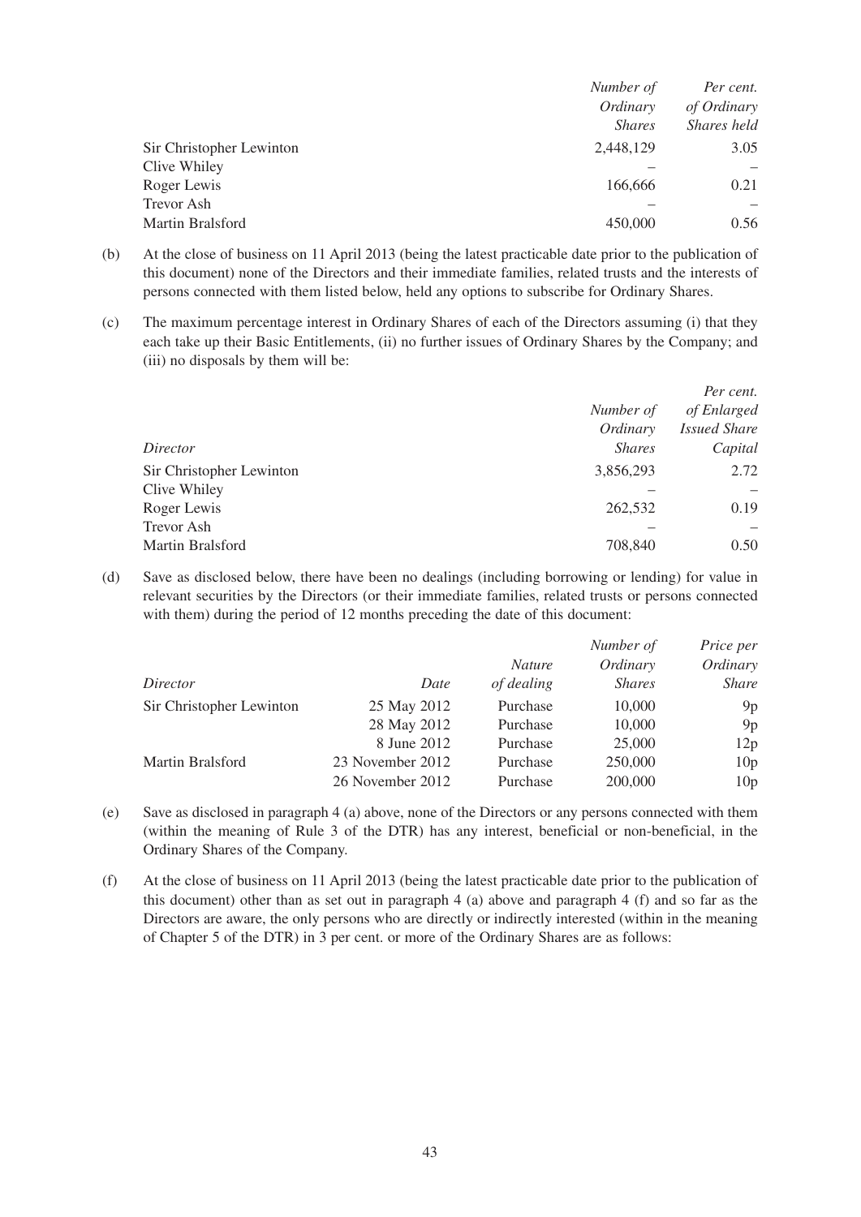| | Number of Ordinary Shares | Per cent. of Ordinary Shares held |
|---|---|---|
| Sir Christopher Lewinton | 2,448,129 | 3.05 |
| Clive Whiley | – | – |
| Roger Lewis | 166,666 | 0.21 |
| Trevor Ash | – | – |
| Martin Bralsford | 450,000 | 0.56 |

(b) At the close of business on 11 April 2013 (being the latest practicable date prior to the publication of this document) none of the Directors and their immediate families, related trusts and the interests of persons connected with them listed below, held any options to subscribe for Ordinary Shares.

(c) The maximum percentage interest in Ordinary Shares of each of the Directors assuming (i) that they each take up their Basic Entitlements, (ii) no further issues of Ordinary Shares by the Company; and (iii) no disposals by them will be:

| *Director* | *Number of Ordinary Shares* | *Per cent. of Enlarged Issued Share Capital* |
|---|---|---|
| Sir Christopher Lewinton | 3,856,293 | 2.72 |
| Clive Whiley | – | – |
| Roger Lewis | 262,532 | 0.19 |
| Trevor Ash | – | – |
| Martin Bralsford | 708,840 | 0.50 |

(d) Save as disclosed below, there have been no dealings (including borrowing or lending) for value in relevant securities by the Directors (or their immediate families, related trusts or persons connected with them) during the period of 12 months preceding the date of this document:

| *Director* | *Date* | *Nature of dealing* | *Number of Ordinary Shares* | *Price per Ordinary Share* |
|---|---|---|---|---|
| Sir Christopher Lewinton | 25 May 2012 | Purchase | 10,000 | 9p |
| | 28 May 2012 | Purchase | 10,000 | 9p |
| | 8 June 2012 | Purchase | 25,000 | 12p |
| Martin Bralsford | 23 November 2012 | Purchase | 250,000 | 10p |
| | 26 November 2012 | Purchase | 200,000 | 10p |

(e) Save as disclosed in paragraph 4 (a) above, none of the Directors or any persons connected with them (within the meaning of Rule 3 of the DTR) has any interest, beneficial or non-beneficial, in the Ordinary Shares of the Company.

(f) At the close of business on 11 April 2013 (being the latest practicable date prior to the publication of this document) other than as set out in paragraph 4 (a) above and paragraph 4 (f) and so far as the Directors are aware, the only persons who are directly or indirectly interested (within in the meaning of Chapter 5 of the DTR) in 3 per cent. or more of the Ordinary Shares are as follows: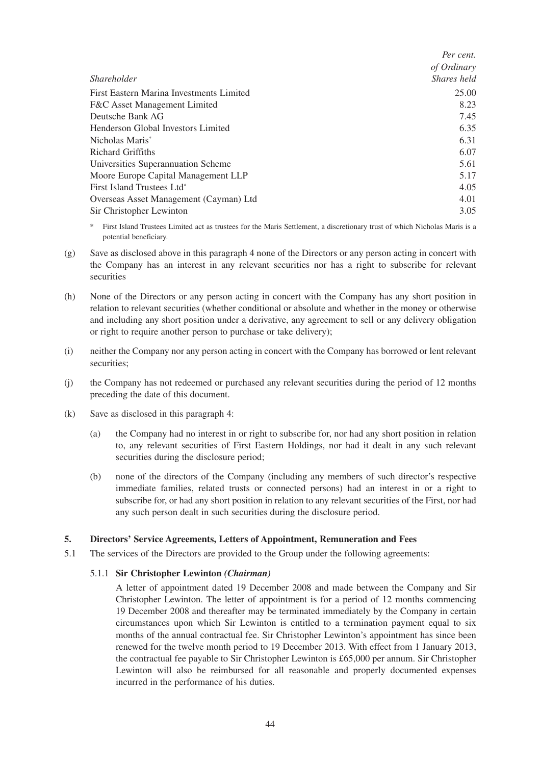| *Shareholder* | *Per cent. of Ordinary Shares held* |
|---|---|
| First Eastern Marina Investments Limited | 25.00 |
| F&C Asset Management Limited | 8.23 |
| Deutsche Bank AG | 7.45 |
| Henderson Global Investors Limited | 6.35 |
| Nicholas Maris* | 6.31 |
| Richard Griffiths | 6.07 |
| Universities Superannuation Scheme | 5.61 |
| Moore Europe Capital Management LLP | 5.17 |
| First Island Trustees Ltd* | 4.05 |
| Overseas Asset Management (Cayman) Ltd | 4.01 |
| Sir Christopher Lewinton | 3.05 |

\* First Island Trustees Limited act as trustees for the Maris Settlement, a discretionary trust of which Nicholas Maris is a potential beneficiary.

(g) Save as disclosed above in this paragraph 4 none of the Directors or any person acting in concert with the Company has an interest in any relevant securities nor has a right to subscribe for relevant securities

(h) None of the Directors or any person acting in concert with the Company has any short position in relation to relevant securities (whether conditional or absolute and whether in the money or otherwise and including any short position under a derivative, any agreement to sell or any delivery obligation or right to require another person to purchase or take delivery);

(i) neither the Company nor any person acting in concert with the Company has borrowed or lent relevant securities;

(j) the Company has not redeemed or purchased any relevant securities during the period of 12 months preceding the date of this document.

(k) Save as disclosed in this paragraph 4:

  (a) the Company had no interest in or right to subscribe for, nor had any short position in relation to, any relevant securities of First Eastern Holdings, nor had it dealt in any such relevant securities during the disclosure period;

  (b) none of the directors of the Company (including any members of such director's respective immediate families, related trusts or connected persons) had an interest in or a right to subscribe for, or had any short position in relation to any relevant securities of the First, nor had any such person dealt in such securities during the disclosure period.

## 5. Directors' Service Agreements, Letters of Appointment, Remuneration and Fees

5.1 The services of the Directors are provided to the Group under the following agreements:

### 5.1.1 Sir Christopher Lewinton *(Chairman)*

A letter of appointment dated 19 December 2008 and made between the Company and Sir Christopher Lewinton. The letter of appointment is for a period of 12 months commencing 19 December 2008 and thereafter may be terminated immediately by the Company in certain circumstances upon which Sir Lewinton is entitled to a termination payment equal to six months of the annual contractual fee. Sir Christopher Lewinton's appointment has since been renewed for the twelve month period to 19 December 2013. With effect from 1 January 2013, the contractual fee payable to Sir Christopher Lewinton is £65,000 per annum. Sir Christopher Lewinton will also be reimbursed for all reasonable and properly documented expenses incurred in the performance of his duties.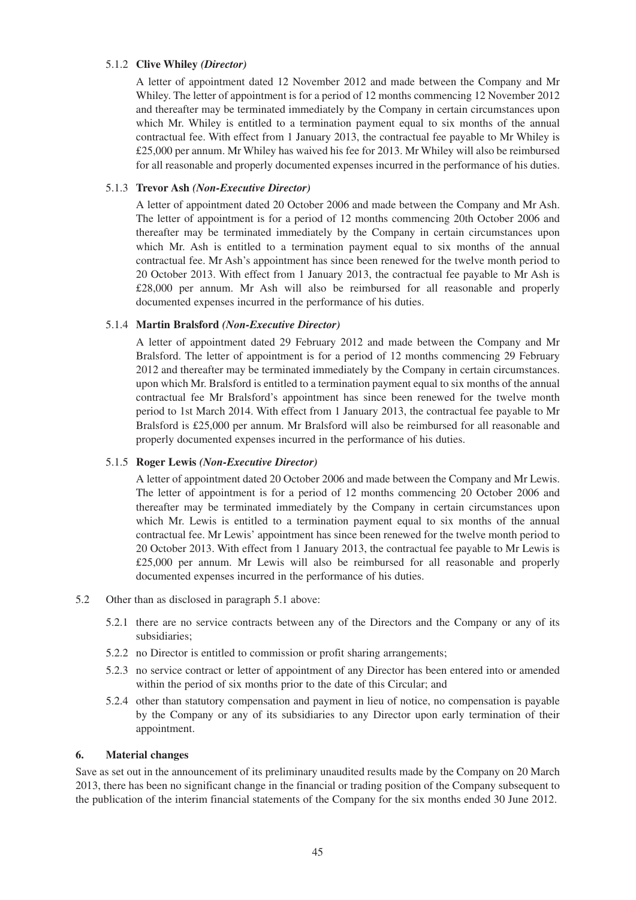5.1.2 **Clive Whiley** ***(Director)***

A letter of appointment dated 12 November 2012 and made between the Company and Mr Whiley. The letter of appointment is for a period of 12 months commencing 12 November 2012 and thereafter may be terminated immediately by the Company in certain circumstances upon which Mr. Whiley is entitled to a termination payment equal to six months of the annual contractual fee. With effect from 1 January 2013, the contractual fee payable to Mr Whiley is £25,000 per annum. Mr Whiley has waived his fee for 2013. Mr Whiley will also be reimbursed for all reasonable and properly documented expenses incurred in the performance of his duties.

5.1.3 **Trevor Ash** ***(Non-Executive Director)***

A letter of appointment dated 20 October 2006 and made between the Company and Mr Ash. The letter of appointment is for a period of 12 months commencing 20th October 2006 and thereafter may be terminated immediately by the Company in certain circumstances upon which Mr. Ash is entitled to a termination payment equal to six months of the annual contractual fee. Mr Ash's appointment has since been renewed for the twelve month period to 20 October 2013. With effect from 1 January 2013, the contractual fee payable to Mr Ash is £28,000 per annum. Mr Ash will also be reimbursed for all reasonable and properly documented expenses incurred in the performance of his duties.

5.1.4 **Martin Bralsford** ***(Non-Executive Director)***

A letter of appointment dated 29 February 2012 and made between the Company and Mr Bralsford. The letter of appointment is for a period of 12 months commencing 29 February 2012 and thereafter may be terminated immediately by the Company in certain circumstances. upon which Mr. Bralsford is entitled to a termination payment equal to six months of the annual contractual fee Mr Bralsford's appointment has since been renewed for the twelve month period to 1st March 2014. With effect from 1 January 2013, the contractual fee payable to Mr Bralsford is £25,000 per annum. Mr Bralsford will also be reimbursed for all reasonable and properly documented expenses incurred in the performance of his duties.

5.1.5 **Roger Lewis** ***(Non-Executive Director)***

A letter of appointment dated 20 October 2006 and made between the Company and Mr Lewis. The letter of appointment is for a period of 12 months commencing 20 October 2006 and thereafter may be terminated immediately by the Company in certain circumstances upon which Mr. Lewis is entitled to a termination payment equal to six months of the annual contractual fee. Mr Lewis' appointment has since been renewed for the twelve month period to 20 October 2013. With effect from 1 January 2013, the contractual fee payable to Mr Lewis is £25,000 per annum. Mr Lewis will also be reimbursed for all reasonable and properly documented expenses incurred in the performance of his duties.

5.2 Other than as disclosed in paragraph 5.1 above:

5.2.1 there are no service contracts between any of the Directors and the Company or any of its subsidiaries;

5.2.2 no Director is entitled to commission or profit sharing arrangements;

5.2.3 no service contract or letter of appointment of any Director has been entered into or amended within the period of six months prior to the date of this Circular; and

5.2.4 other than statutory compensation and payment in lieu of notice, no compensation is payable by the Company or any of its subsidiaries to any Director upon early termination of their appointment.

## 6. Material changes

Save as set out in the announcement of its preliminary unaudited results made by the Company on 20 March 2013, there has been no significant change in the financial or trading position of the Company subsequent to the publication of the interim financial statements of the Company for the six months ended 30 June 2012.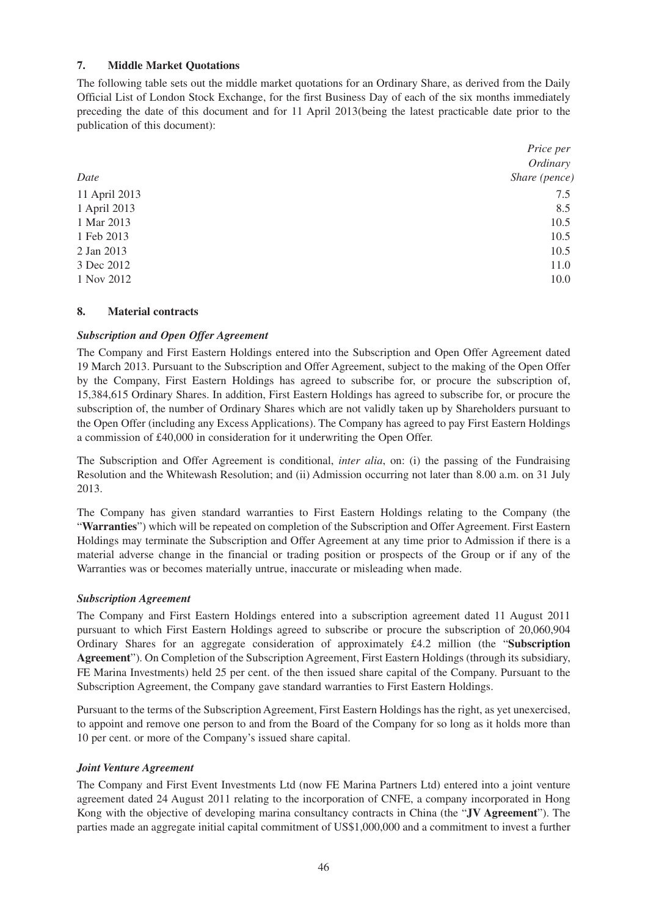## 7. Middle Market Quotations

The following table sets out the middle market quotations for an Ordinary Share, as derived from the Daily Official List of London Stock Exchange, for the first Business Day of each of the six months immediately preceding the date of this document and for 11 April 2013(being the latest practicable date prior to the publication of this document):

| *Date* | *Price per Ordinary Share (pence)* |
|---|---|
| 11 April 2013 | 7.5 |
| 1 April 2013 | 8.5 |
| 1 Mar 2013 | 10.5 |
| 1 Feb 2013 | 10.5 |
| 2 Jan 2013 | 10.5 |
| 3 Dec 2012 | 11.0 |
| 1 Nov 2012 | 10.0 |

## 8. Material contracts

### *Subscription and Open Offer Agreement*

The Company and First Eastern Holdings entered into the Subscription and Open Offer Agreement dated 19 March 2013. Pursuant to the Subscription and Offer Agreement, subject to the making of the Open Offer by the Company, First Eastern Holdings has agreed to subscribe for, or procure the subscription of, 15,384,615 Ordinary Shares. In addition, First Eastern Holdings has agreed to subscribe for, or procure the subscription of, the number of Ordinary Shares which are not validly taken up by Shareholders pursuant to the Open Offer (including any Excess Applications). The Company has agreed to pay First Eastern Holdings a commission of £40,000 in consideration for it underwriting the Open Offer.

The Subscription and Offer Agreement is conditional, *inter alia*, on: (i) the passing of the Fundraising Resolution and the Whitewash Resolution; and (ii) Admission occurring not later than 8.00 a.m. on 31 July 2013.

The Company has given standard warranties to First Eastern Holdings relating to the Company (the "**Warranties**") which will be repeated on completion of the Subscription and Offer Agreement. First Eastern Holdings may terminate the Subscription and Offer Agreement at any time prior to Admission if there is a material adverse change in the financial or trading position or prospects of the Group or if any of the Warranties was or becomes materially untrue, inaccurate or misleading when made.

### *Subscription Agreement*

The Company and First Eastern Holdings entered into a subscription agreement dated 11 August 2011 pursuant to which First Eastern Holdings agreed to subscribe or procure the subscription of 20,060,904 Ordinary Shares for an aggregate consideration of approximately £4.2 million (the "**Subscription Agreement**"). On Completion of the Subscription Agreement, First Eastern Holdings (through its subsidiary, FE Marina Investments) held 25 per cent. of the then issued share capital of the Company. Pursuant to the Subscription Agreement, the Company gave standard warranties to First Eastern Holdings.

Pursuant to the terms of the Subscription Agreement, First Eastern Holdings has the right, as yet unexercised, to appoint and remove one person to and from the Board of the Company for so long as it holds more than 10 per cent. or more of the Company's issued share capital.

### *Joint Venture Agreement*

The Company and First Event Investments Ltd (now FE Marina Partners Ltd) entered into a joint venture agreement dated 24 August 2011 relating to the incorporation of CNFE, a company incorporated in Hong Kong with the objective of developing marina consultancy contracts in China (the "**JV Agreement**"). The parties made an aggregate initial capital commitment of US$1,000,000 and a commitment to invest a further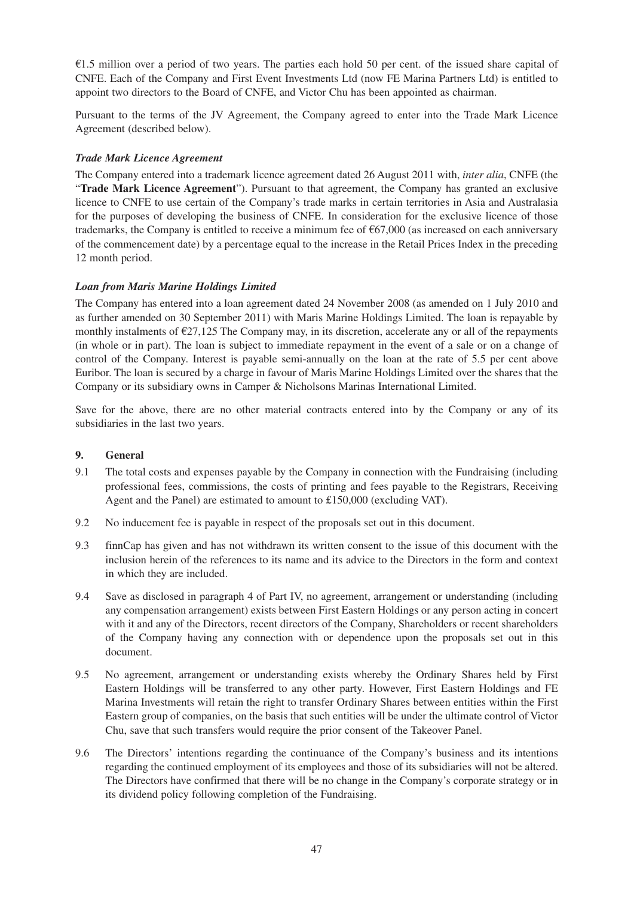€1.5 million over a period of two years. The parties each hold 50 per cent. of the issued share capital of CNFE. Each of the Company and First Event Investments Ltd (now FE Marina Partners Ltd) is entitled to appoint two directors to the Board of CNFE, and Victor Chu has been appointed as chairman.

Pursuant to the terms of the JV Agreement, the Company agreed to enter into the Trade Mark Licence Agreement (described below).

***Trade Mark Licence Agreement***

The Company entered into a trademark licence agreement dated 26 August 2011 with, *inter alia*, CNFE (the "**Trade Mark Licence Agreement**"). Pursuant to that agreement, the Company has granted an exclusive licence to CNFE to use certain of the Company's trade marks in certain territories in Asia and Australasia for the purposes of developing the business of CNFE. In consideration for the exclusive licence of those trademarks, the Company is entitled to receive a minimum fee of €67,000 (as increased on each anniversary of the commencement date) by a percentage equal to the increase in the Retail Prices Index in the preceding 12 month period.

***Loan from Maris Marine Holdings Limited***

The Company has entered into a loan agreement dated 24 November 2008 (as amended on 1 July 2010 and as further amended on 30 September 2011) with Maris Marine Holdings Limited. The loan is repayable by monthly instalments of €27,125 The Company may, in its discretion, accelerate any or all of the repayments (in whole or in part). The loan is subject to immediate repayment in the event of a sale or on a change of control of the Company. Interest is payable semi-annually on the loan at the rate of 5.5 per cent above Euribor. The loan is secured by a charge in favour of Maris Marine Holdings Limited over the shares that the Company or its subsidiary owns in Camper & Nicholsons Marinas International Limited.

Save for the above, there are no other material contracts entered into by the Company or any of its subsidiaries in the last two years.

## 9. General

9.1 The total costs and expenses payable by the Company in connection with the Fundraising (including professional fees, commissions, the costs of printing and fees payable to the Registrars, Receiving Agent and the Panel) are estimated to amount to £150,000 (excluding VAT).

9.2 No inducement fee is payable in respect of the proposals set out in this document.

9.3 finnCap has given and has not withdrawn its written consent to the issue of this document with the inclusion herein of the references to its name and its advice to the Directors in the form and context in which they are included.

9.4 Save as disclosed in paragraph 4 of Part IV, no agreement, arrangement or understanding (including any compensation arrangement) exists between First Eastern Holdings or any person acting in concert with it and any of the Directors, recent directors of the Company, Shareholders or recent shareholders of the Company having any connection with or dependence upon the proposals set out in this document.

9.5 No agreement, arrangement or understanding exists whereby the Ordinary Shares held by First Eastern Holdings will be transferred to any other party. However, First Eastern Holdings and FE Marina Investments will retain the right to transfer Ordinary Shares between entities within the First Eastern group of companies, on the basis that such entities will be under the ultimate control of Victor Chu, save that such transfers would require the prior consent of the Takeover Panel.

9.6 The Directors' intentions regarding the continuance of the Company's business and its intentions regarding the continued employment of its employees and those of its subsidiaries will not be altered. The Directors have confirmed that there will be no change in the Company's corporate strategy or in its dividend policy following completion of the Fundraising.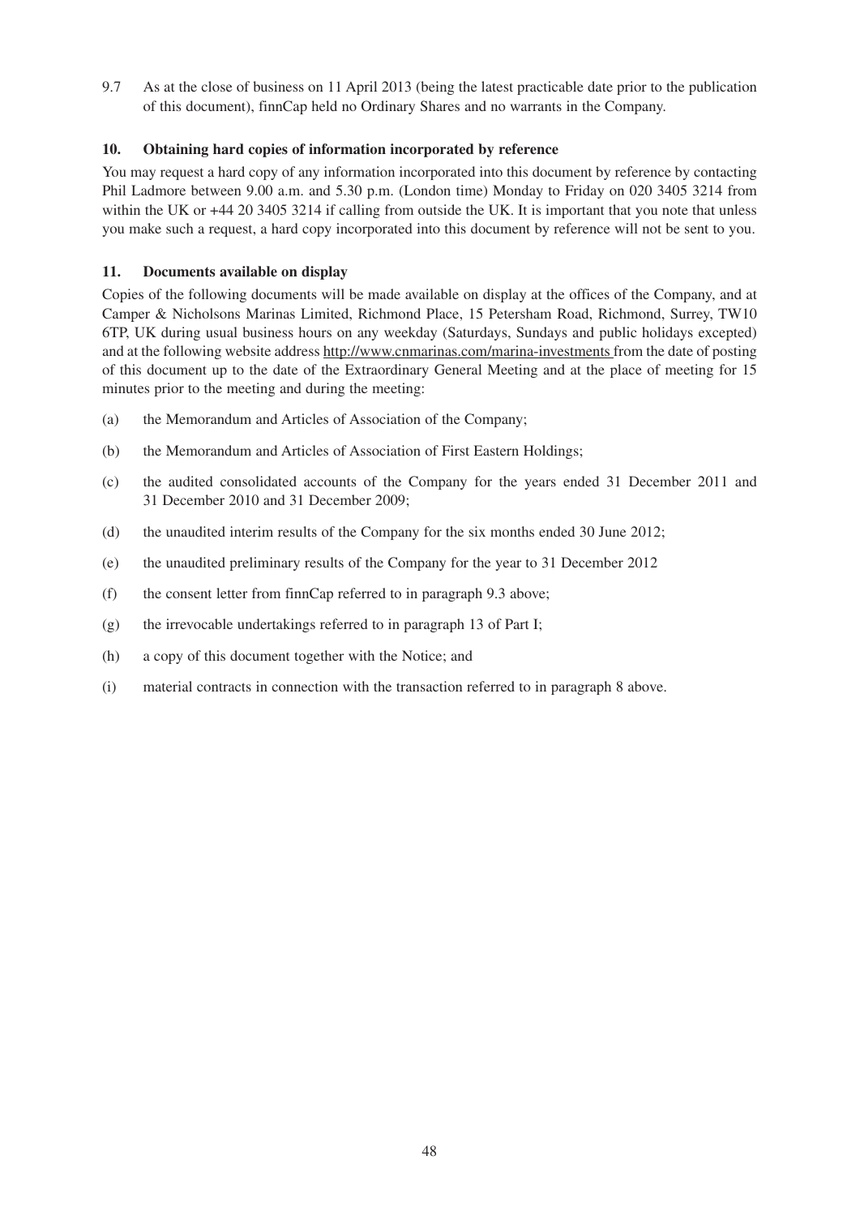9.7 As at the close of business on 11 April 2013 (being the latest practicable date prior to the publication of this document), finnCap held no Ordinary Shares and no warrants in the Company.

## 10. Obtaining hard copies of information incorporated by reference

You may request a hard copy of any information incorporated into this document by reference by contacting Phil Ladmore between 9.00 a.m. and 5.30 p.m. (London time) Monday to Friday on 020 3405 3214 from within the UK or +44 20 3405 3214 if calling from outside the UK. It is important that you note that unless you make such a request, a hard copy incorporated into this document by reference will not be sent to you.

## 11. Documents available on display

Copies of the following documents will be made available on display at the offices of the Company, and at Camper & Nicholsons Marinas Limited, Richmond Place, 15 Petersham Road, Richmond, Surrey, TW10 6TP, UK during usual business hours on any weekday (Saturdays, Sundays and public holidays excepted) and at the following website address http://www.cnmarinas.com/marina-investments from the date of posting of this document up to the date of the Extraordinary General Meeting and at the place of meeting for 15 minutes prior to the meeting and during the meeting:

(a) the Memorandum and Articles of Association of the Company;

(b) the Memorandum and Articles of Association of First Eastern Holdings;

(c) the audited consolidated accounts of the Company for the years ended 31 December 2011 and 31 December 2010 and 31 December 2009;

(d) the unaudited interim results of the Company for the six months ended 30 June 2012;

(e) the unaudited preliminary results of the Company for the year to 31 December 2012

(f) the consent letter from finnCap referred to in paragraph 9.3 above;

(g) the irrevocable undertakings referred to in paragraph 13 of Part I;

(h) a copy of this document together with the Notice; and

(i) material contracts in connection with the transaction referred to in paragraph 8 above.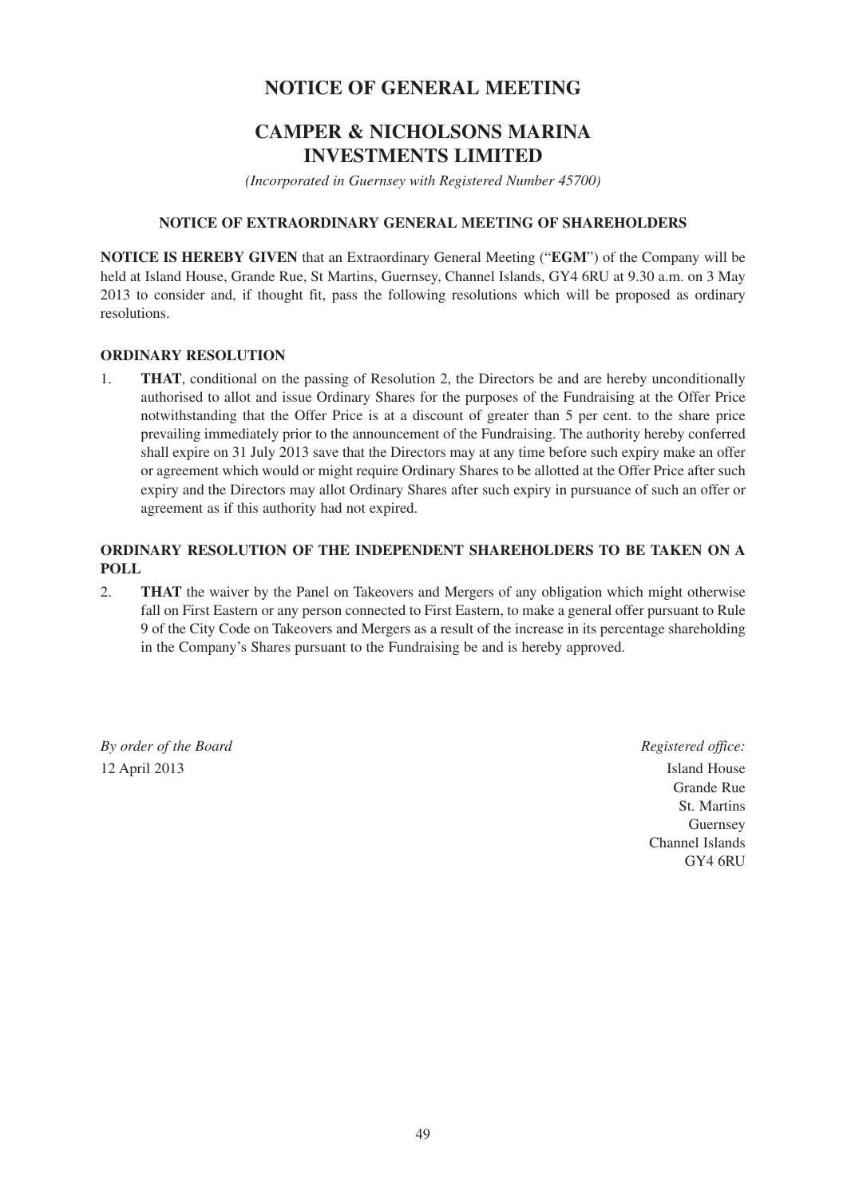# NOTICE OF GENERAL MEETING

## CAMPER & NICHOLSONS MARINA INVESTMENTS LIMITED

*(Incorporated in Guernsey with Registered Number 45700)*

### NOTICE OF EXTRAORDINARY GENERAL MEETING OF SHAREHOLDERS

**NOTICE IS HEREBY GIVEN** that an Extraordinary General Meeting ("**EGM**") of the Company will be held at Island House, Grande Rue, St Martins, Guernsey, Channel Islands, GY4 6RU at 9.30 a.m. on 3 May 2013 to consider and, if thought fit, pass the following resolutions which will be proposed as ordinary resolutions.

### ORDINARY RESOLUTION

1. **THAT**, conditional on the passing of Resolution 2, the Directors be and are hereby unconditionally authorised to allot and issue Ordinary Shares for the purposes of the Fundraising at the Offer Price notwithstanding that the Offer Price is at a discount of greater than 5 per cent. to the share price prevailing immediately prior to the announcement of the Fundraising. The authority hereby conferred shall expire on 31 July 2013 save that the Directors may at any time before such expiry make an offer or agreement which would or might require Ordinary Shares to be allotted at the Offer Price after such expiry and the Directors may allot Ordinary Shares after such expiry in pursuance of such an offer or agreement as if this authority had not expired.

### ORDINARY RESOLUTION OF THE INDEPENDENT SHAREHOLDERS TO BE TAKEN ON A POLL

2. **THAT** the waiver by the Panel on Takeovers and Mergers of any obligation which might otherwise fall on First Eastern or any person connected to First Eastern, to make a general offer pursuant to Rule 9 of the City Code on Takeovers and Mergers as a result of the increase in its percentage shareholding in the Company's Shares pursuant to the Fundraising be and is hereby approved.

*By order of the Board*
12 April 2013

*Registered office:*
Island House
Grande Rue
St. Martins
Guernsey
Channel Islands
GY4 6RU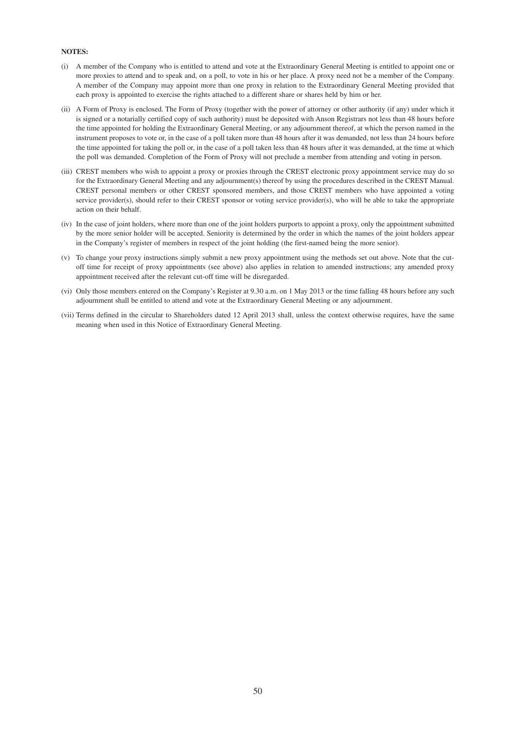**NOTES:**

(i) A member of the Company who is entitled to attend and vote at the Extraordinary General Meeting is entitled to appoint one or more proxies to attend and to speak and, on a poll, to vote in his or her place. A proxy need not be a member of the Company. A member of the Company may appoint more than one proxy in relation to the Extraordinary General Meeting provided that each proxy is appointed to exercise the rights attached to a different share or shares held by him or her.

(ii) A Form of Proxy is enclosed. The Form of Proxy (together with the power of attorney or other authority (if any) under which it is signed or a notarially certified copy of such authority) must be deposited with Anson Registrars not less than 48 hours before the time appointed for holding the Extraordinary General Meeting, or any adjournment thereof, at which the person named in the instrument proposes to vote or, in the case of a poll taken more than 48 hours after it was demanded, not less than 24 hours before the time appointed for taking the poll or, in the case of a poll taken less than 48 hours after it was demanded, at the time at which the poll was demanded. Completion of the Form of Proxy will not preclude a member from attending and voting in person.

(iii) CREST members who wish to appoint a proxy or proxies through the CREST electronic proxy appointment service may do so for the Extraordinary General Meeting and any adjournment(s) thereof by using the procedures described in the CREST Manual. CREST personal members or other CREST sponsored members, and those CREST members who have appointed a voting service provider(s), should refer to their CREST sponsor or voting service provider(s), who will be able to take the appropriate action on their behalf.

(iv) In the case of joint holders, where more than one of the joint holders purports to appoint a proxy, only the appointment submitted by the more senior holder will be accepted. Seniority is determined by the order in which the names of the joint holders appear in the Company's register of members in respect of the joint holding (the first-named being the more senior).

(v) To change your proxy instructions simply submit a new proxy appointment using the methods set out above. Note that the cut-off time for receipt of proxy appointments (see above) also applies in relation to amended instructions; any amended proxy appointment received after the relevant cut-off time will be disregarded.

(vi) Only those members entered on the Company's Register at 9.30 a.m. on 1 May 2013 or the time falling 48 hours before any such adjournment shall be entitled to attend and vote at the Extraordinary General Meeting or any adjournment.

(vii) Terms defined in the circular to Shareholders dated 12 April 2013 shall, unless the context otherwise requires, have the same meaning when used in this Notice of Extraordinary General Meeting.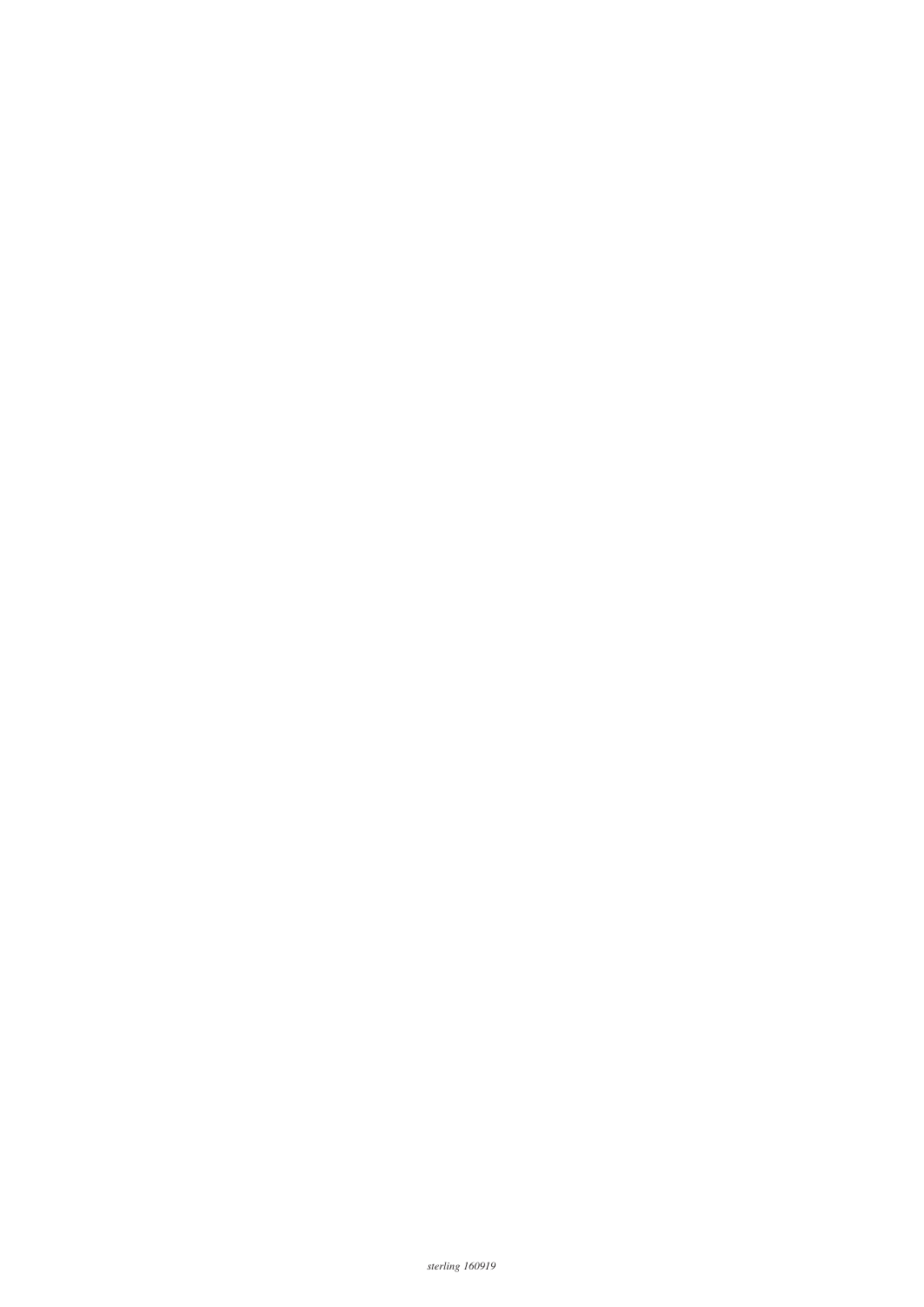*sterling 160919*